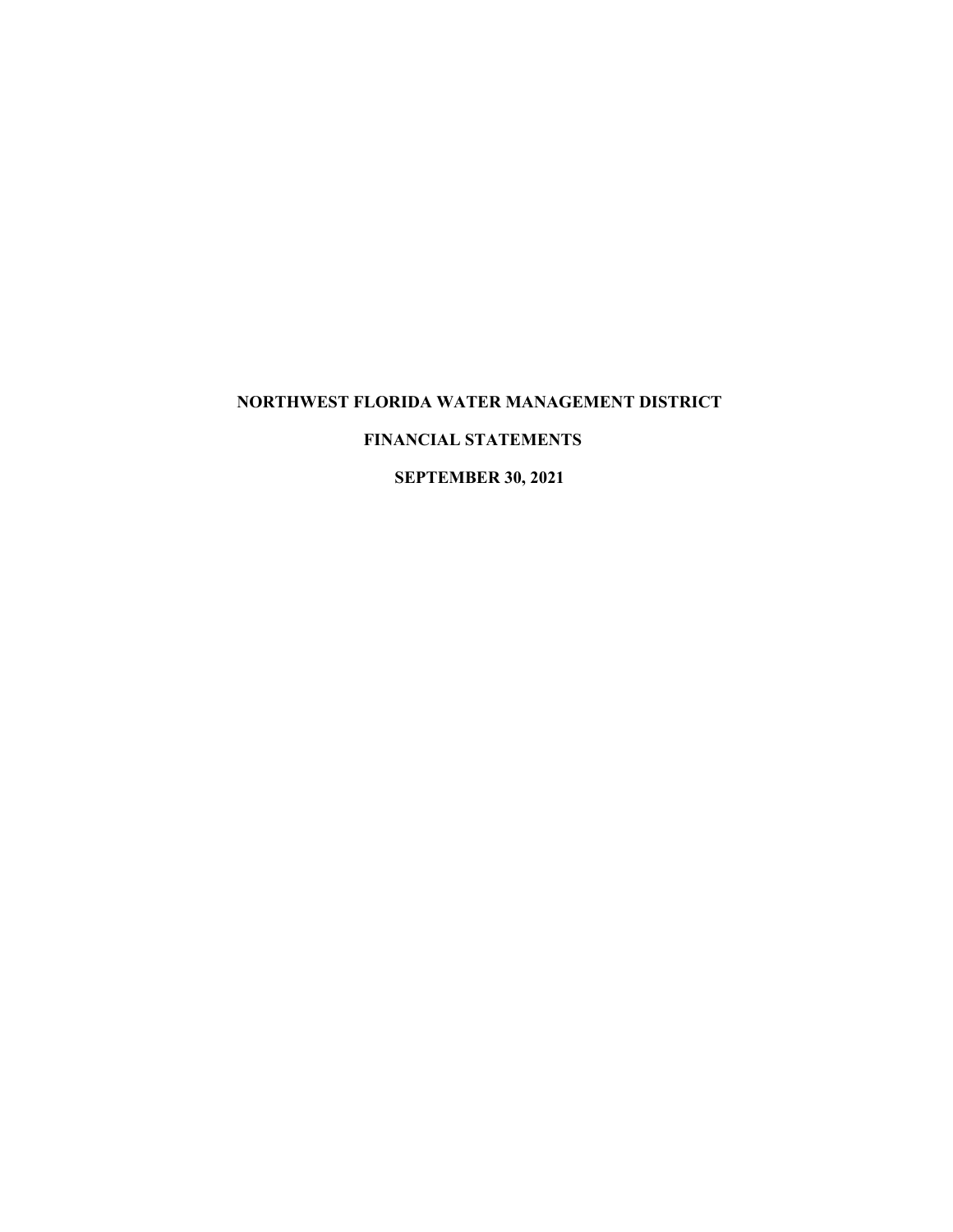# NORTHWEST FLORIDA WATER MANAGEMENT DISTRICT

## FINANCIAL STATEMENTS

## SEPTEMBER 30, 2021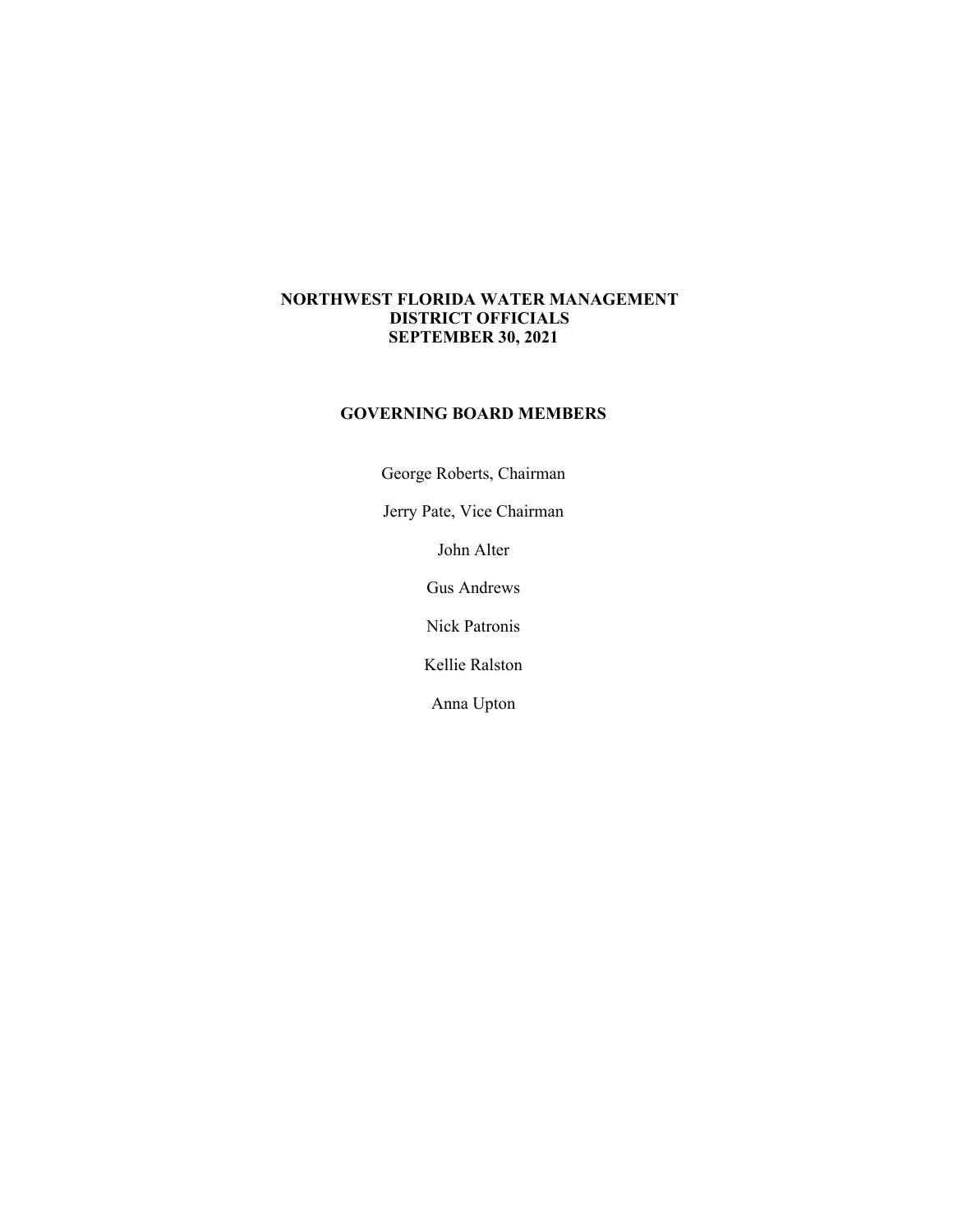# NORTHWEST FLORIDA WATER MANAGEMENT DISTRICT OFFICIALS SEPTEMBER 30, 2021

## GOVERNING BOARD MEMBERS

George Roberts, Chairman

Jerry Pate, Vice Chairman

John Alter

Gus Andrews

Nick Patronis

Kellie Ralston

Anna Upton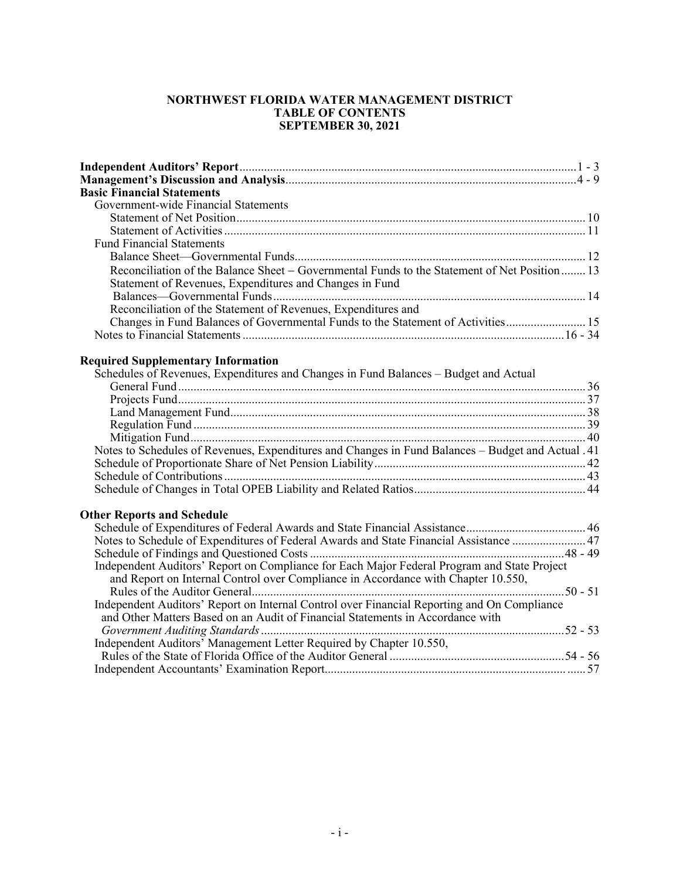# NORTHWEST FLORIDA WATER MANAGEMENT DISTRICT
## TABLE OF CONTENTS
## SEPTEMBER 30, 2021

| | |
|---|---|
| **Independent Auditors' Report** | 1 - 3 |
| **Management's Discussion and Analysis** | 4 - 9 |
| **Basic Financial Statements** | |
| Government-wide Financial Statements | |
| Statement of Net Position | 10 |
| Statement of Activities | 11 |
| Fund Financial Statements | |
| Balance Sheet—Governmental Funds | 12 |
| Reconciliation of the Balance Sheet – Governmental Funds to the Statement of Net Position | 13 |
| Statement of Revenues, Expenditures and Changes in Fund Balances—Governmental Funds | 14 |
| Reconciliation of the Statement of Revenues, Expenditures and Changes in Fund Balances of Governmental Funds to the Statement of Activities | 15 |
| Notes to Financial Statements | 16 - 34 |
| **Required Supplementary Information** | |
| Schedules of Revenues, Expenditures and Changes in Fund Balances – Budget and Actual | |
| General Fund | 36 |
| Projects Fund | 37 |
| Land Management Fund | 38 |
| Regulation Fund | 39 |
| Mitigation Fund | 40 |
| Notes to Schedules of Revenues, Expenditures and Changes in Fund Balances – Budget and Actual | 41 |
| Schedule of Proportionate Share of Net Pension Liability | 42 |
| Schedule of Contributions | 43 |
| Schedule of Changes in Total OPEB Liability and Related Ratios | 44 |
| **Other Reports and Schedule** | |
| Schedule of Expenditures of Federal Awards and State Financial Assistance | 46 |
| Notes to Schedule of Expenditures of Federal Awards and State Financial Assistance | 47 |
| Schedule of Findings and Questioned Costs | 48 - 49 |
| Independent Auditors' Report on Compliance for Each Major Federal Program and State Project and Report on Internal Control over Compliance in Accordance with Chapter 10.550, Rules of the Auditor General | 50 - 51 |
| Independent Auditors' Report on Internal Control over Financial Reporting and On Compliance and Other Matters Based on an Audit of Financial Statements in Accordance with *Government Auditing Standards* | 52 - 53 |
| Independent Auditors' Management Letter Required by Chapter 10.550, Rules of the State of Florida Office of the Auditor General | 54 - 56 |
| Independent Accountants' Examination Report | 57 |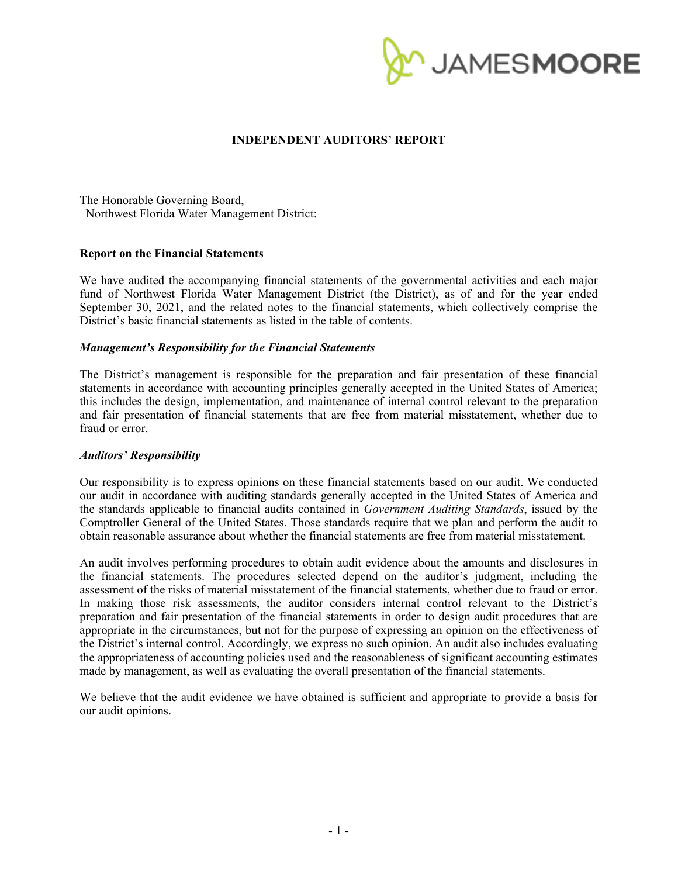# INDEPENDENT AUDITORS' REPORT

The Honorable Governing Board,
Northwest Florida Water Management District:

## Report on the Financial Statements

We have audited the accompanying financial statements of the governmental activities and each major fund of Northwest Florida Water Management District (the District), as of and for the year ended September 30, 2021, and the related notes to the financial statements, which collectively comprise the District's basic financial statements as listed in the table of contents.

### *Management's Responsibility for the Financial Statements*

The District's management is responsible for the preparation and fair presentation of these financial statements in accordance with accounting principles generally accepted in the United States of America; this includes the design, implementation, and maintenance of internal control relevant to the preparation and fair presentation of financial statements that are free from material misstatement, whether due to fraud or error.

### *Auditors' Responsibility*

Our responsibility is to express opinions on these financial statements based on our audit. We conducted our audit in accordance with auditing standards generally accepted in the United States of America and the standards applicable to financial audits contained in *Government Auditing Standards*, issued by the Comptroller General of the United States. Those standards require that we plan and perform the audit to obtain reasonable assurance about whether the financial statements are free from material misstatement.

An audit involves performing procedures to obtain audit evidence about the amounts and disclosures in the financial statements. The procedures selected depend on the auditor's judgment, including the assessment of the risks of material misstatement of the financial statements, whether due to fraud or error. In making those risk assessments, the auditor considers internal control relevant to the District's preparation and fair presentation of the financial statements in order to design audit procedures that are appropriate in the circumstances, but not for the purpose of expressing an opinion on the effectiveness of the District's internal control. Accordingly, we express no such opinion. An audit also includes evaluating the appropriateness of accounting policies used and the reasonableness of significant accounting estimates made by management, as well as evaluating the overall presentation of the financial statements.

We believe that the audit evidence we have obtained is sufficient and appropriate to provide a basis for our audit opinions.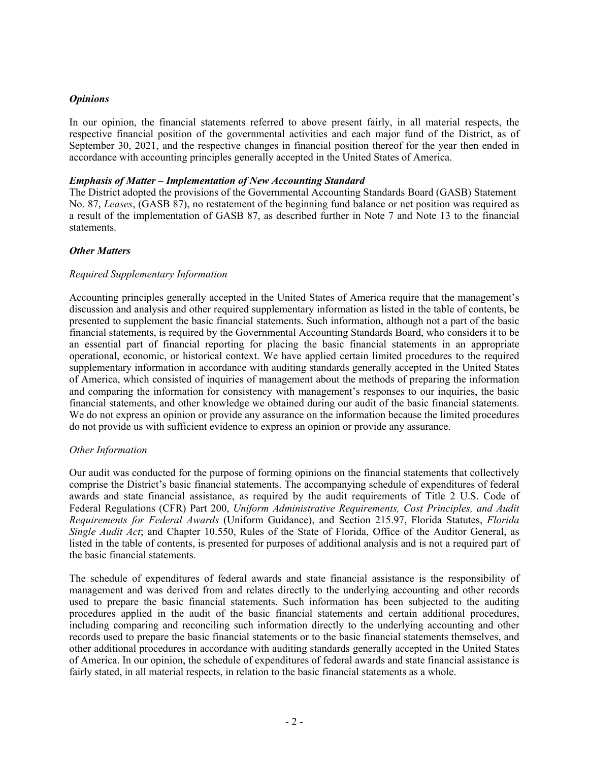### *Opinions*

In our opinion, the financial statements referred to above present fairly, in all material respects, the respective financial position of the governmental activities and each major fund of the District, as of September 30, 2021, and the respective changes in financial position thereof for the year then ended in accordance with accounting principles generally accepted in the United States of America.

### *Emphasis of Matter – Implementation of New Accounting Standard*

The District adopted the provisions of the Governmental Accounting Standards Board (GASB) Statement No. 87, *Leases*, (GASB 87), no restatement of the beginning fund balance or net position was required as a result of the implementation of GASB 87, as described further in Note 7 and Note 13 to the financial statements.

### *Other Matters*

*Required Supplementary Information*

Accounting principles generally accepted in the United States of America require that the management's discussion and analysis and other required supplementary information as listed in the table of contents, be presented to supplement the basic financial statements. Such information, although not a part of the basic financial statements, is required by the Governmental Accounting Standards Board, who considers it to be an essential part of financial reporting for placing the basic financial statements in an appropriate operational, economic, or historical context. We have applied certain limited procedures to the required supplementary information in accordance with auditing standards generally accepted in the United States of America, which consisted of inquiries of management about the methods of preparing the information and comparing the information for consistency with management's responses to our inquiries, the basic financial statements, and other knowledge we obtained during our audit of the basic financial statements. We do not express an opinion or provide any assurance on the information because the limited procedures do not provide us with sufficient evidence to express an opinion or provide any assurance.

*Other Information*

Our audit was conducted for the purpose of forming opinions on the financial statements that collectively comprise the District's basic financial statements. The accompanying schedule of expenditures of federal awards and state financial assistance, as required by the audit requirements of Title 2 U.S. Code of Federal Regulations (CFR) Part 200, *Uniform Administrative Requirements, Cost Principles, and Audit Requirements for Federal Awards* (Uniform Guidance), and Section 215.97, Florida Statutes, *Florida Single Audit Act*; and Chapter 10.550, Rules of the State of Florida, Office of the Auditor General, as listed in the table of contents, is presented for purposes of additional analysis and is not a required part of the basic financial statements.

The schedule of expenditures of federal awards and state financial assistance is the responsibility of management and was derived from and relates directly to the underlying accounting and other records used to prepare the basic financial statements. Such information has been subjected to the auditing procedures applied in the audit of the basic financial statements and certain additional procedures, including comparing and reconciling such information directly to the underlying accounting and other records used to prepare the basic financial statements or to the basic financial statements themselves, and other additional procedures in accordance with auditing standards generally accepted in the United States of America. In our opinion, the schedule of expenditures of federal awards and state financial assistance is fairly stated, in all material respects, in relation to the basic financial statements as a whole.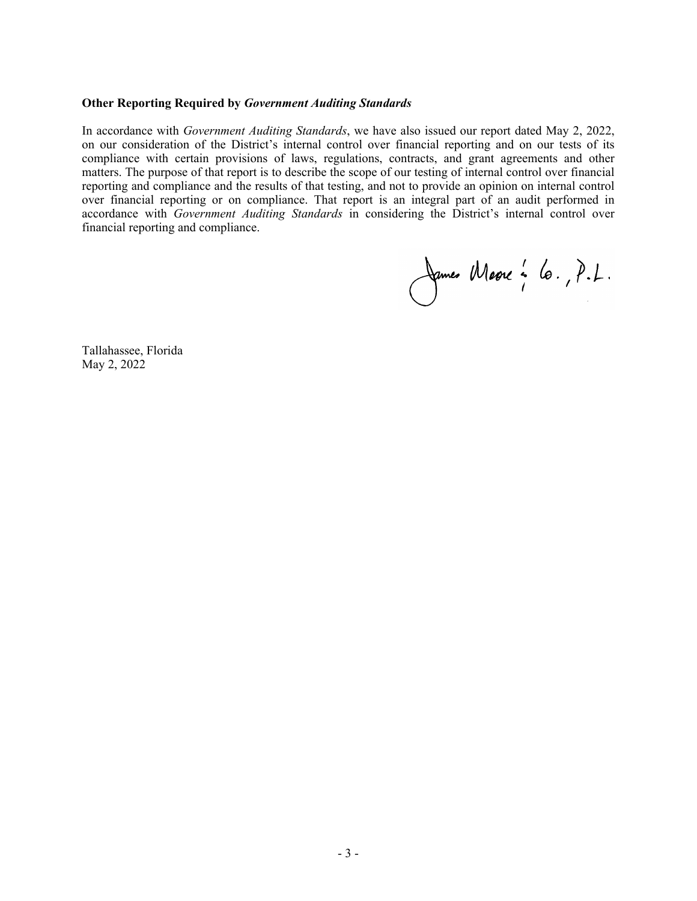**Other Reporting Required by *Government Auditing Standards***

In accordance with *Government Auditing Standards*, we have also issued our report dated May 2, 2022, on our consideration of the District's internal control over financial reporting and on our tests of its compliance with certain provisions of laws, regulations, contracts, and grant agreements and other matters. The purpose of that report is to describe the scope of our testing of internal control over financial reporting and compliance and the results of that testing, and not to provide an opinion on internal control over financial reporting or on compliance. That report is an integral part of an audit performed in accordance with *Government Auditing Standards* in considering the District's internal control over financial reporting and compliance.

James Moore & Co., P.L.

Tallahassee, Florida
May 2, 2022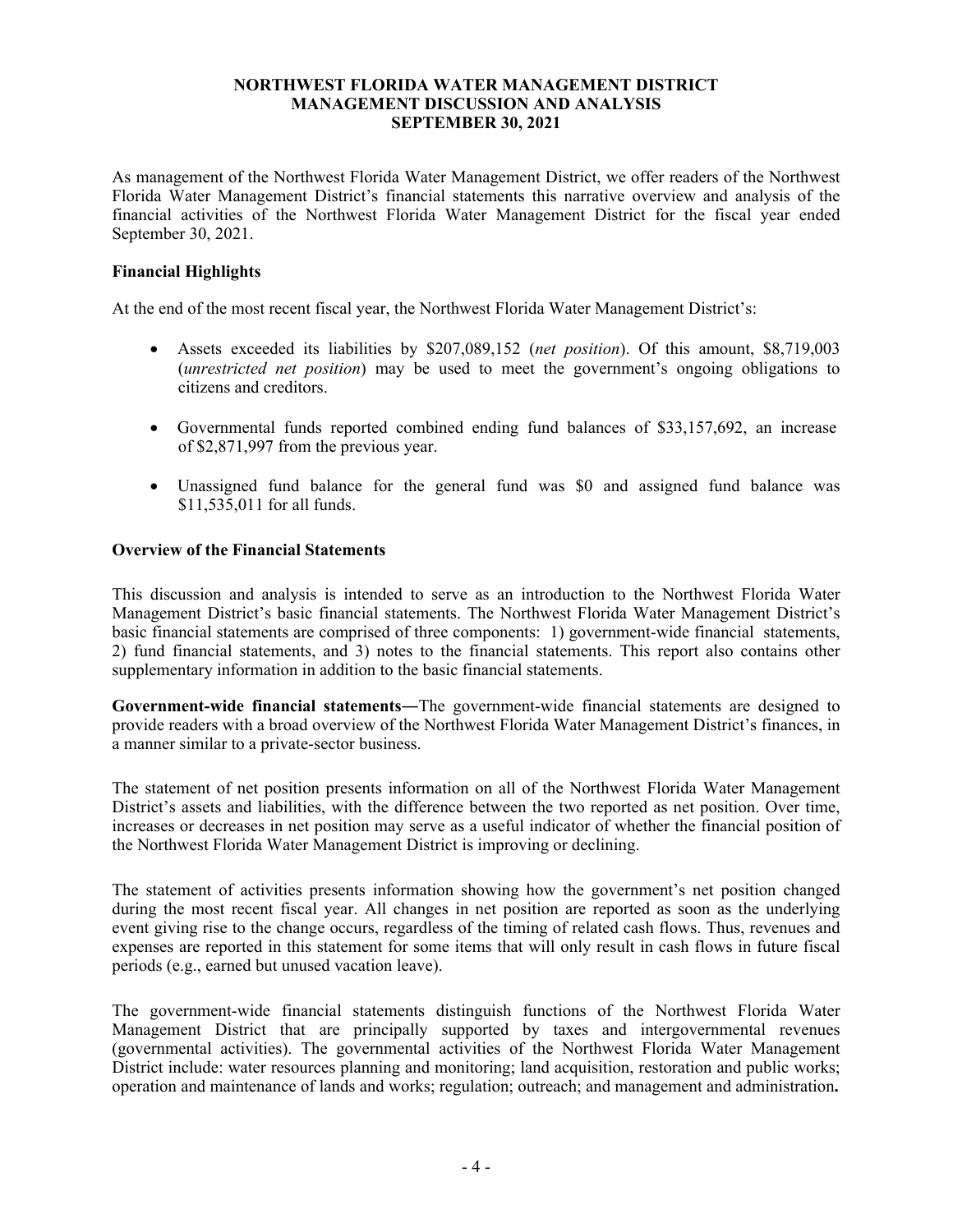# NORTHWEST FLORIDA WATER MANAGEMENT DISTRICT
## MANAGEMENT DISCUSSION AND ANALYSIS
## SEPTEMBER 30, 2021

As management of the Northwest Florida Water Management District, we offer readers of the Northwest Florida Water Management District's financial statements this narrative overview and analysis of the financial activities of the Northwest Florida Water Management District for the fiscal year ended September 30, 2021.

### Financial Highlights

At the end of the most recent fiscal year, the Northwest Florida Water Management District's:

- Assets exceeded its liabilities by $207,089,152 (*net position*). Of this amount, $8,719,003 (*unrestricted net position*) may be used to meet the government's ongoing obligations to citizens and creditors.
- Governmental funds reported combined ending fund balances of $33,157,692, an increase of $2,871,997 from the previous year.
- Unassigned fund balance for the general fund was $0 and assigned fund balance was $11,535,011 for all funds.

### Overview of the Financial Statements

This discussion and analysis is intended to serve as an introduction to the Northwest Florida Water Management District's basic financial statements. The Northwest Florida Water Management District's basic financial statements are comprised of three components: 1) government-wide financial statements, 2) fund financial statements, and 3) notes to the financial statements. This report also contains other supplementary information in addition to the basic financial statements.

**Government-wide financial statements―**The government-wide financial statements are designed to provide readers with a broad overview of the Northwest Florida Water Management District's finances, in a manner similar to a private-sector business.

The statement of net position presents information on all of the Northwest Florida Water Management District's assets and liabilities, with the difference between the two reported as net position. Over time, increases or decreases in net position may serve as a useful indicator of whether the financial position of the Northwest Florida Water Management District is improving or declining.

The statement of activities presents information showing how the government's net position changed during the most recent fiscal year. All changes in net position are reported as soon as the underlying event giving rise to the change occurs, regardless of the timing of related cash flows. Thus, revenues and expenses are reported in this statement for some items that will only result in cash flows in future fiscal periods (e.g., earned but unused vacation leave).

The government-wide financial statements distinguish functions of the Northwest Florida Water Management District that are principally supported by taxes and intergovernmental revenues (governmental activities). The governmental activities of the Northwest Florida Water Management District include: water resources planning and monitoring; land acquisition, restoration and public works; operation and maintenance of lands and works; regulation; outreach; and management and administration**.**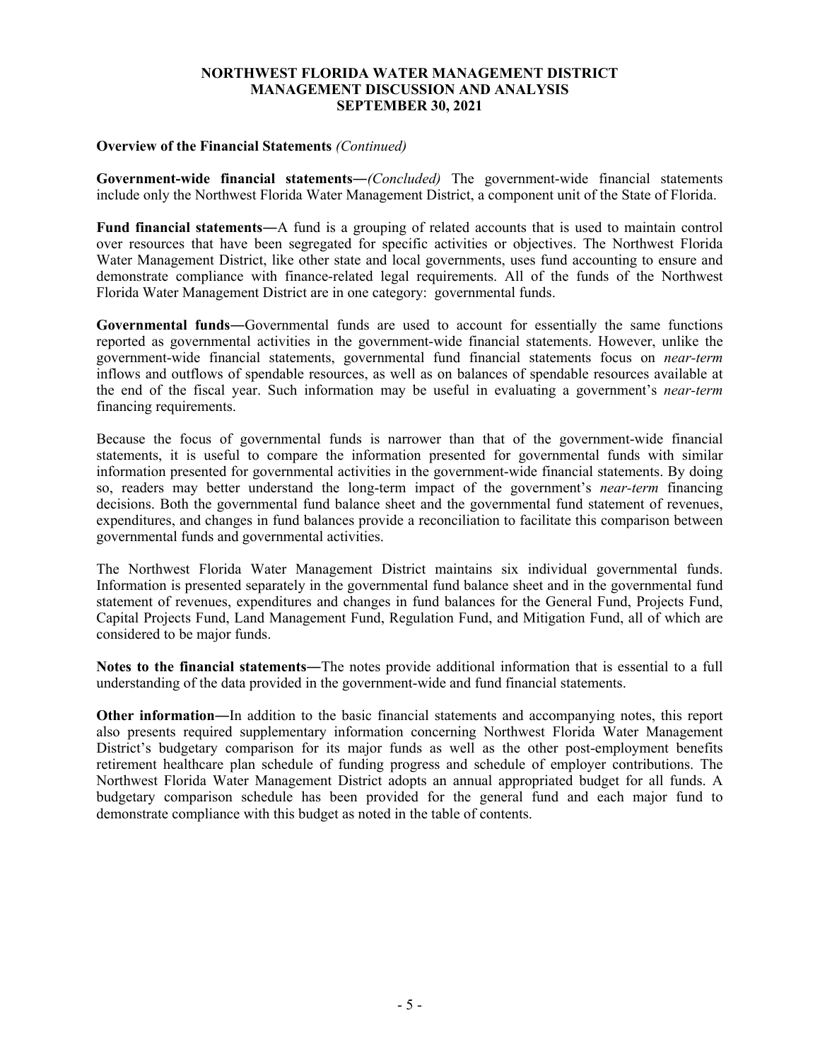**Overview of the Financial Statements** *(Continued)*

**Government-wide financial statements―***(Concluded)* The government-wide financial statements include only the Northwest Florida Water Management District, a component unit of the State of Florida.

**Fund financial statements―**A fund is a grouping of related accounts that is used to maintain control over resources that have been segregated for specific activities or objectives. The Northwest Florida Water Management District, like other state and local governments, uses fund accounting to ensure and demonstrate compliance with finance-related legal requirements. All of the funds of the Northwest Florida Water Management District are in one category: governmental funds.

**Governmental funds―**Governmental funds are used to account for essentially the same functions reported as governmental activities in the government-wide financial statements. However, unlike the government-wide financial statements, governmental fund financial statements focus on *near-term* inflows and outflows of spendable resources, as well as on balances of spendable resources available at the end of the fiscal year. Such information may be useful in evaluating a government's *near-term* financing requirements.

Because the focus of governmental funds is narrower than that of the government-wide financial statements, it is useful to compare the information presented for governmental funds with similar information presented for governmental activities in the government-wide financial statements. By doing so, readers may better understand the long-term impact of the government's *near-term* financing decisions. Both the governmental fund balance sheet and the governmental fund statement of revenues, expenditures, and changes in fund balances provide a reconciliation to facilitate this comparison between governmental funds and governmental activities.

The Northwest Florida Water Management District maintains six individual governmental funds. Information is presented separately in the governmental fund balance sheet and in the governmental fund statement of revenues, expenditures and changes in fund balances for the General Fund, Projects Fund, Capital Projects Fund, Land Management Fund, Regulation Fund, and Mitigation Fund, all of which are considered to be major funds.

**Notes to the financial statements―**The notes provide additional information that is essential to a full understanding of the data provided in the government-wide and fund financial statements.

**Other information―**In addition to the basic financial statements and accompanying notes, this report also presents required supplementary information concerning Northwest Florida Water Management District's budgetary comparison for its major funds as well as the other post-employment benefits retirement healthcare plan schedule of funding progress and schedule of employer contributions. The Northwest Florida Water Management District adopts an annual appropriated budget for all funds. A budgetary comparison schedule has been provided for the general fund and each major fund to demonstrate compliance with this budget as noted in the table of contents.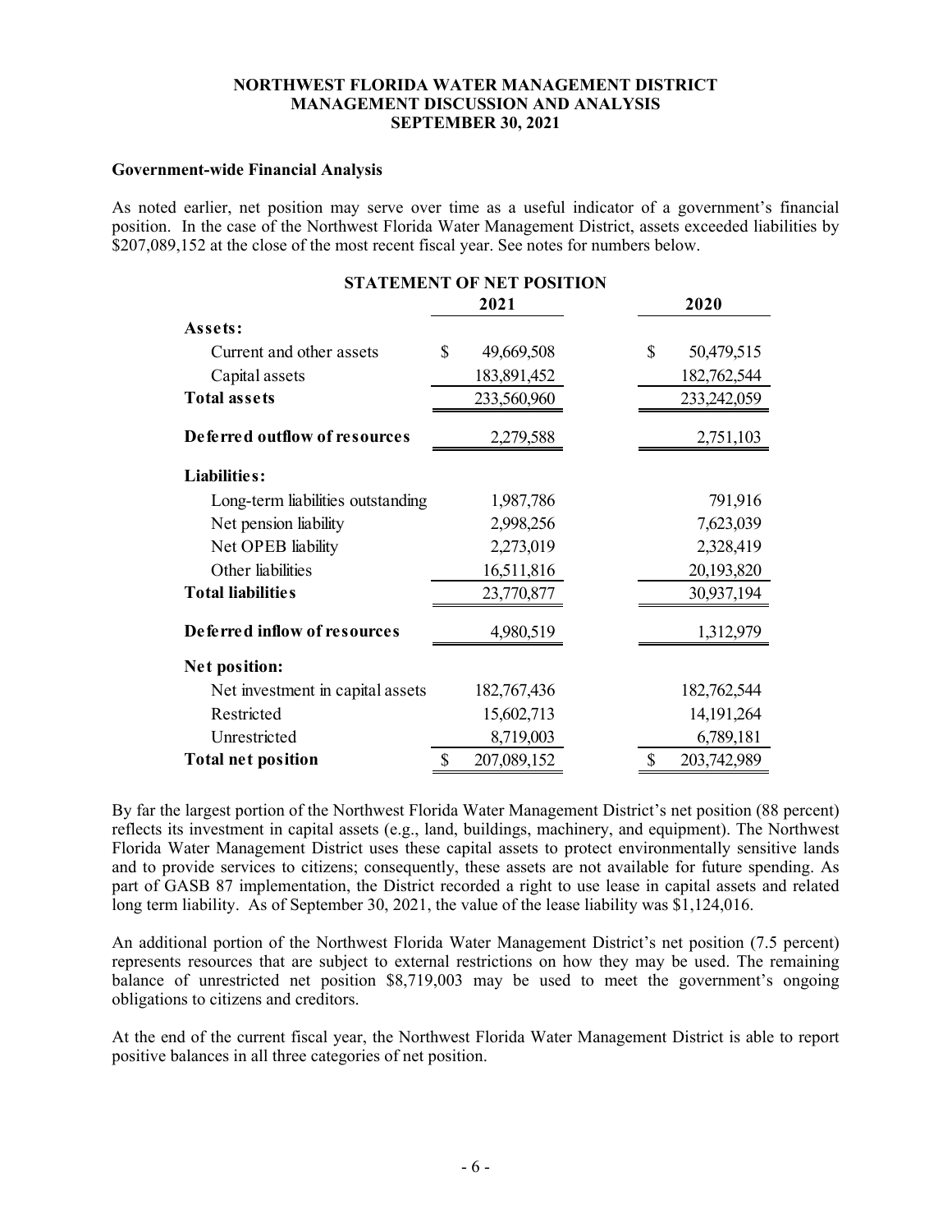**NORTHWEST FLORIDA WATER MANAGEMENT DISTRICT**
**MANAGEMENT DISCUSSION AND ANALYSIS**
**SEPTEMBER 30, 2021**

**Government-wide Financial Analysis**

As noted earlier, net position may serve over time as a useful indicator of a government's financial position. In the case of the Northwest Florida Water Management District, assets exceeded liabilities by $207,089,152 at the close of the most recent fiscal year. See notes for numbers below.

**STATEMENT OF NET POSITION**

| | 2021 | 2020 |
|---|---|---|
| **Assets:** | | |
| Current and other assets | $ 49,669,508 | $ 50,479,515 |
| Capital assets | 183,891,452 | 182,762,544 |
| **Total assets** | 233,560,960 | 233,242,059 |
| **Deferred outflow of resources** | 2,279,588 | 2,751,103 |
| **Liabilities:** | | |
| Long-term liabilities outstanding | 1,987,786 | 791,916 |
| Net pension liability | 2,998,256 | 7,623,039 |
| Net OPEB liability | 2,273,019 | 2,328,419 |
| Other liabilities | 16,511,816 | 20,193,820 |
| **Total liabilities** | 23,770,877 | 30,937,194 |
| **Deferred inflow of resources** | 4,980,519 | 1,312,979 |
| **Net position:** | | |
| Net investment in capital assets | 182,767,436 | 182,762,544 |
| Restricted | 15,602,713 | 14,191,264 |
| Unrestricted | 8,719,003 | 6,789,181 |
| **Total net position** | $ 207,089,152 | $ 203,742,989 |

By far the largest portion of the Northwest Florida Water Management District's net position (88 percent) reflects its investment in capital assets (e.g., land, buildings, machinery, and equipment). The Northwest Florida Water Management District uses these capital assets to protect environmentally sensitive lands and to provide services to citizens; consequently, these assets are not available for future spending. As part of GASB 87 implementation, the District recorded a right to use lease in capital assets and related long term liability. As of September 30, 2021, the value of the lease liability was $1,124,016.

An additional portion of the Northwest Florida Water Management District's net position (7.5 percent) represents resources that are subject to external restrictions on how they may be used. The remaining balance of unrestricted net position $8,719,003 may be used to meet the government's ongoing obligations to citizens and creditors.

At the end of the current fiscal year, the Northwest Florida Water Management District is able to report positive balances in all three categories of net position.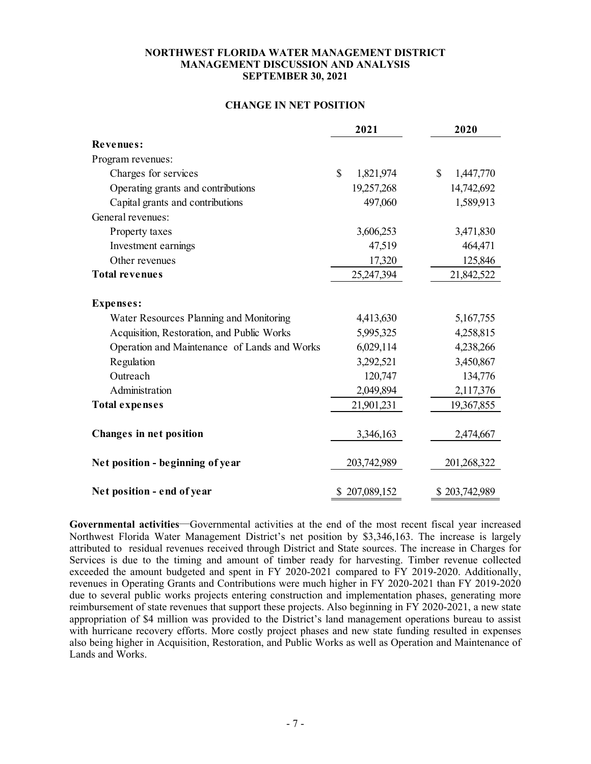**NORTHWEST FLORIDA WATER MANAGEMENT DISTRICT**
**MANAGEMENT DISCUSSION AND ANALYSIS**
**SEPTEMBER 30, 2021**

## CHANGE IN NET POSITION

| | 2021 | 2020 |
|---|---|---|
| **Revenues:** | | |
| Program revenues: | | |
| Charges for services | $ 1,821,974 | $ 1,447,770 |
| Operating grants and contributions | 19,257,268 | 14,742,692 |
| Capital grants and contributions | 497,060 | 1,589,913 |
| General revenues: | | |
| Property taxes | 3,606,253 | 3,471,830 |
| Investment earnings | 47,519 | 464,471 |
| Other revenues | 17,320 | 125,846 |
| **Total revenues** | 25,247,394 | 21,842,522 |
| **Expenses:** | | |
| Water Resources Planning and Monitoring | 4,413,630 | 5,167,755 |
| Acquisition, Restoration, and Public Works | 5,995,325 | 4,258,815 |
| Operation and Maintenance of Lands and Works | 6,029,114 | 4,238,266 |
| Regulation | 3,292,521 | 3,450,867 |
| Outreach | 120,747 | 134,776 |
| Administration | 2,049,894 | 2,117,376 |
| **Total expenses** | 21,901,231 | 19,367,855 |
| **Changes in net position** | 3,346,163 | 2,474,667 |
| **Net position - beginning of year** | 203,742,989 | 201,268,322 |
| **Net position - end of year** | $ 207,089,152 | $ 203,742,989 |

**Governmental activities**—Governmental activities at the end of the most recent fiscal year increased Northwest Florida Water Management District's net position by $3,346,163. The increase is largely attributed to residual revenues received through District and State sources. The increase in Charges for Services is due to the timing and amount of timber ready for harvesting. Timber revenue collected exceeded the amount budgeted and spent in FY 2020-2021 compared to FY 2019-2020. Additionally, revenues in Operating Grants and Contributions were much higher in FY 2020-2021 than FY 2019-2020 due to several public works projects entering construction and implementation phases, generating more reimbursement of state revenues that support these projects. Also beginning in FY 2020-2021, a new state appropriation of $4 million was provided to the District's land management operations bureau to assist with hurricane recovery efforts. More costly project phases and new state funding resulted in expenses also being higher in Acquisition, Restoration, and Public Works as well as Operation and Maintenance of Lands and Works.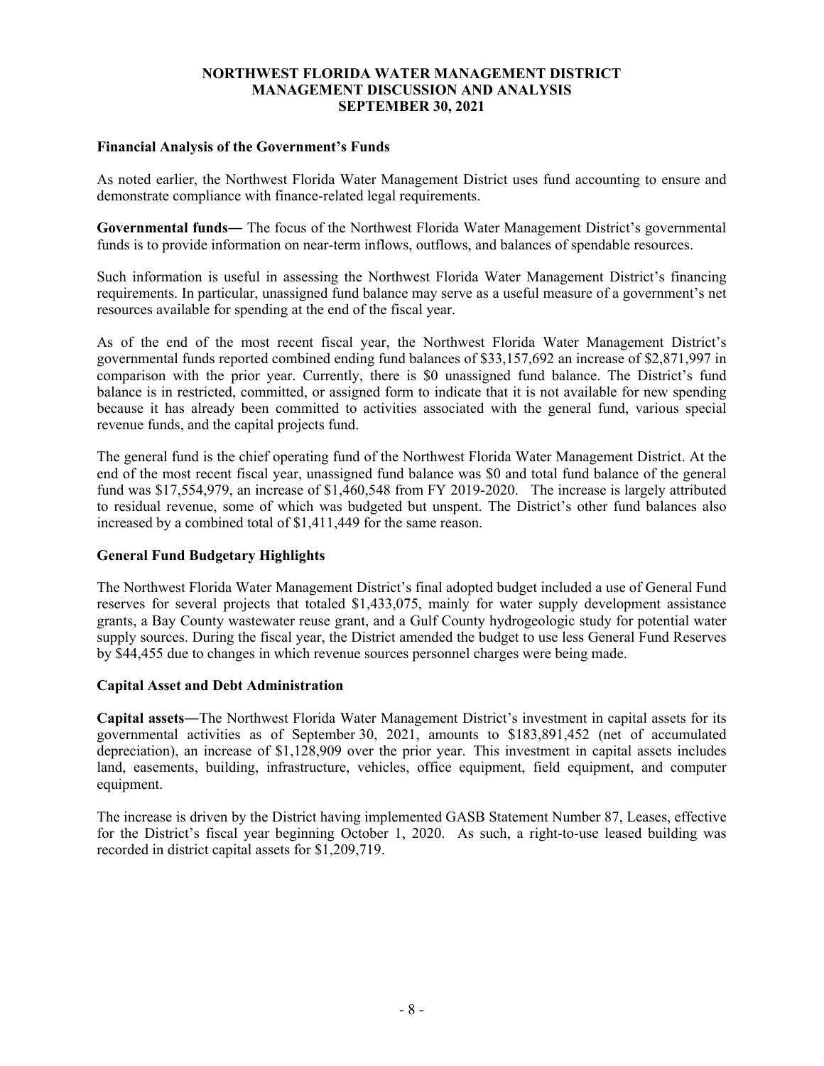**NORTHWEST FLORIDA WATER MANAGEMENT DISTRICT**
**MANAGEMENT DISCUSSION AND ANALYSIS**
**SEPTEMBER 30, 2021**

### Financial Analysis of the Government's Funds

As noted earlier, the Northwest Florida Water Management District uses fund accounting to ensure and demonstrate compliance with finance-related legal requirements.

**Governmental funds―** The focus of the Northwest Florida Water Management District's governmental funds is to provide information on near-term inflows, outflows, and balances of spendable resources.

Such information is useful in assessing the Northwest Florida Water Management District's financing requirements. In particular, unassigned fund balance may serve as a useful measure of a government's net resources available for spending at the end of the fiscal year.

As of the end of the most recent fiscal year, the Northwest Florida Water Management District's governmental funds reported combined ending fund balances of $33,157,692 an increase of $2,871,997 in comparison with the prior year. Currently, there is $0 unassigned fund balance. The District's fund balance is in restricted, committed, or assigned form to indicate that it is not available for new spending because it has already been committed to activities associated with the general fund, various special revenue funds, and the capital projects fund.

The general fund is the chief operating fund of the Northwest Florida Water Management District. At the end of the most recent fiscal year, unassigned fund balance was $0 and total fund balance of the general fund was $17,554,979, an increase of $1,460,548 from FY 2019-2020. The increase is largely attributed to residual revenue, some of which was budgeted but unspent. The District's other fund balances also increased by a combined total of $1,411,449 for the same reason.

### General Fund Budgetary Highlights

The Northwest Florida Water Management District's final adopted budget included a use of General Fund reserves for several projects that totaled $1,433,075, mainly for water supply development assistance grants, a Bay County wastewater reuse grant, and a Gulf County hydrogeologic study for potential water supply sources. During the fiscal year, the District amended the budget to use less General Fund Reserves by $44,455 due to changes in which revenue sources personnel charges were being made.

### Capital Asset and Debt Administration

**Capital assets―**The Northwest Florida Water Management District's investment in capital assets for its governmental activities as of September 30, 2021, amounts to $183,891,452 (net of accumulated depreciation), an increase of $1,128,909 over the prior year. This investment in capital assets includes land, easements, building, infrastructure, vehicles, office equipment, field equipment, and computer equipment.

The increase is driven by the District having implemented GASB Statement Number 87, Leases, effective for the District's fiscal year beginning October 1, 2020. As such, a right-to-use leased building was recorded in district capital assets for $1,209,719.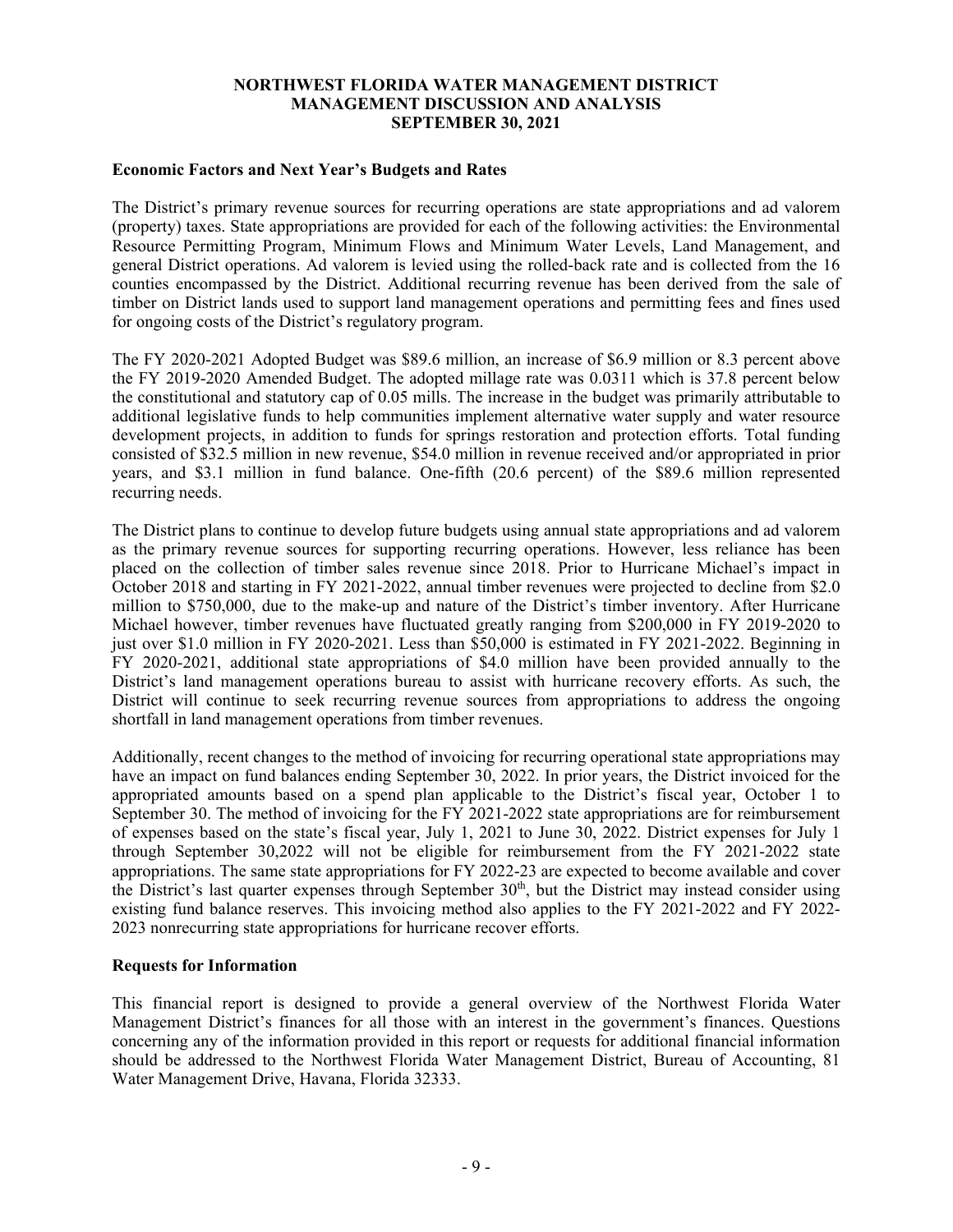NORTHWEST FLORIDA WATER MANAGEMENT DISTRICT
MANAGEMENT DISCUSSION AND ANALYSIS
SEPTEMBER 30, 2021

### Economic Factors and Next Year's Budgets and Rates

The District's primary revenue sources for recurring operations are state appropriations and ad valorem (property) taxes. State appropriations are provided for each of the following activities: the Environmental Resource Permitting Program, Minimum Flows and Minimum Water Levels, Land Management, and general District operations. Ad valorem is levied using the rolled-back rate and is collected from the 16 counties encompassed by the District. Additional recurring revenue has been derived from the sale of timber on District lands used to support land management operations and permitting fees and fines used for ongoing costs of the District's regulatory program.

The FY 2020-2021 Adopted Budget was $89.6 million, an increase of $6.9 million or 8.3 percent above the FY 2019-2020 Amended Budget. The adopted millage rate was 0.0311 which is 37.8 percent below the constitutional and statutory cap of 0.05 mills. The increase in the budget was primarily attributable to additional legislative funds to help communities implement alternative water supply and water resource development projects, in addition to funds for springs restoration and protection efforts. Total funding consisted of $32.5 million in new revenue, $54.0 million in revenue received and/or appropriated in prior years, and $3.1 million in fund balance. One-fifth (20.6 percent) of the $89.6 million represented recurring needs.

The District plans to continue to develop future budgets using annual state appropriations and ad valorem as the primary revenue sources for supporting recurring operations. However, less reliance has been placed on the collection of timber sales revenue since 2018. Prior to Hurricane Michael's impact in October 2018 and starting in FY 2021-2022, annual timber revenues were projected to decline from $2.0 million to $750,000, due to the make-up and nature of the District's timber inventory. After Hurricane Michael however, timber revenues have fluctuated greatly ranging from $200,000 in FY 2019-2020 to just over $1.0 million in FY 2020-2021. Less than $50,000 is estimated in FY 2021-2022. Beginning in FY 2020-2021, additional state appropriations of $4.0 million have been provided annually to the District's land management operations bureau to assist with hurricane recovery efforts. As such, the District will continue to seek recurring revenue sources from appropriations to address the ongoing shortfall in land management operations from timber revenues.

Additionally, recent changes to the method of invoicing for recurring operational state appropriations may have an impact on fund balances ending September 30, 2022. In prior years, the District invoiced for the appropriated amounts based on a spend plan applicable to the District's fiscal year, October 1 to September 30. The method of invoicing for the FY 2021-2022 state appropriations are for reimbursement of expenses based on the state's fiscal year, July 1, 2021 to June 30, 2022. District expenses for July 1 through September 30,2022 will not be eligible for reimbursement from the FY 2021-2022 state appropriations. The same state appropriations for FY 2022-23 are expected to become available and cover the District's last quarter expenses through September 30th, but the District may instead consider using existing fund balance reserves. This invoicing method also applies to the FY 2021-2022 and FY 2022-2023 nonrecurring state appropriations for hurricane recover efforts.

### Requests for Information

This financial report is designed to provide a general overview of the Northwest Florida Water Management District's finances for all those with an interest in the government's finances. Questions concerning any of the information provided in this report or requests for additional financial information should be addressed to the Northwest Florida Water Management District, Bureau of Accounting, 81 Water Management Drive, Havana, Florida 32333.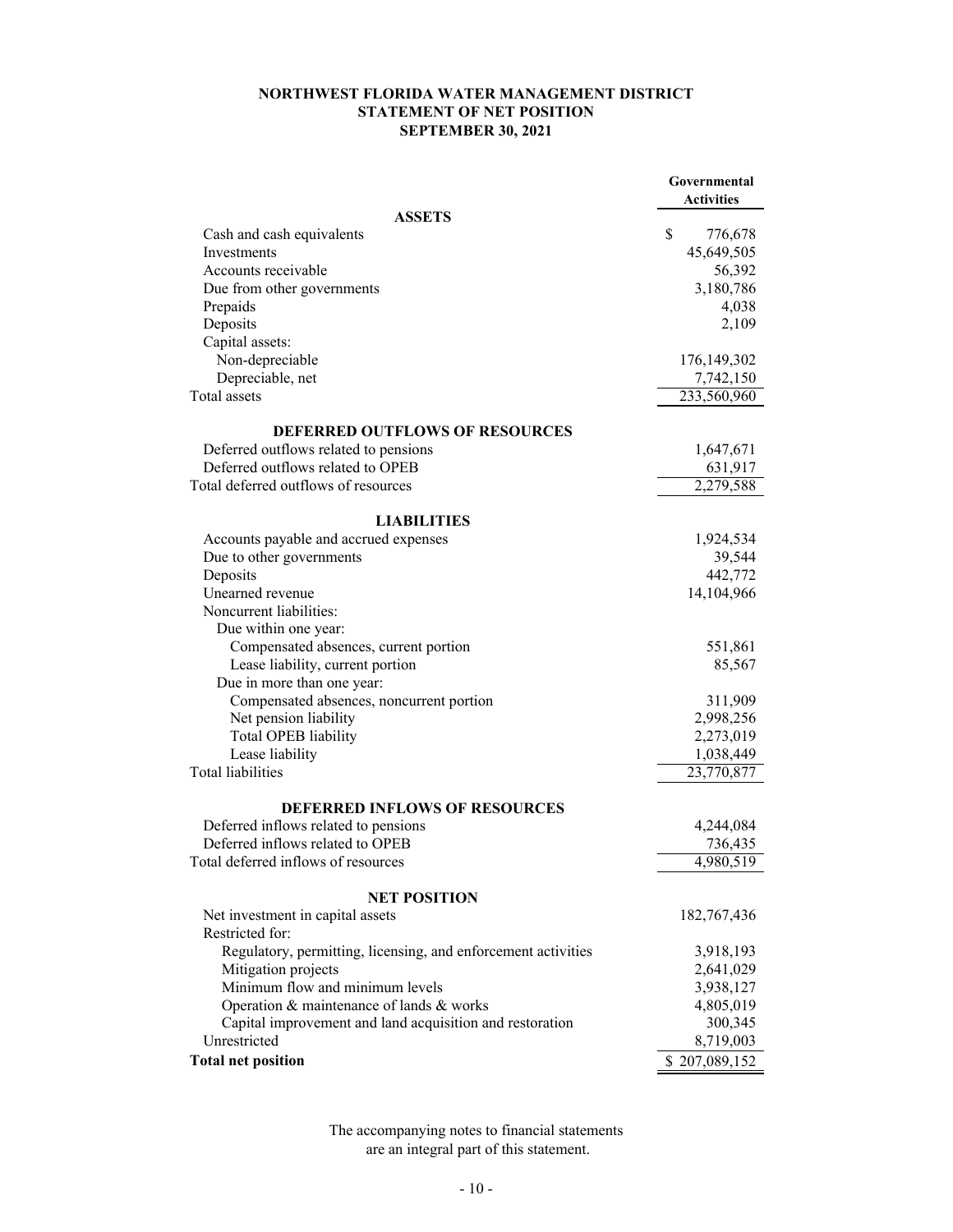# NORTHWEST FLORIDA WATER MANAGEMENT DISTRICT
## STATEMENT OF NET POSITION
### SEPTEMBER 30, 2021

| | Governmental Activities |
|---|---|
| **ASSETS** | |
| Cash and cash equivalents | $ 776,678 |
| Investments | 45,649,505 |
| Accounts receivable | 56,392 |
| Due from other governments | 3,180,786 |
| Prepaids | 4,038 |
| Deposits | 2,109 |
| Capital assets: | |
| Non-depreciable | 176,149,302 |
| Depreciable, net | 7,742,150 |
| Total assets | 233,560,960 |
| **DEFERRED OUTFLOWS OF RESOURCES** | |
| Deferred outflows related to pensions | 1,647,671 |
| Deferred outflows related to OPEB | 631,917 |
| Total deferred outflows of resources | 2,279,588 |
| **LIABILITIES** | |
| Accounts payable and accrued expenses | 1,924,534 |
| Due to other governments | 39,544 |
| Deposits | 442,772 |
| Unearned revenue | 14,104,966 |
| Noncurrent liabilities: | |
| Due within one year: | |
| Compensated absences, current portion | 551,861 |
| Lease liability, current portion | 85,567 |
| Due in more than one year: | |
| Compensated absences, noncurrent portion | 311,909 |
| Net pension liability | 2,998,256 |
| Total OPEB liability | 2,273,019 |
| Lease liability | 1,038,449 |
| Total liabilities | 23,770,877 |
| **DEFERRED INFLOWS OF RESOURCES** | |
| Deferred inflows related to pensions | 4,244,084 |
| Deferred inflows related to OPEB | 736,435 |
| Total deferred inflows of resources | 4,980,519 |
| **NET POSITION** | |
| Net investment in capital assets | 182,767,436 |
| Restricted for: | |
| Regulatory, permitting, licensing, and enforcement activities | 3,918,193 |
| Mitigation projects | 2,641,029 |
| Minimum flow and minimum levels | 3,938,127 |
| Operation & maintenance of lands & works | 4,805,019 |
| Capital improvement and land acquisition and restoration | 300,345 |
| Unrestricted | 8,719,003 |
| **Total net position** | $ 207,089,152 |

The accompanying notes to financial statements are an integral part of this statement.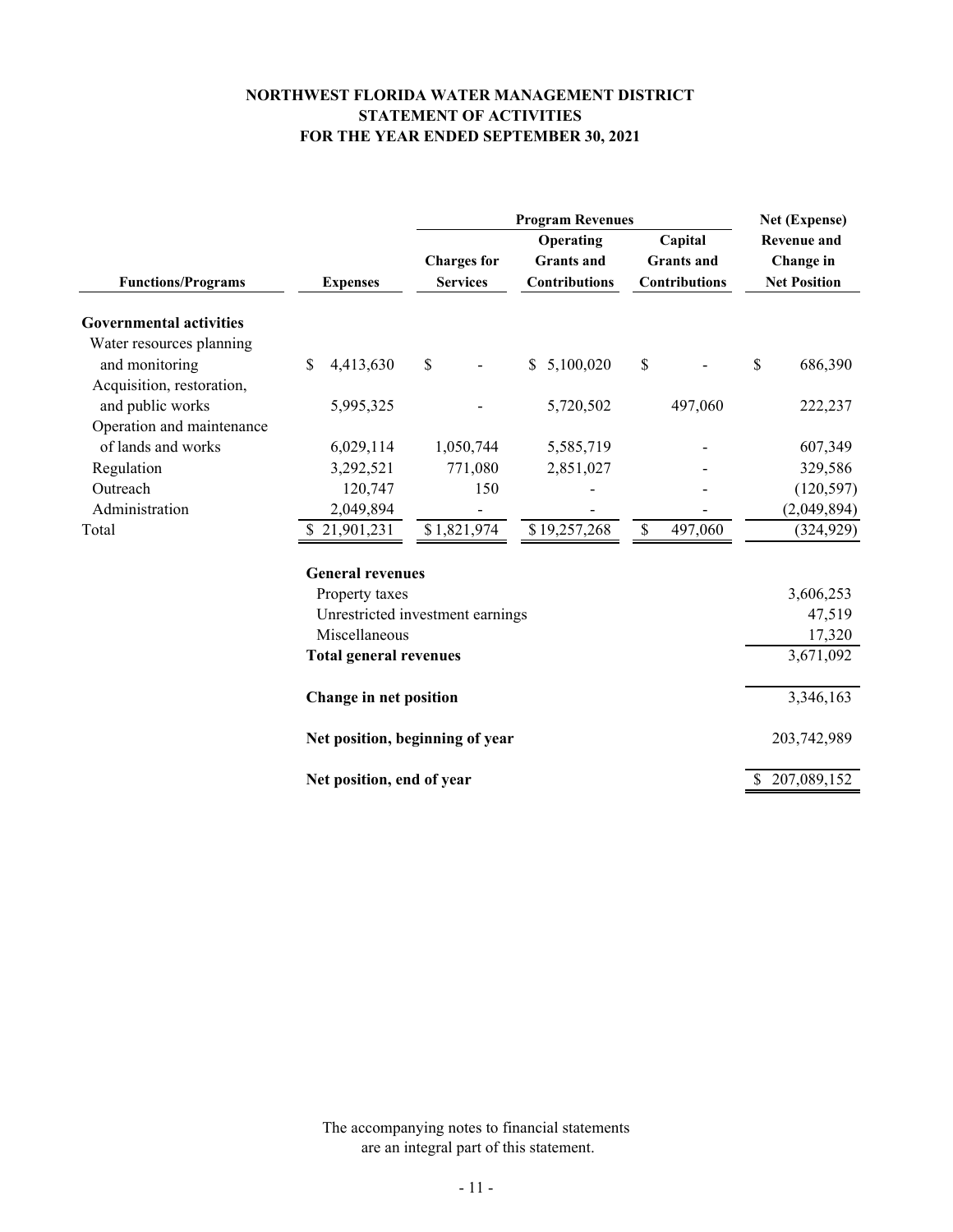# NORTHWEST FLORIDA WATER MANAGEMENT DISTRICT
## STATEMENT OF ACTIVITIES
### FOR THE YEAR ENDED SEPTEMBER 30, 2021

| Functions/Programs | Expenses | Program Revenues: Charges for Services | Program Revenues: Operating Grants and Contributions | Program Revenues: Capital Grants and Contributions | Net (Expense) Revenue and Change in Net Position |
|---|---|---|---|---|---|
| **Governmental activities** | | | | | |
| Water resources planning and monitoring | $ 4,413,630 | $ - | $ 5,100,020 | $ - | $ 686,390 |
| Acquisition, restoration, and public works | 5,995,325 | - | 5,720,502 | 497,060 | 222,237 |
| Operation and maintenance of lands and works | 6,029,114 | 1,050,744 | 5,585,719 | - | 607,349 |
| Regulation | 3,292,521 | 771,080 | 2,851,027 | - | 329,586 |
| Outreach | 120,747 | 150 | - | - | (120,597) |
| Administration | 2,049,894 | - | - | - | (2,049,894) |
| Total | $ 21,901,231 | $ 1,821,974 | $ 19,257,268 | $ 497,060 | (324,929) |
| | | | | | |
| **General revenues** | | | | | |
| Property taxes | | | | | 3,606,253 |
| Unrestricted investment earnings | | | | | 47,519 |
| Miscellaneous | | | | | 17,320 |
| **Total general revenues** | | | | | 3,671,092 |
| | | | | | |
| **Change in net position** | | | | | 3,346,163 |
| | | | | | |
| **Net position, beginning of year** | | | | | 203,742,989 |
| | | | | | |
| **Net position, end of year** | | | | | $ 207,089,152 |

The accompanying notes to financial statements are an integral part of this statement.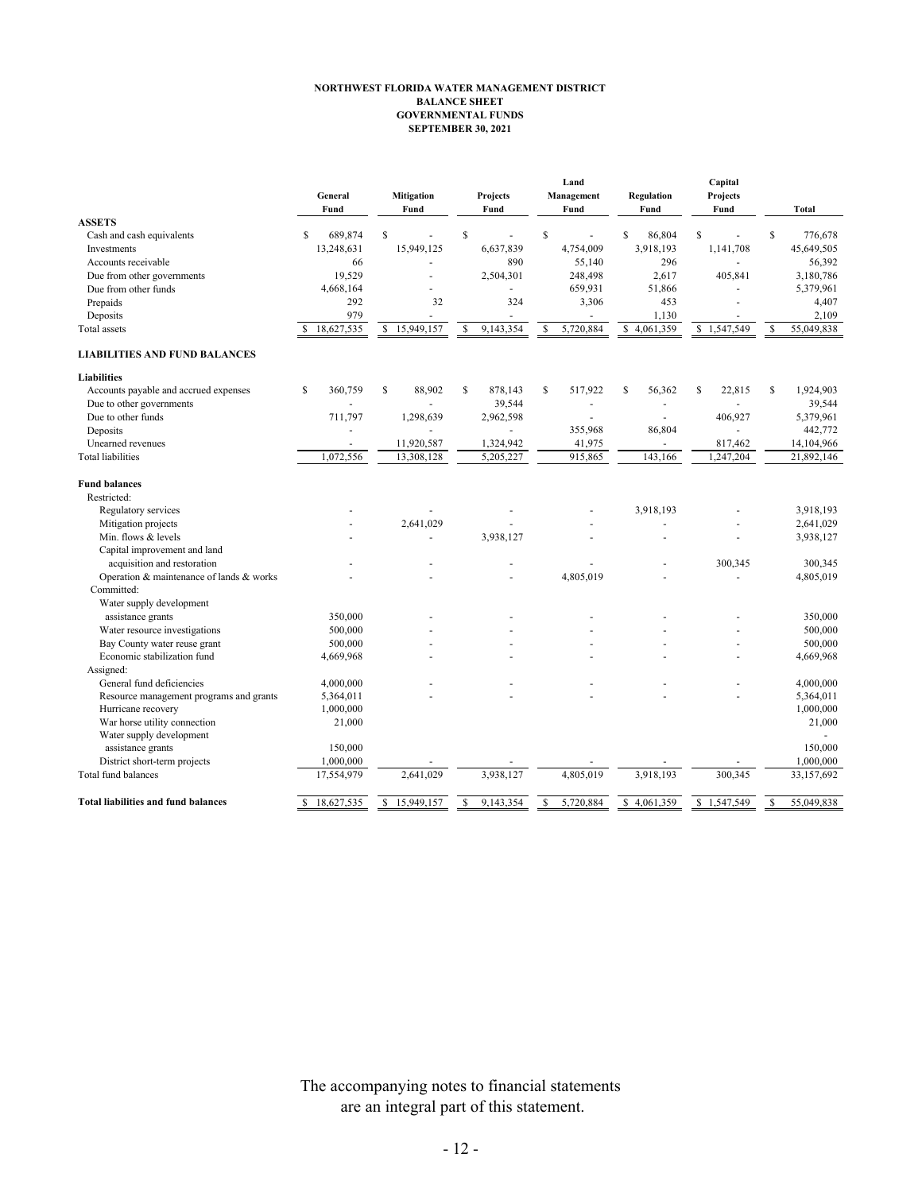**NORTHWEST FLORIDA WATER MANAGEMENT DISTRICT**
**BALANCE SHEET**
**GOVERNMENTAL FUNDS**
**SEPTEMBER 30, 2021**

| | General Fund | Mitigation Fund | Projects Fund | Land Management Fund | Regulation Fund | Capital Projects Fund | Total |
|---|---|---|---|---|---|---|---|
| **ASSETS** | | | | | | | |
| Cash and cash equivalents | $ 689,874 | $ - | $ - | $ - | $ 86,804 | $ - | $ 776,678 |
| Investments | 13,248,631 | 15,949,125 | 6,637,839 | 4,754,009 | 3,918,193 | 1,141,708 | 45,649,505 |
| Accounts receivable | 66 | - | 890 | 55,140 | 296 | - | 56,392 |
| Due from other governments | 19,529 | - | 2,504,301 | 248,498 | 2,617 | 405,841 | 3,180,786 |
| Due from other funds | 4,668,164 | - | - | 659,931 | 51,866 | - | 5,379,961 |
| Prepaids | 292 | 32 | 324 | 3,306 | 453 | - | 4,407 |
| Deposits | 979 | - | - | - | 1,130 | - | 2,109 |
| Total assets | $ 18,627,535 | $ 15,949,157 | $ 9,143,354 | $ 5,720,884 | $ 4,061,359 | $ 1,547,549 | $ 55,049,838 |
| **LIABILITIES AND FUND BALANCES** | | | | | | | |
| **Liabilities** | | | | | | | |
| Accounts payable and accrued expenses | $ 360,759 | $ 88,902 | $ 878,143 | $ 517,922 | $ 56,362 | $ 22,815 | $ 1,924,903 |
| Due to other governments | - | - | 39,544 | - | - | - | 39,544 |
| Due to other funds | 711,797 | 1,298,639 | 2,962,598 | - | - | 406,927 | 5,379,961 |
| Deposits | - | - | - | 355,968 | 86,804 | - | 442,772 |
| Unearned revenues | - | 11,920,587 | 1,324,942 | 41,975 | - | 817,462 | 14,104,966 |
| Total liabilities | 1,072,556 | 13,308,128 | 5,205,227 | 915,865 | 143,166 | 1,247,204 | 21,892,146 |
| **Fund balances** | | | | | | | |
| Restricted: | | | | | | | |
| Regulatory services | - | - | - | - | 3,918,193 | - | 3,918,193 |
| Mitigation projects | - | 2,641,029 | - | - | - | - | 2,641,029 |
| Min. flows & levels | - | - | 3,938,127 | - | - | - | 3,938,127 |
| Capital improvement and land acquisition and restoration | - | - | - | - | - | 300,345 | 300,345 |
| Operation & maintenance of lands & works | - | - | - | 4,805,019 | - | - | 4,805,019 |
| Committed: | | | | | | | |
| Water supply development assistance grants | 350,000 | - | - | - | - | - | 350,000 |
| Water resource investigations | 500,000 | - | - | - | - | - | 500,000 |
| Bay County water reuse grant | 500,000 | - | - | - | - | - | 500,000 |
| Economic stabilization fund | 4,669,968 | - | - | - | - | - | 4,669,968 |
| Assigned: | | | | | | | |
| General fund deficiencies | 4,000,000 | - | - | - | - | - | 4,000,000 |
| Resource management programs and grants | 5,364,011 | - | - | - | - | - | 5,364,011 |
| Hurricane recovery | 1,000,000 | | | | | | 1,000,000 |
| War horse utility connection | 21,000 | | | | | | 21,000 |
| Water supply development assistance grants | 150,000 | | | | | | 150,000 |
| District short-term projects | 1,000,000 | - | - | - | - | - | 1,000,000 |
| Total fund balances | 17,554,979 | 2,641,029 | 3,938,127 | 4,805,019 | 3,918,193 | 300,345 | 33,157,692 |
| **Total liabilities and fund balances** | $ 18,627,535 | $ 15,949,157 | $ 9,143,354 | $ 5,720,884 | $ 4,061,359 | $ 1,547,549 | $ 55,049,838 |

The accompanying notes to financial statements are an integral part of this statement.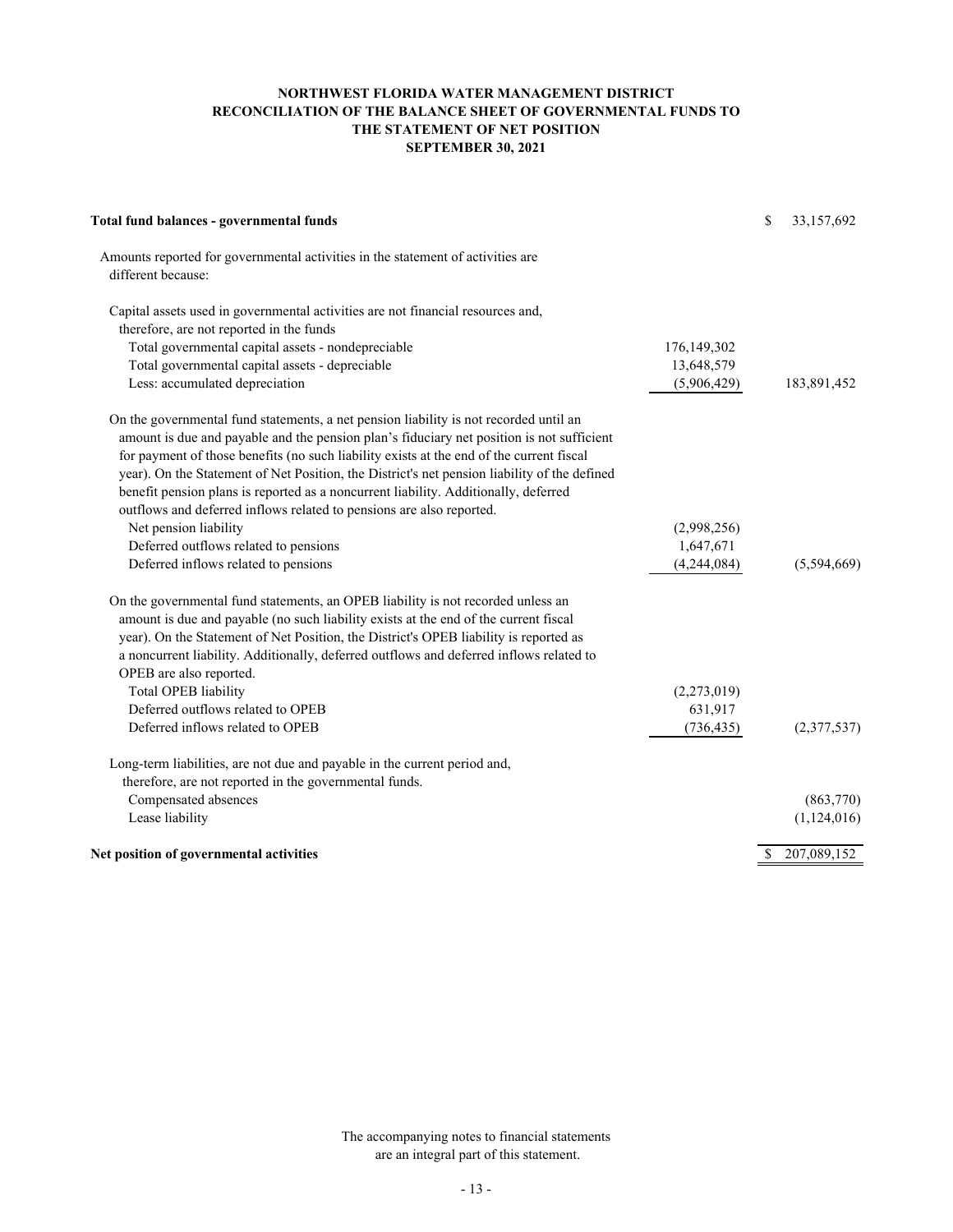# NORTHWEST FLORIDA WATER MANAGEMENT DISTRICT
## RECONCILIATION OF THE BALANCE SHEET OF GOVERNMENTAL FUNDS TO THE STATEMENT OF NET POSITION
### SEPTEMBER 30, 2021

| | | |
|---|---|---|
| **Total fund balances - governmental funds** | | $ 33,157,692 |
| Amounts reported for governmental activities in the statement of activities are different because: | | |
| Capital assets used in governmental activities are not financial resources and, therefore, are not reported in the funds | | |
| Total governmental capital assets - nondepreciable | 176,149,302 | |
| Total governmental capital assets - depreciable | 13,648,579 | |
| Less: accumulated depreciation | (5,906,429) | 183,891,452 |
| On the governmental fund statements, a net pension liability is not recorded until an amount is due and payable and the pension plan's fiduciary net position is not sufficient for payment of those benefits (no such liability exists at the end of the current fiscal year). On the Statement of Net Position, the District's net pension liability of the defined benefit pension plans is reported as a noncurrent liability. Additionally, deferred outflows and deferred inflows related to pensions are also reported. | | |
| Net pension liability | (2,998,256) | |
| Deferred outflows related to pensions | 1,647,671 | |
| Deferred inflows related to pensions | (4,244,084) | (5,594,669) |
| On the governmental fund statements, an OPEB liability is not recorded unless an amount is due and payable (no such liability exists at the end of the current fiscal year). On the Statement of Net Position, the District's OPEB liability is reported as a noncurrent liability. Additionally, deferred outflows and deferred inflows related to OPEB are also reported. | | |
| Total OPEB liability | (2,273,019) | |
| Deferred outflows related to OPEB | 631,917 | |
| Deferred inflows related to OPEB | (736,435) | (2,377,537) |
| Long-term liabilities, are not due and payable in the current period and, therefore, are not reported in the governmental funds. | | |
| Compensated absences | | (863,770) |
| Lease liability | | (1,124,016) |
| **Net position of governmental activities** | | $ 207,089,152 |

The accompanying notes to financial statements are an integral part of this statement.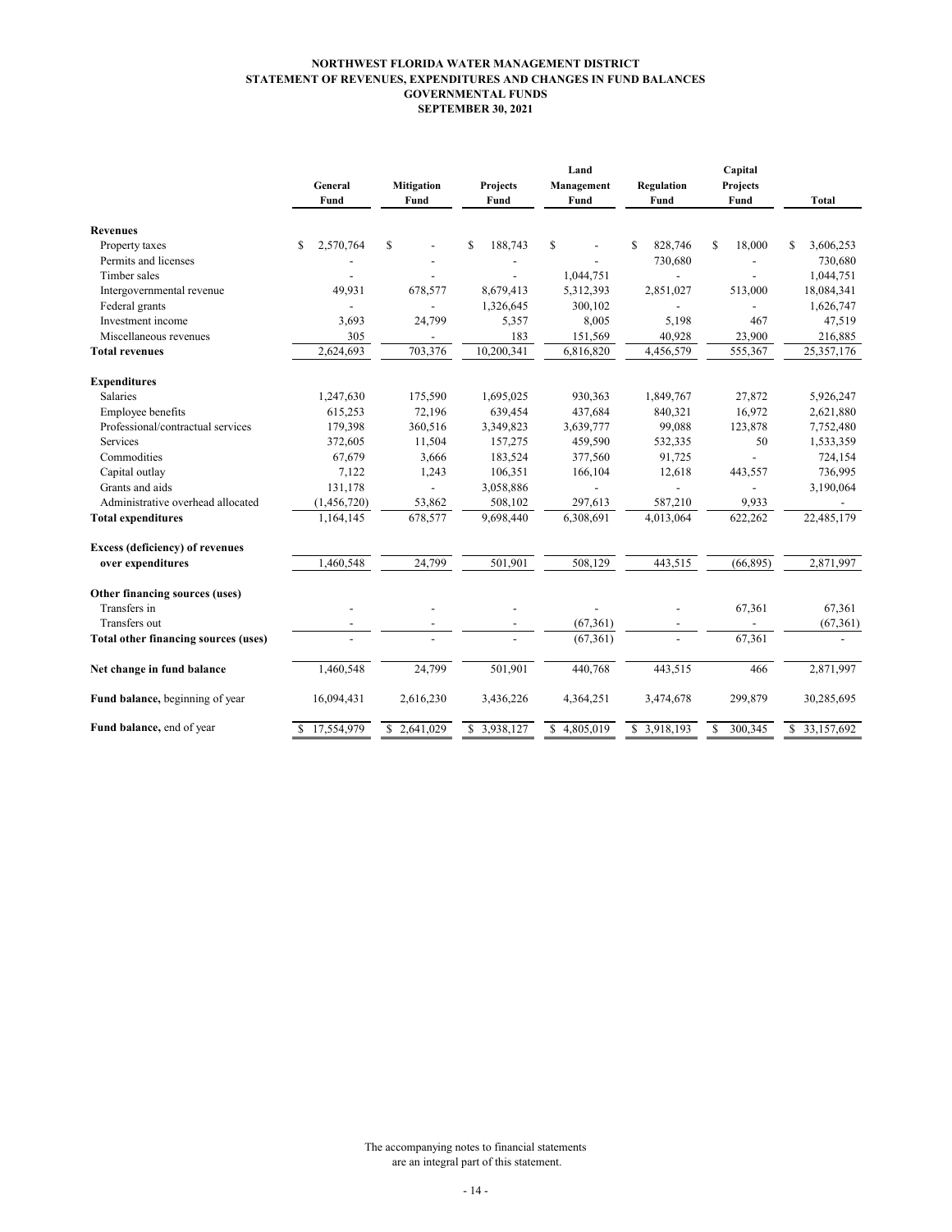# NORTHWEST FLORIDA WATER MANAGEMENT DISTRICT
## STATEMENT OF REVENUES, EXPENDITURES AND CHANGES IN FUND BALANCES
## GOVERNMENTAL FUNDS
## SEPTEMBER 30, 2021

| | General Fund | Mitigation Fund | Projects Fund | Land Management Fund | Regulation Fund | Capital Projects Fund | Total |
|---|---|---|---|---|---|---|---|
| **Revenues** | | | | | | | |
| Property taxes | $ 2,570,764 | $ - | $ 188,743 | $ - | $ 828,746 | $ 18,000 | $ 3,606,253 |
| Permits and licenses | - | - | - | - | 730,680 | - | 730,680 |
| Timber sales | - | - | - | 1,044,751 | - | - | 1,044,751 |
| Intergovernmental revenue | 49,931 | 678,577 | 8,679,413 | 5,312,393 | 2,851,027 | 513,000 | 18,084,341 |
| Federal grants | - | - | 1,326,645 | 300,102 | - | - | 1,626,747 |
| Investment income | 3,693 | 24,799 | 5,357 | 8,005 | 5,198 | 467 | 47,519 |
| Miscellaneous revenues | 305 | - | 183 | 151,569 | 40,928 | 23,900 | 216,885 |
| **Total revenues** | 2,624,693 | 703,376 | 10,200,341 | 6,816,820 | 4,456,579 | 555,367 | 25,357,176 |
| **Expenditures** | | | | | | | |
| Salaries | 1,247,630 | 175,590 | 1,695,025 | 930,363 | 1,849,767 | 27,872 | 5,926,247 |
| Employee benefits | 615,253 | 72,196 | 639,454 | 437,684 | 840,321 | 16,972 | 2,621,880 |
| Professional/contractual services | 179,398 | 360,516 | 3,349,823 | 3,639,777 | 99,088 | 123,878 | 7,752,480 |
| Services | 372,605 | 11,504 | 157,275 | 459,590 | 532,335 | 50 | 1,533,359 |
| Commodities | 67,679 | 3,666 | 183,524 | 377,560 | 91,725 | - | 724,154 |
| Capital outlay | 7,122 | 1,243 | 106,351 | 166,104 | 12,618 | 443,557 | 736,995 |
| Grants and aids | 131,178 | - | 3,058,886 | - | - | - | 3,190,064 |
| Administrative overhead allocated | (1,456,720) | 53,862 | 508,102 | 297,613 | 587,210 | 9,933 | - |
| **Total expenditures** | 1,164,145 | 678,577 | 9,698,440 | 6,308,691 | 4,013,064 | 622,262 | 22,485,179 |
| **Excess (deficiency) of revenues over expenditures** | 1,460,548 | 24,799 | 501,901 | 508,129 | 443,515 | (66,895) | 2,871,997 |
| **Other financing sources (uses)** | | | | | | | |
| Transfers in | - | - | - | - | - | 67,361 | 67,361 |
| Transfers out | - | - | - | (67,361) | - | - | (67,361) |
| **Total other financing sources (uses)** | - | - | - | (67,361) | - | 67,361 | - |
| **Net change in fund balance** | 1,460,548 | 24,799 | 501,901 | 440,768 | 443,515 | 466 | 2,871,997 |
| **Fund balance,** beginning of year | 16,094,431 | 2,616,230 | 3,436,226 | 4,364,251 | 3,474,678 | 299,879 | 30,285,695 |
| **Fund balance,** end of year | $ 17,554,979 | $ 2,641,029 | $ 3,938,127 | $ 4,805,019 | $ 3,918,193 | $ 300,345 | $ 33,157,692 |

The accompanying notes to financial statements are an integral part of this statement.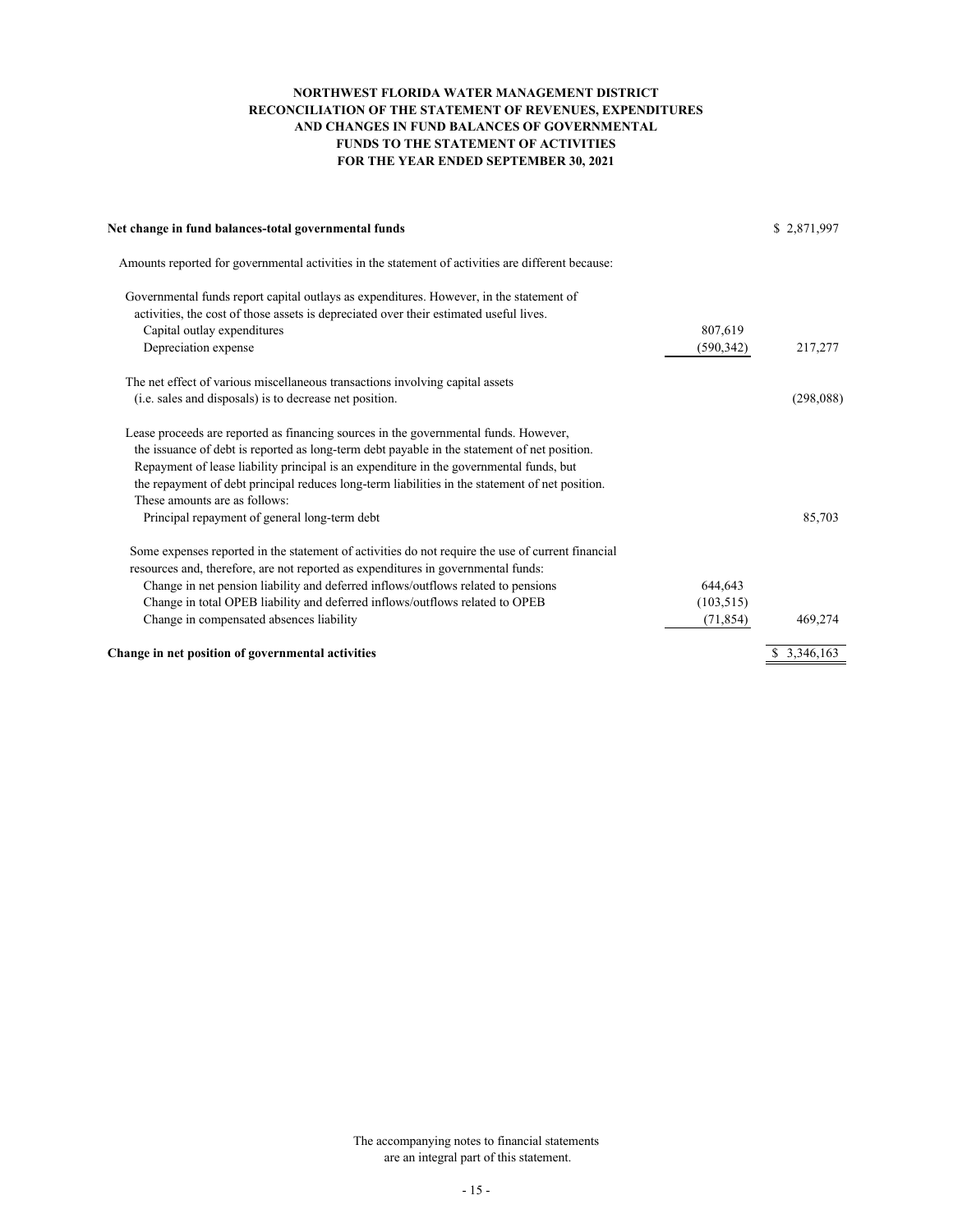# NORTHWEST FLORIDA WATER MANAGEMENT DISTRICT
## RECONCILIATION OF THE STATEMENT OF REVENUES, EXPENDITURES AND CHANGES IN FUND BALANCES OF GOVERNMENTAL FUNDS TO THE STATEMENT OF ACTIVITIES
## FOR THE YEAR ENDED SEPTEMBER 30, 2021

| | | |
|---|---|---|
| **Net change in fund balances-total governmental funds** | | $ 2,871,997 |
| Amounts reported for governmental activities in the statement of activities are different because: | | |
| Governmental funds report capital outlays as expenditures. However, in the statement of activities, the cost of those assets is depreciated over their estimated useful lives. | | |
| Capital outlay expenditures | 807,619 | |
| Depreciation expense | (590,342) | 217,277 |
| The net effect of various miscellaneous transactions involving capital assets (i.e. sales and disposals) is to decrease net position. | | (298,088) |
| Lease proceeds are reported as financing sources in the governmental funds. However, the issuance of debt is reported as long-term debt payable in the statement of net position. Repayment of lease liability principal is an expenditure in the governmental funds, but the repayment of debt principal reduces long-term liabilities in the statement of net position. These amounts are as follows: | | |
| Principal repayment of general long-term debt | | 85,703 |
| Some expenses reported in the statement of activities do not require the use of current financial resources and, therefore, are not reported as expenditures in governmental funds: | | |
| Change in net pension liability and deferred inflows/outflows related to pensions | 644,643 | |
| Change in total OPEB liability and deferred inflows/outflows related to OPEB | (103,515) | |
| Change in compensated absences liability | (71,854) | 469,274 |
| **Change in net position of governmental activities** | | $ 3,346,163 |

The accompanying notes to financial statements are an integral part of this statement.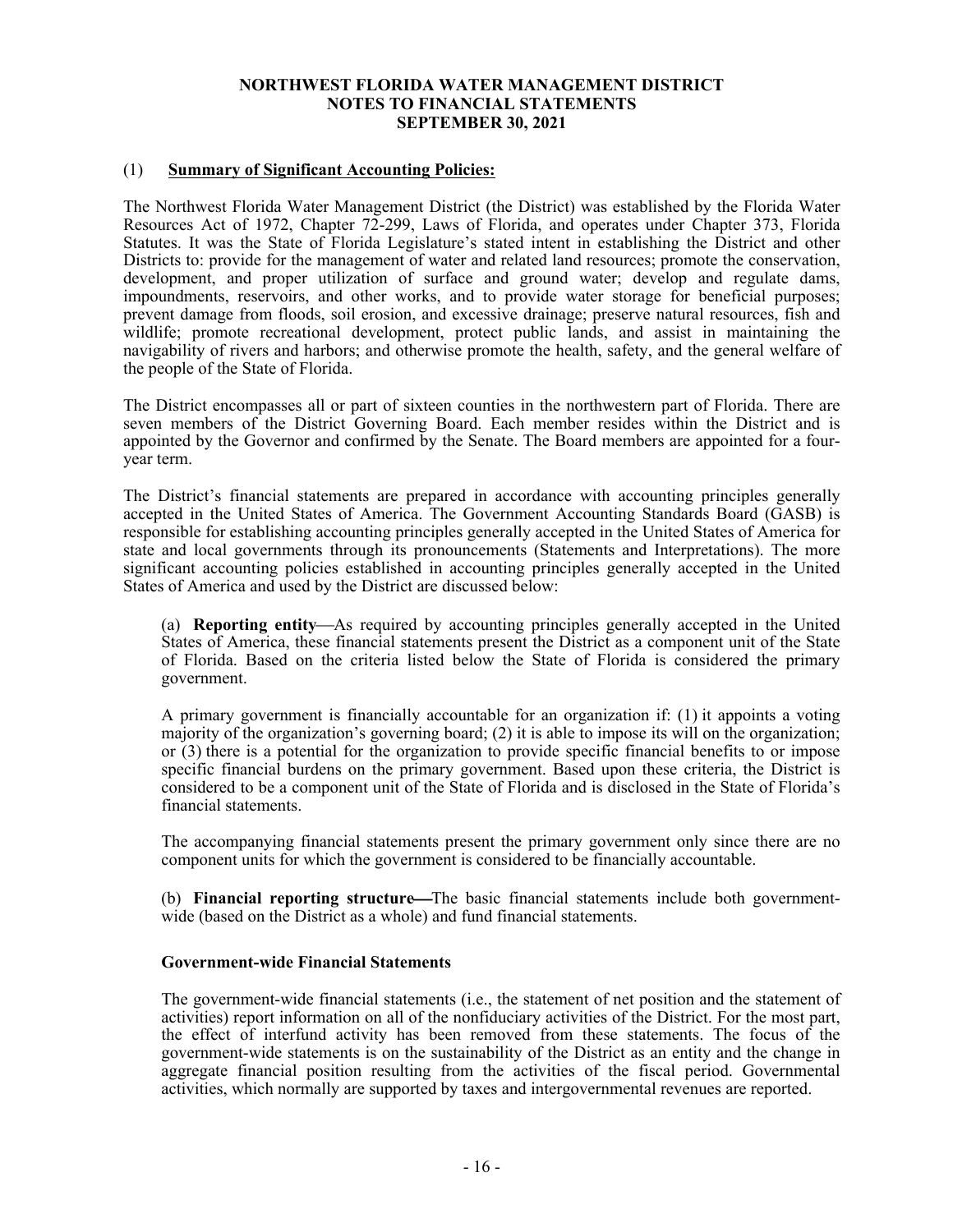# NORTHWEST FLORIDA WATER MANAGEMENT DISTRICT
# NOTES TO FINANCIAL STATEMENTS
# SEPTEMBER 30, 2021

## (1) Summary of Significant Accounting Policies:

The Northwest Florida Water Management District (the District) was established by the Florida Water Resources Act of 1972, Chapter 72-299, Laws of Florida, and operates under Chapter 373, Florida Statutes. It was the State of Florida Legislature's stated intent in establishing the District and other Districts to: provide for the management of water and related land resources; promote the conservation, development, and proper utilization of surface and ground water; develop and regulate dams, impoundments, reservoirs, and other works, and to provide water storage for beneficial purposes; prevent damage from floods, soil erosion, and excessive drainage; preserve natural resources, fish and wildlife; promote recreational development, protect public lands, and assist in maintaining the navigability of rivers and harbors; and otherwise promote the health, safety, and the general welfare of the people of the State of Florida.

The District encompasses all or part of sixteen counties in the northwestern part of Florida. There are seven members of the District Governing Board. Each member resides within the District and is appointed by the Governor and confirmed by the Senate. The Board members are appointed for a four-year term.

The District's financial statements are prepared in accordance with accounting principles generally accepted in the United States of America. The Government Accounting Standards Board (GASB) is responsible for establishing accounting principles generally accepted in the United States of America for state and local governments through its pronouncements (Statements and Interpretations). The more significant accounting policies established in accounting principles generally accepted in the United States of America and used by the District are discussed below:

(a) **Reporting entity**—As required by accounting principles generally accepted in the United States of America, these financial statements present the District as a component unit of the State of Florida. Based on the criteria listed below the State of Florida is considered the primary government.

A primary government is financially accountable for an organization if: (1) it appoints a voting majority of the organization's governing board; (2) it is able to impose its will on the organization; or (3) there is a potential for the organization to provide specific financial benefits to or impose specific financial burdens on the primary government. Based upon these criteria, the District is considered to be a component unit of the State of Florida and is disclosed in the State of Florida's financial statements.

The accompanying financial statements present the primary government only since there are no component units for which the government is considered to be financially accountable.

(b) **Financial reporting structure—**The basic financial statements include both government-wide (based on the District as a whole) and fund financial statements.

### Government-wide Financial Statements

The government-wide financial statements (i.e., the statement of net position and the statement of activities) report information on all of the nonfiduciary activities of the District. For the most part, the effect of interfund activity has been removed from these statements. The focus of the government-wide statements is on the sustainability of the District as an entity and the change in aggregate financial position resulting from the activities of the fiscal period. Governmental activities, which normally are supported by taxes and intergovernmental revenues are reported.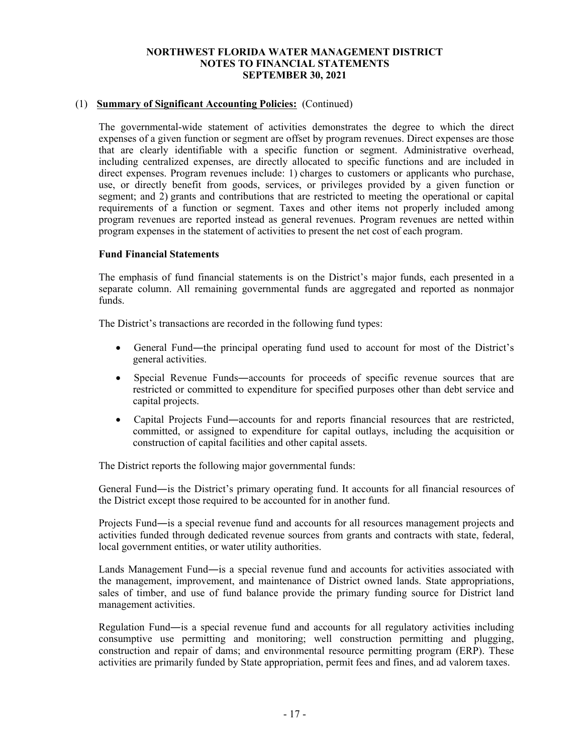(1) **Summary of Significant Accounting Policies:** (Continued)

The governmental-wide statement of activities demonstrates the degree to which the direct expenses of a given function or segment are offset by program revenues. Direct expenses are those that are clearly identifiable with a specific function or segment. Administrative overhead, including centralized expenses, are directly allocated to specific functions and are included in direct expenses. Program revenues include: 1) charges to customers or applicants who purchase, use, or directly benefit from goods, services, or privileges provided by a given function or segment; and 2) grants and contributions that are restricted to meeting the operational or capital requirements of a function or segment. Taxes and other items not properly included among program revenues are reported instead as general revenues. Program revenues are netted within program expenses in the statement of activities to present the net cost of each program.

**Fund Financial Statements**

The emphasis of fund financial statements is on the District's major funds, each presented in a separate column. All remaining governmental funds are aggregated and reported as nonmajor funds.

The District's transactions are recorded in the following fund types:

- General Fund―the principal operating fund used to account for most of the District's general activities.
- Special Revenue Funds―accounts for proceeds of specific revenue sources that are restricted or committed to expenditure for specified purposes other than debt service and capital projects.
- Capital Projects Fund―accounts for and reports financial resources that are restricted, committed, or assigned to expenditure for capital outlays, including the acquisition or construction of capital facilities and other capital assets.

The District reports the following major governmental funds:

General Fund―is the District's primary operating fund. It accounts for all financial resources of the District except those required to be accounted for in another fund.

Projects Fund―is a special revenue fund and accounts for all resources management projects and activities funded through dedicated revenue sources from grants and contracts with state, federal, local government entities, or water utility authorities.

Lands Management Fund―is a special revenue fund and accounts for activities associated with the management, improvement, and maintenance of District owned lands. State appropriations, sales of timber, and use of fund balance provide the primary funding source for District land management activities.

Regulation Fund―is a special revenue fund and accounts for all regulatory activities including consumptive use permitting and monitoring; well construction permitting and plugging, construction and repair of dams; and environmental resource permitting program (ERP). These activities are primarily funded by State appropriation, permit fees and fines, and ad valorem taxes.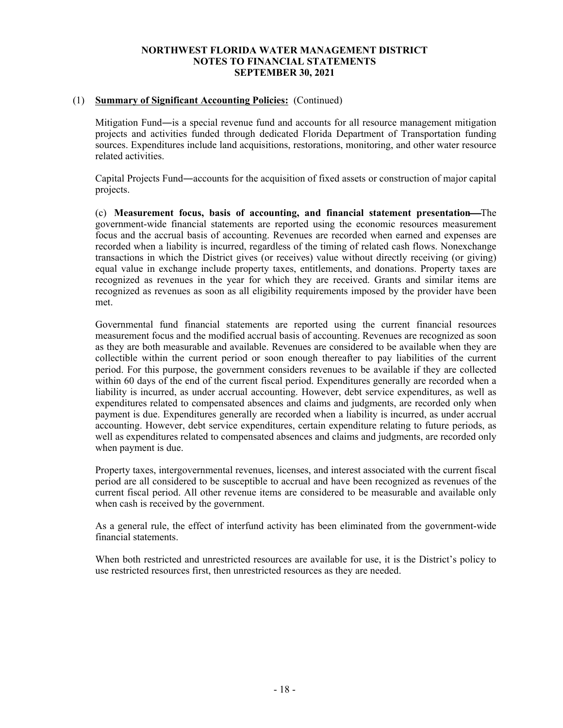(1) **Summary of Significant Accounting Policies:** (Continued)

Mitigation Fund―is a special revenue fund and accounts for all resource management mitigation projects and activities funded through dedicated Florida Department of Transportation funding sources. Expenditures include land acquisitions, restorations, monitoring, and other water resource related activities.

Capital Projects Fund―accounts for the acquisition of fixed assets or construction of major capital projects.

(c) **Measurement focus, basis of accounting, and financial statement presentation—**The government-wide financial statements are reported using the economic resources measurement focus and the accrual basis of accounting. Revenues are recorded when earned and expenses are recorded when a liability is incurred, regardless of the timing of related cash flows. Nonexchange transactions in which the District gives (or receives) value without directly receiving (or giving) equal value in exchange include property taxes, entitlements, and donations. Property taxes are recognized as revenues in the year for which they are received. Grants and similar items are recognized as revenues as soon as all eligibility requirements imposed by the provider have been met.

Governmental fund financial statements are reported using the current financial resources measurement focus and the modified accrual basis of accounting. Revenues are recognized as soon as they are both measurable and available. Revenues are considered to be available when they are collectible within the current period or soon enough thereafter to pay liabilities of the current period. For this purpose, the government considers revenues to be available if they are collected within 60 days of the end of the current fiscal period. Expenditures generally are recorded when a liability is incurred, as under accrual accounting. However, debt service expenditures, as well as expenditures related to compensated absences and claims and judgments, are recorded only when payment is due. Expenditures generally are recorded when a liability is incurred, as under accrual accounting. However, debt service expenditures, certain expenditure relating to future periods, as well as expenditures related to compensated absences and claims and judgments, are recorded only when payment is due.

Property taxes, intergovernmental revenues, licenses, and interest associated with the current fiscal period are all considered to be susceptible to accrual and have been recognized as revenues of the current fiscal period. All other revenue items are considered to be measurable and available only when cash is received by the government.

As a general rule, the effect of interfund activity has been eliminated from the government-wide financial statements.

When both restricted and unrestricted resources are available for use, it is the District's policy to use restricted resources first, then unrestricted resources as they are needed.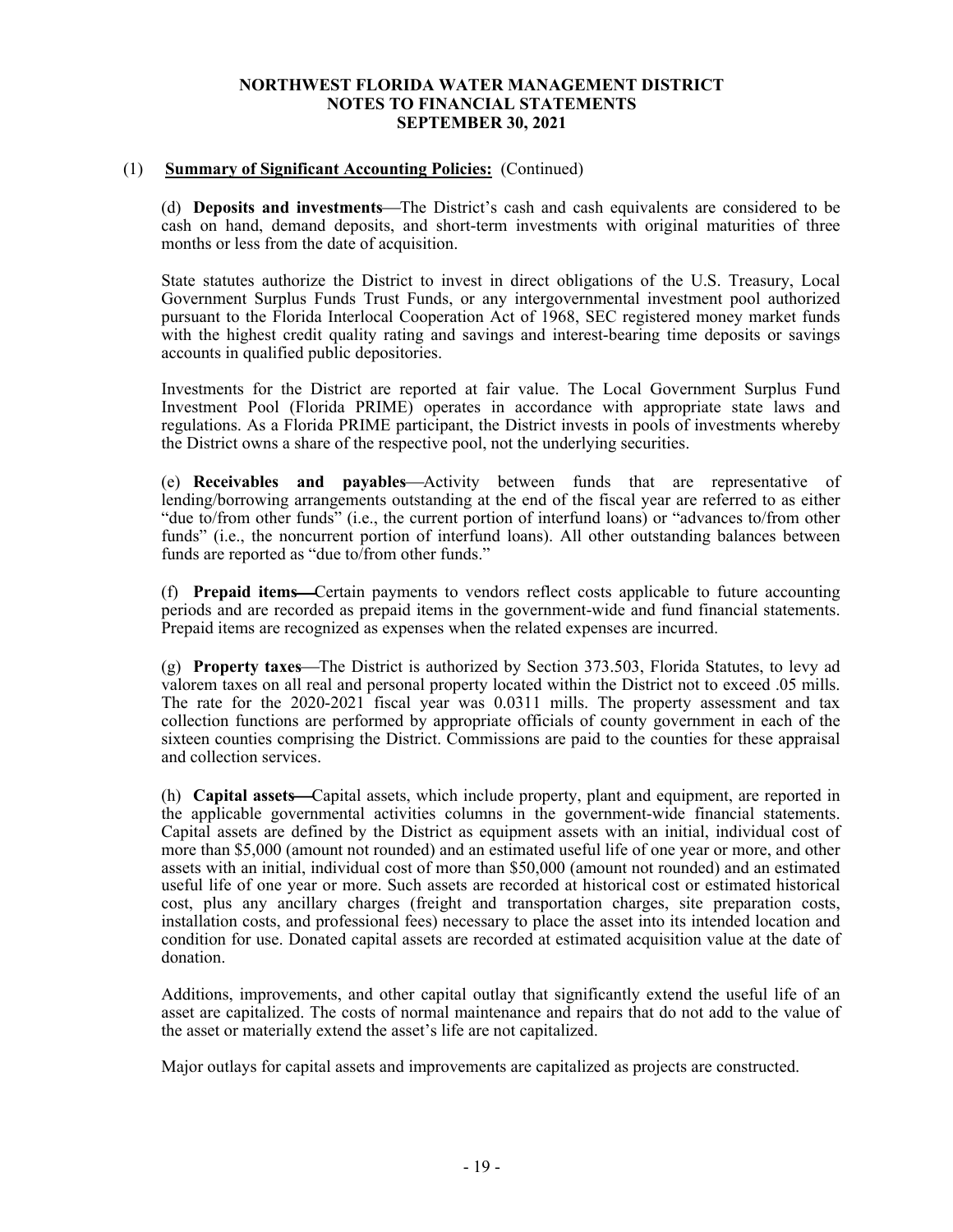NORTHWEST FLORIDA WATER MANAGEMENT DISTRICT
NOTES TO FINANCIAL STATEMENTS
SEPTEMBER 30, 2021

(1) **Summary of Significant Accounting Policies:** (Continued)

(d) **Deposits and investments**—The District's cash and cash equivalents are considered to be cash on hand, demand deposits, and short-term investments with original maturities of three months or less from the date of acquisition.

State statutes authorize the District to invest in direct obligations of the U.S. Treasury, Local Government Surplus Funds Trust Funds, or any intergovernmental investment pool authorized pursuant to the Florida Interlocal Cooperation Act of 1968, SEC registered money market funds with the highest credit quality rating and savings and interest-bearing time deposits or savings accounts in qualified public depositories.

Investments for the District are reported at fair value. The Local Government Surplus Fund Investment Pool (Florida PRIME) operates in accordance with appropriate state laws and regulations. As a Florida PRIME participant, the District invests in pools of investments whereby the District owns a share of the respective pool, not the underlying securities.

(e) **Receivables and payables**—Activity between funds that are representative of lending/borrowing arrangements outstanding at the end of the fiscal year are referred to as either "due to/from other funds" (i.e., the current portion of interfund loans) or "advances to/from other funds" (i.e., the noncurrent portion of interfund loans). All other outstanding balances between funds are reported as "due to/from other funds."

(f) **Prepaid items**—Certain payments to vendors reflect costs applicable to future accounting periods and are recorded as prepaid items in the government-wide and fund financial statements. Prepaid items are recognized as expenses when the related expenses are incurred.

(g) **Property taxes**—The District is authorized by Section 373.503, Florida Statutes, to levy ad valorem taxes on all real and personal property located within the District not to exceed .05 mills. The rate for the 2020-2021 fiscal year was 0.0311 mills. The property assessment and tax collection functions are performed by appropriate officials of county government in each of the sixteen counties comprising the District. Commissions are paid to the counties for these appraisal and collection services.

(h) **Capital assets**—Capital assets, which include property, plant and equipment, are reported in the applicable governmental activities columns in the government-wide financial statements. Capital assets are defined by the District as equipment assets with an initial, individual cost of more than $5,000 (amount not rounded) and an estimated useful life of one year or more, and other assets with an initial, individual cost of more than $50,000 (amount not rounded) and an estimated useful life of one year or more. Such assets are recorded at historical cost or estimated historical cost, plus any ancillary charges (freight and transportation charges, site preparation costs, installation costs, and professional fees) necessary to place the asset into its intended location and condition for use. Donated capital assets are recorded at estimated acquisition value at the date of donation.

Additions, improvements, and other capital outlay that significantly extend the useful life of an asset are capitalized. The costs of normal maintenance and repairs that do not add to the value of the asset or materially extend the asset's life are not capitalized.

Major outlays for capital assets and improvements are capitalized as projects are constructed.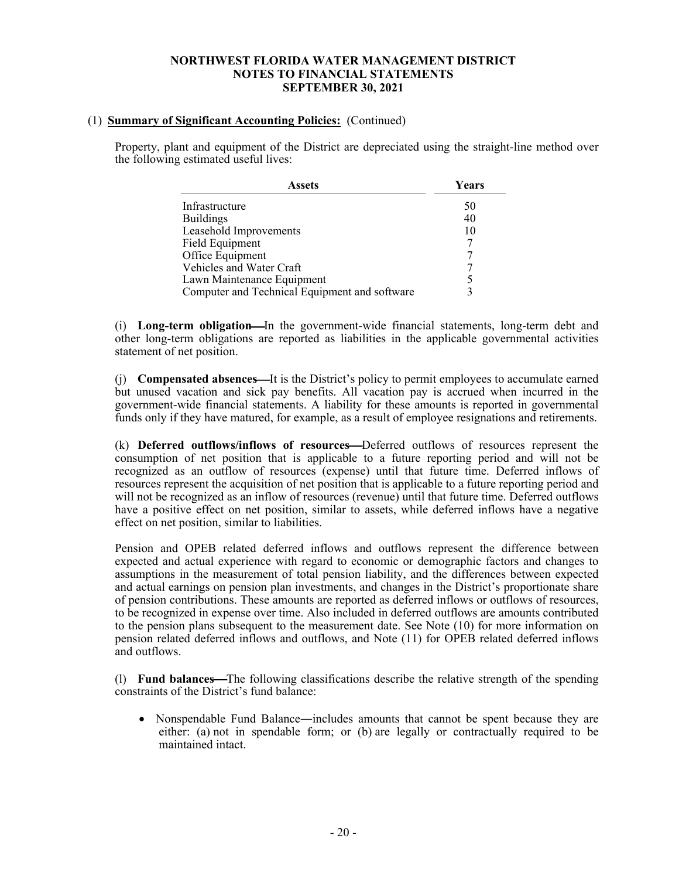(1) **Summary of Significant Accounting Policies:** (Continued)

Property, plant and equipment of the District are depreciated using the straight-line method over the following estimated useful lives:

| Assets | Years |
|---|---|
| Infrastructure | 50 |
| Buildings | 40 |
| Leasehold Improvements | 10 |
| Field Equipment | 7 |
| Office Equipment | 7 |
| Vehicles and Water Craft | 7 |
| Lawn Maintenance Equipment | 5 |
| Computer and Technical Equipment and software | 3 |

(i) **Long-term obligation**—In the government-wide financial statements, long-term debt and other long-term obligations are reported as liabilities in the applicable governmental activities statement of net position.

(j) **Compensated absences**—It is the District's policy to permit employees to accumulate earned but unused vacation and sick pay benefits. All vacation pay is accrued when incurred in the government-wide financial statements. A liability for these amounts is reported in governmental funds only if they have matured, for example, as a result of employee resignations and retirements.

(k) **Deferred outflows/inflows of resources**—Deferred outflows of resources represent the consumption of net position that is applicable to a future reporting period and will not be recognized as an outflow of resources (expense) until that future time. Deferred inflows of resources represent the acquisition of net position that is applicable to a future reporting period and will not be recognized as an inflow of resources (revenue) until that future time. Deferred outflows have a positive effect on net position, similar to assets, while deferred inflows have a negative effect on net position, similar to liabilities.

Pension and OPEB related deferred inflows and outflows represent the difference between expected and actual experience with regard to economic or demographic factors and changes to assumptions in the measurement of total pension liability, and the differences between expected and actual earnings on pension plan investments, and changes in the District's proportionate share of pension contributions. These amounts are reported as deferred inflows or outflows of resources, to be recognized in expense over time. Also included in deferred outflows are amounts contributed to the pension plans subsequent to the measurement date. See Note (10) for more information on pension related deferred inflows and outflows, and Note (11) for OPEB related deferred inflows and outflows.

(l) **Fund balances**—The following classifications describe the relative strength of the spending constraints of the District's fund balance:

- Nonspendable Fund Balance—includes amounts that cannot be spent because they are either: (a) not in spendable form; or (b) are legally or contractually required to be maintained intact.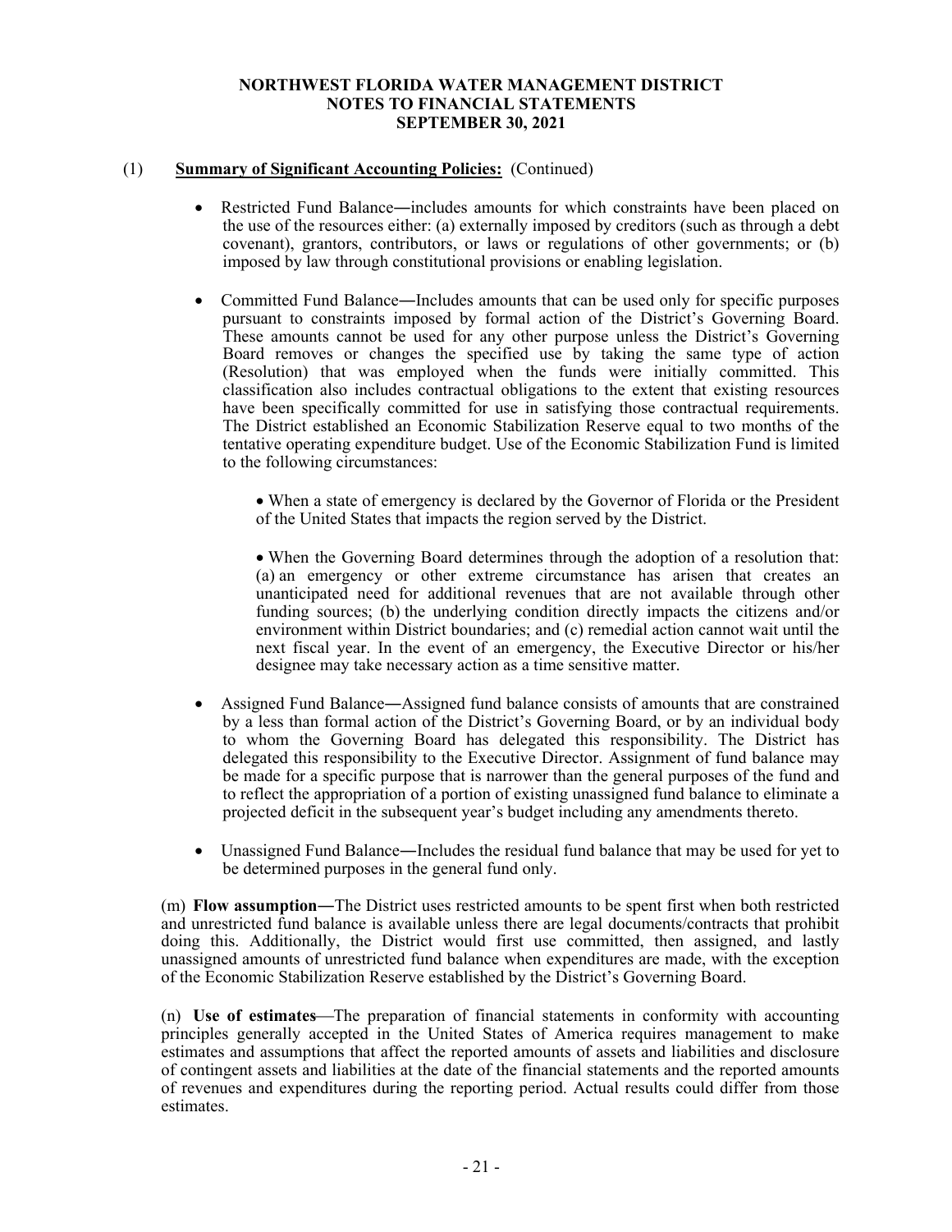(1) **Summary of Significant Accounting Policies:** (Continued)

- Restricted Fund Balance―includes amounts for which constraints have been placed on the use of the resources either: (a) externally imposed by creditors (such as through a debt covenant), grantors, contributors, or laws or regulations of other governments; or (b) imposed by law through constitutional provisions or enabling legislation.

- Committed Fund Balance―Includes amounts that can be used only for specific purposes pursuant to constraints imposed by formal action of the District's Governing Board. These amounts cannot be used for any other purpose unless the District's Governing Board removes or changes the specified use by taking the same type of action (Resolution) that was employed when the funds were initially committed. This classification also includes contractual obligations to the extent that existing resources have been specifically committed for use in satisfying those contractual requirements. The District established an Economic Stabilization Reserve equal to two months of the tentative operating expenditure budget. Use of the Economic Stabilization Fund is limited to the following circumstances:

    - When a state of emergency is declared by the Governor of Florida or the President of the United States that impacts the region served by the District.

    - When the Governing Board determines through the adoption of a resolution that: (a) an emergency or other extreme circumstance has arisen that creates an unanticipated need for additional revenues that are not available through other funding sources; (b) the underlying condition directly impacts the citizens and/or environment within District boundaries; and (c) remedial action cannot wait until the next fiscal year. In the event of an emergency, the Executive Director or his/her designee may take necessary action as a time sensitive matter.

- Assigned Fund Balance―Assigned fund balance consists of amounts that are constrained by a less than formal action of the District's Governing Board, or by an individual body to whom the Governing Board has delegated this responsibility. The District has delegated this responsibility to the Executive Director. Assignment of fund balance may be made for a specific purpose that is narrower than the general purposes of the fund and to reflect the appropriation of a portion of existing unassigned fund balance to eliminate a projected deficit in the subsequent year's budget including any amendments thereto.

- Unassigned Fund Balance―Includes the residual fund balance that may be used for yet to be determined purposes in the general fund only.

(m) **Flow assumption**―The District uses restricted amounts to be spent first when both restricted and unrestricted fund balance is available unless there are legal documents/contracts that prohibit doing this. Additionally, the District would first use committed, then assigned, and lastly unassigned amounts of unrestricted fund balance when expenditures are made, with the exception of the Economic Stabilization Reserve established by the District's Governing Board.

(n) **Use of estimates**—The preparation of financial statements in conformity with accounting principles generally accepted in the United States of America requires management to make estimates and assumptions that affect the reported amounts of assets and liabilities and disclosure of contingent assets and liabilities at the date of the financial statements and the reported amounts of revenues and expenditures during the reporting period. Actual results could differ from those estimates.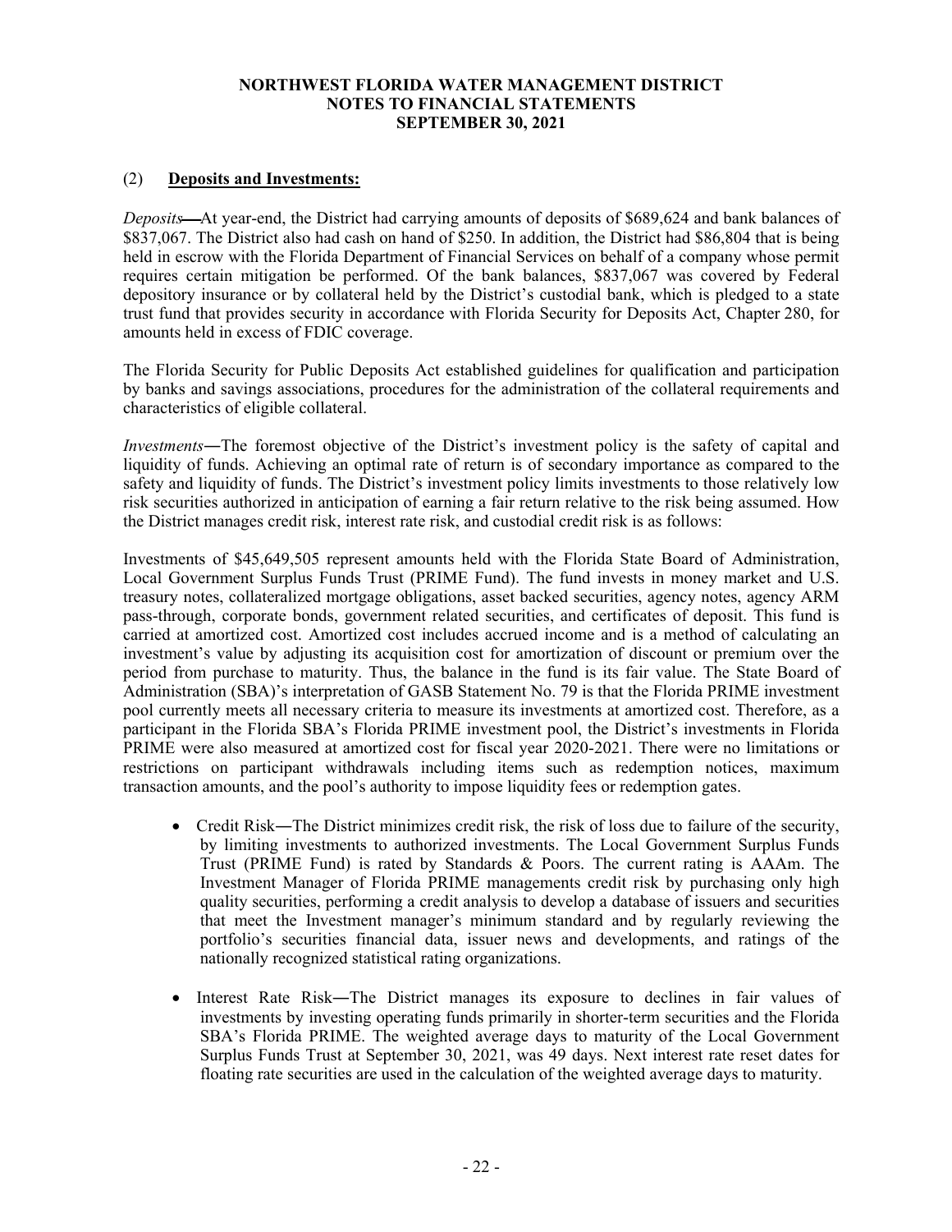## (2) Deposits and Investments:

*Deposits*—At year-end, the District had carrying amounts of deposits of $689,624 and bank balances of $837,067. The District also had cash on hand of $250. In addition, the District had $86,804 that is being held in escrow with the Florida Department of Financial Services on behalf of a company whose permit requires certain mitigation be performed. Of the bank balances, $837,067 was covered by Federal depository insurance or by collateral held by the District's custodial bank, which is pledged to a state trust fund that provides security in accordance with Florida Security for Deposits Act, Chapter 280, for amounts held in excess of FDIC coverage.

The Florida Security for Public Deposits Act established guidelines for qualification and participation by banks and savings associations, procedures for the administration of the collateral requirements and characteristics of eligible collateral.

*Investments*—The foremost objective of the District's investment policy is the safety of capital and liquidity of funds. Achieving an optimal rate of return is of secondary importance as compared to the safety and liquidity of funds. The District's investment policy limits investments to those relatively low risk securities authorized in anticipation of earning a fair return relative to the risk being assumed. How the District manages credit risk, interest rate risk, and custodial credit risk is as follows:

Investments of $45,649,505 represent amounts held with the Florida State Board of Administration, Local Government Surplus Funds Trust (PRIME Fund). The fund invests in money market and U.S. treasury notes, collateralized mortgage obligations, asset backed securities, agency notes, agency ARM pass-through, corporate bonds, government related securities, and certificates of deposit. This fund is carried at amortized cost. Amortized cost includes accrued income and is a method of calculating an investment's value by adjusting its acquisition cost for amortization of discount or premium over the period from purchase to maturity. Thus, the balance in the fund is its fair value. The State Board of Administration (SBA)'s interpretation of GASB Statement No. 79 is that the Florida PRIME investment pool currently meets all necessary criteria to measure its investments at amortized cost. Therefore, as a participant in the Florida SBA's Florida PRIME investment pool, the District's investments in Florida PRIME were also measured at amortized cost for fiscal year 2020-2021. There were no limitations or restrictions on participant withdrawals including items such as redemption notices, maximum transaction amounts, and the pool's authority to impose liquidity fees or redemption gates.

- Credit Risk—The District minimizes credit risk, the risk of loss due to failure of the security, by limiting investments to authorized investments. The Local Government Surplus Funds Trust (PRIME Fund) is rated by Standards & Poors. The current rating is AAAm. The Investment Manager of Florida PRIME managements credit risk by purchasing only high quality securities, performing a credit analysis to develop a database of issuers and securities that meet the Investment manager's minimum standard and by regularly reviewing the portfolio's securities financial data, issuer news and developments, and ratings of the nationally recognized statistical rating organizations.

- Interest Rate Risk—The District manages its exposure to declines in fair values of investments by investing operating funds primarily in shorter-term securities and the Florida SBA's Florida PRIME. The weighted average days to maturity of the Local Government Surplus Funds Trust at September 30, 2021, was 49 days. Next interest rate reset dates for floating rate securities are used in the calculation of the weighted average days to maturity.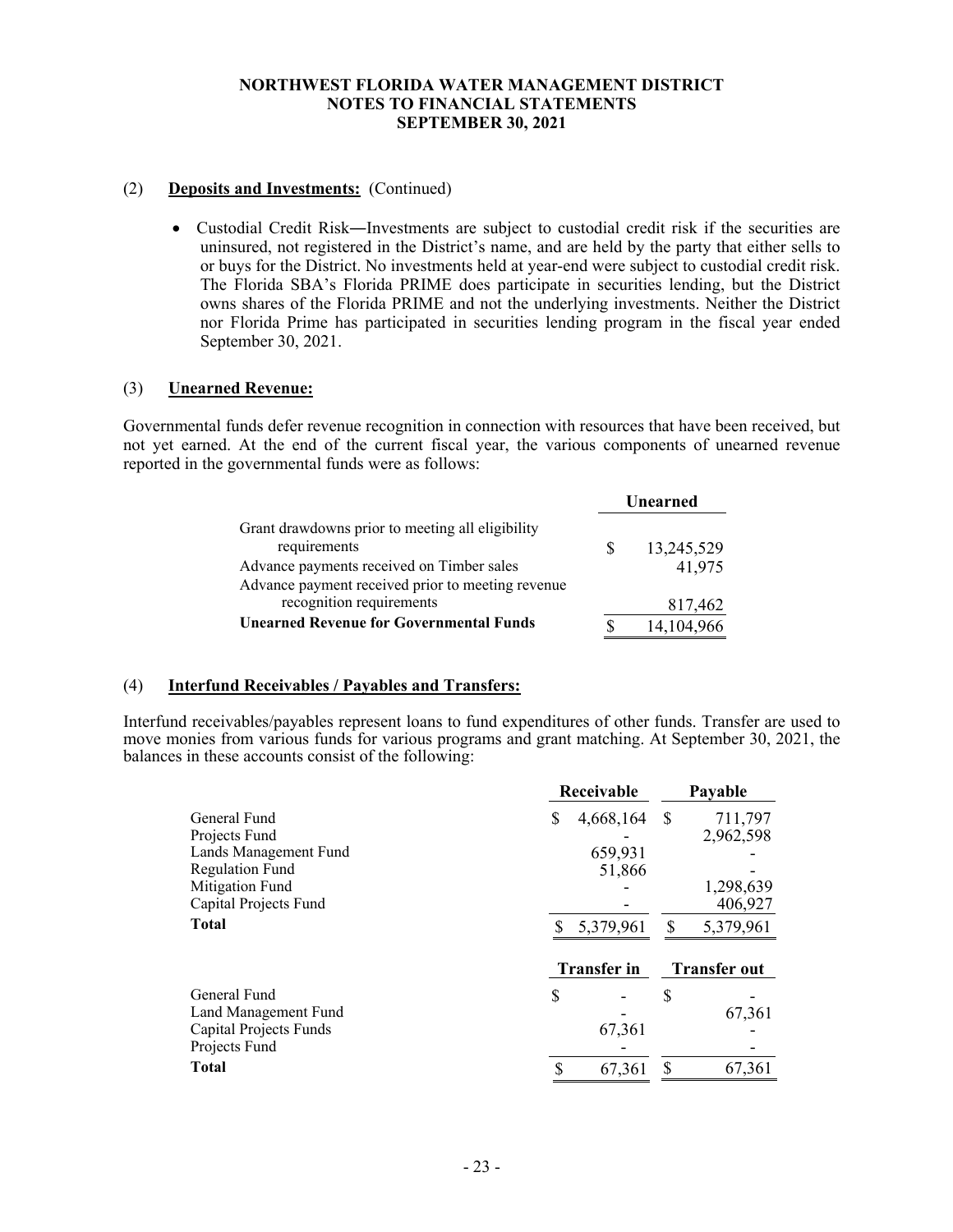(2) **Deposits and Investments:** (Continued)

- Custodial Credit Risk―Investments are subject to custodial credit risk if the securities are uninsured, not registered in the District's name, and are held by the party that either sells to or buys for the District. No investments held at year-end were subject to custodial credit risk. The Florida SBA's Florida PRIME does participate in securities lending, but the District owns shares of the Florida PRIME and not the underlying investments. Neither the District nor Florida Prime has participated in securities lending program in the fiscal year ended September 30, 2021.

(3) **Unearned Revenue:**

Governmental funds defer revenue recognition in connection with resources that have been received, but not yet earned. At the end of the current fiscal year, the various components of unearned revenue reported in the governmental funds were as follows:

| | Unearned |
|---|---|
| Grant drawdowns prior to meeting all eligibility requirements | $ 13,245,529 |
| Advance payments received on Timber sales | 41,975 |
| Advance payment received prior to meeting revenue recognition requirements | 817,462 |
| **Unearned Revenue for Governmental Funds** | $ 14,104,966 |

(4) **Interfund Receivables / Payables and Transfers:**

Interfund receivables/payables represent loans to fund expenditures of other funds. Transfer are used to move monies from various funds for various programs and grant matching. At September 30, 2021, the balances in these accounts consist of the following:

| | Receivable | Payable |
|---|---|---|
| General Fund | $ 4,668,164 | $ 711,797 |
| Projects Fund | - | 2,962,598 |
| Lands Management Fund | 659,931 | - |
| Regulation Fund | 51,866 | - |
| Mitigation Fund | - | 1,298,639 |
| Capital Projects Fund | - | 406,927 |
| **Total** | $ 5,379,961 | $ 5,379,961 |

| | Transfer in | Transfer out |
|---|---|---|
| General Fund | $ - | $ - |
| Land Management Fund | - | 67,361 |
| Capital Projects Funds | 67,361 | - |
| Projects Fund | - | - |
| **Total** | $ 67,361 | $ 67,361 |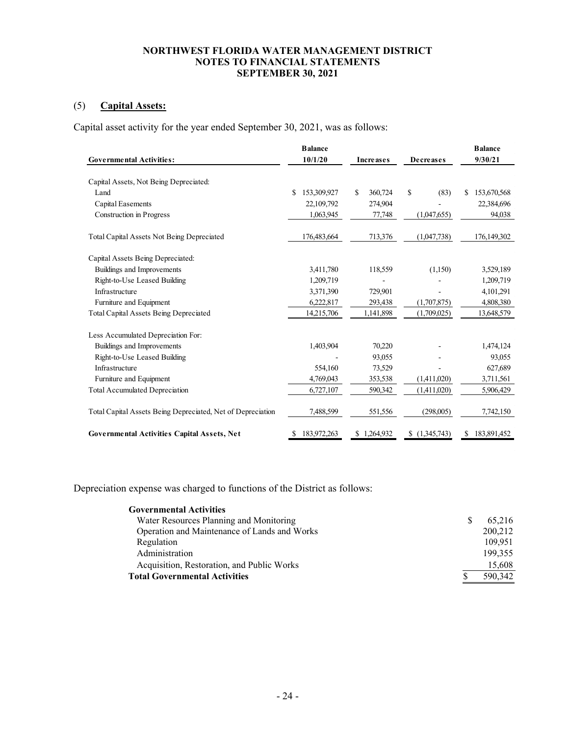NORTHWEST FLORIDA WATER MANAGEMENT DISTRICT
NOTES TO FINANCIAL STATEMENTS
SEPTEMBER 30, 2021

## (5) **Capital Assets:**

Capital asset activity for the year ended September 30, 2021, was as follows:

| **Governmental Activities:** | **Balance 10/1/20** | **Increases** | **Decreases** | **Balance 9/30/21** |
|---|---|---|---|---|
| Capital Assets, Not Being Depreciated: | | | | |
| Land | $ 153,309,927 | $ 360,724 | $ (83) | $ 153,670,568 |
| Capital Easements | 22,109,792 | 274,904 | - | 22,384,696 |
| Construction in Progress | 1,063,945 | 77,748 | (1,047,655) | 94,038 |
| Total Capital Assets Not Being Depreciated | 176,483,664 | 713,376 | (1,047,738) | 176,149,302 |
| Capital Assets Being Depreciated: | | | | |
| Buildings and Improvements | 3,411,780 | 118,559 | (1,150) | 3,529,189 |
| Right-to-Use Leased Building | 1,209,719 | - | - | 1,209,719 |
| Infrastructure | 3,371,390 | 729,901 | - | 4,101,291 |
| Furniture and Equipment | 6,222,817 | 293,438 | (1,707,875) | 4,808,380 |
| Total Capital Assets Being Depreciated | 14,215,706 | 1,141,898 | (1,709,025) | 13,648,579 |
| Less Accumulated Depreciation For: | | | | |
| Buildings and Improvements | 1,403,904 | 70,220 | - | 1,474,124 |
| Right-to-Use Leased Building | - | 93,055 | - | 93,055 |
| Infrastructure | 554,160 | 73,529 | - | 627,689 |
| Furniture and Equipment | 4,769,043 | 353,538 | (1,411,020) | 3,711,561 |
| Total Accumulated Depreciation | 6,727,107 | 590,342 | (1,411,020) | 5,906,429 |
| Total Capital Assets Being Depreciated, Net of Depreciation | 7,488,599 | 551,556 | (298,005) | 7,742,150 |
| **Governmental Activities Capital Assets, Net** | $ 183,972,263 | $ 1,264,932 | $ (1,345,743) | $ 183,891,452 |

Depreciation expense was charged to functions of the District as follows:

| **Governmental Activities** | |
|---|---|
| Water Resources Planning and Monitoring | $ 65,216 |
| Operation and Maintenance of Lands and Works | 200,212 |
| Regulation | 109,951 |
| Administration | 199,355 |
| Acquisition, Restoration, and Public Works | 15,608 |
| **Total Governmental Activities** | $ 590,342 |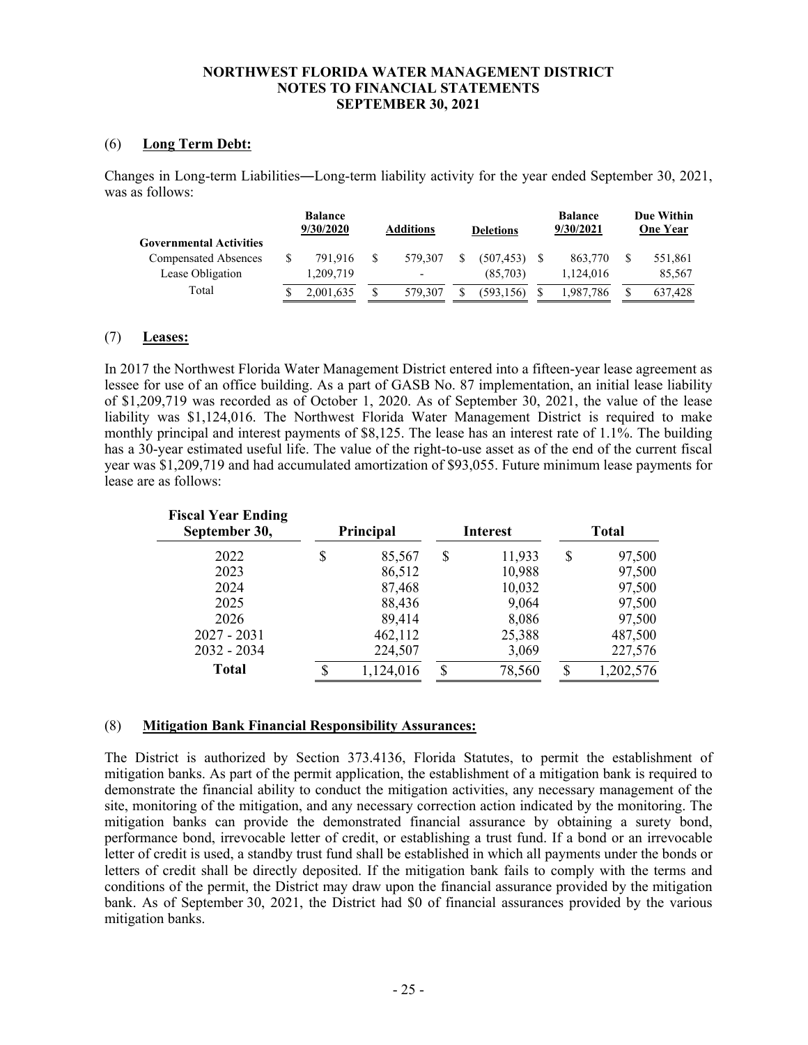# NORTHWEST FLORIDA WATER MANAGEMENT DISTRICT
## NOTES TO FINANCIAL STATEMENTS
## SEPTEMBER 30, 2021

### (6) Long Term Debt:

Changes in Long-term Liabilities―Long-term liability activity for the year ended September 30, 2021, was as follows:

| | Balance 9/30/2020 | Additions | Deletions | Balance 9/30/2021 | Due Within One Year |
|---|---|---|---|---|---|
| **Governmental Activities** | | | | | |
| Compensated Absences | $ 791,916 | $ 579,307 | $ (507,453) | $ 863,770 | $ 551,861 |
| Lease Obligation | 1,209,719 | - | (85,703) | 1,124,016 | 85,567 |
| Total | $ 2,001,635 | $ 579,307 | $ (593,156) | $ 1,987,786 | $ 637,428 |

### (7) Leases:

In 2017 the Northwest Florida Water Management District entered into a fifteen-year lease agreement as lessee for use of an office building. As a part of GASB No. 87 implementation, an initial lease liability of $1,209,719 was recorded as of October 1, 2020. As of September 30, 2021, the value of the lease liability was $1,124,016. The Northwest Florida Water Management District is required to make monthly principal and interest payments of $8,125. The lease has an interest rate of 1.1%. The building has a 30-year estimated useful life. The value of the right-to-use asset as of the end of the current fiscal year was $1,209,719 and had accumulated amortization of $93,055. Future minimum lease payments for lease are as follows:

| Fiscal Year Ending September 30, | Principal | Interest | Total |
|---|---|---|---|
| 2022 | $ 85,567 | $ 11,933 | $ 97,500 |
| 2023 | 86,512 | 10,988 | 97,500 |
| 2024 | 87,468 | 10,032 | 97,500 |
| 2025 | 88,436 | 9,064 | 97,500 |
| 2026 | 89,414 | 8,086 | 97,500 |
| 2027 - 2031 | 462,112 | 25,388 | 487,500 |
| 2032 - 2034 | 224,507 | 3,069 | 227,576 |
| **Total** | $ 1,124,016 | $ 78,560 | $ 1,202,576 |

### (8) Mitigation Bank Financial Responsibility Assurances:

The District is authorized by Section 373.4136, Florida Statutes, to permit the establishment of mitigation banks. As part of the permit application, the establishment of a mitigation bank is required to demonstrate the financial ability to conduct the mitigation activities, any necessary management of the site, monitoring of the mitigation, and any necessary correction action indicated by the monitoring. The mitigation banks can provide the demonstrated financial assurance by obtaining a surety bond, performance bond, irrevocable letter of credit, or establishing a trust fund. If a bond or an irrevocable letter of credit is used, a standby trust fund shall be established in which all payments under the bonds or letters of credit shall be directly deposited. If the mitigation bank fails to comply with the terms and conditions of the permit, the District may draw upon the financial assurance provided by the mitigation bank. As of September 30, 2021, the District had $0 of financial assurances provided by the various mitigation banks.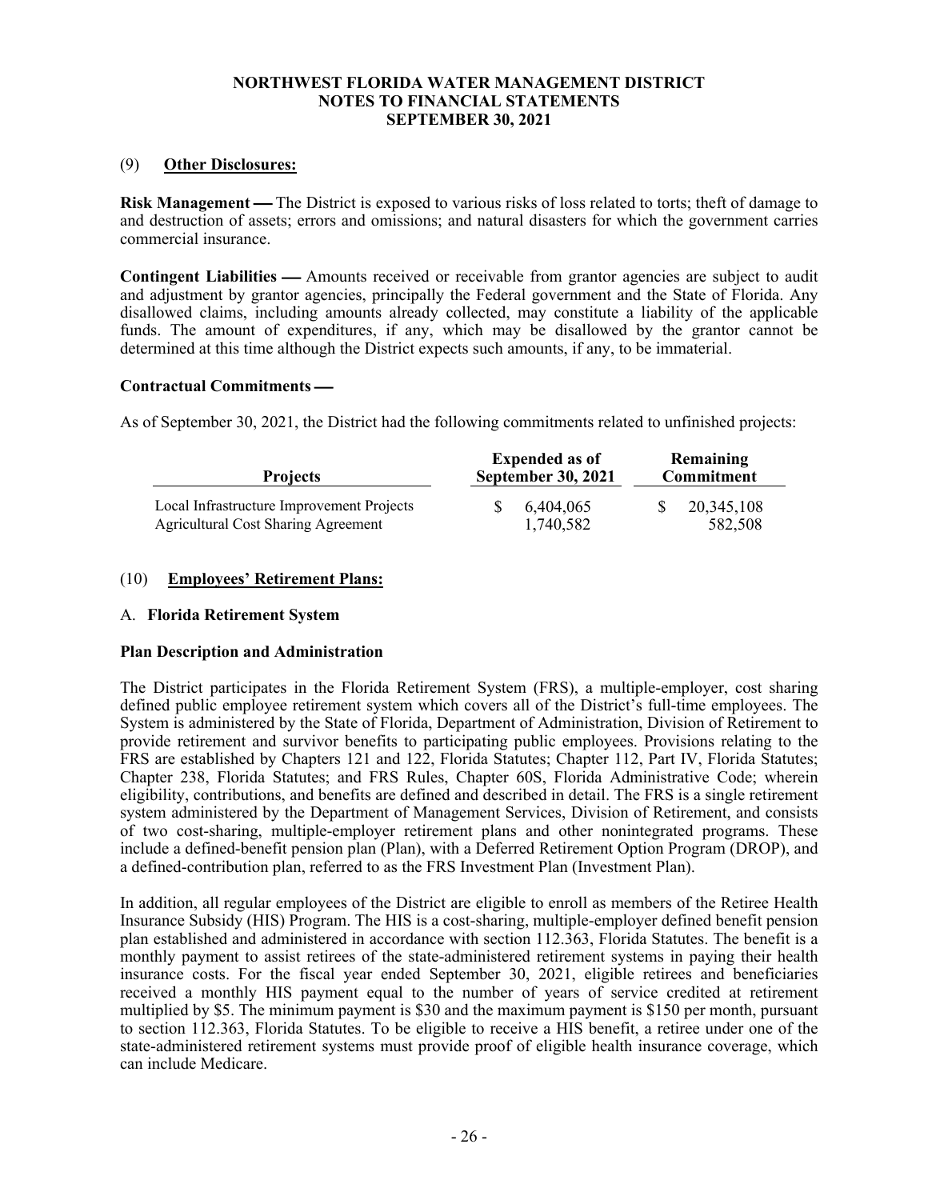# NORTHWEST FLORIDA WATER MANAGEMENT DISTRICT
## NOTES TO FINANCIAL STATEMENTS
## SEPTEMBER 30, 2021

### (9) Other Disclosures:

**Risk Management —** The District is exposed to various risks of loss related to torts; theft of damage to and destruction of assets; errors and omissions; and natural disasters for which the government carries commercial insurance.

**Contingent Liabilities —** Amounts received or receivable from grantor agencies are subject to audit and adjustment by grantor agencies, principally the Federal government and the State of Florida. Any disallowed claims, including amounts already collected, may constitute a liability of the applicable funds. The amount of expenditures, if any, which may be disallowed by the grantor cannot be determined at this time although the District expects such amounts, if any, to be immaterial.

**Contractual Commitments —**

As of September 30, 2021, the District had the following commitments related to unfinished projects:

| Projects | Expended as of September 30, 2021 | Remaining Commitment |
|---|---|---|
| Local Infrastructure Improvement Projects | $ 6,404,065 | $ 20,345,108 |
| Agricultural Cost Sharing Agreement | 1,740,582 | 582,508 |

### (10) Employees' Retirement Plans:

#### A. Florida Retirement System

**Plan Description and Administration**

The District participates in the Florida Retirement System (FRS), a multiple-employer, cost sharing defined public employee retirement system which covers all of the District's full-time employees. The System is administered by the State of Florida, Department of Administration, Division of Retirement to provide retirement and survivor benefits to participating public employees. Provisions relating to the FRS are established by Chapters 121 and 122, Florida Statutes; Chapter 112, Part IV, Florida Statutes; Chapter 238, Florida Statutes; and FRS Rules, Chapter 60S, Florida Administrative Code; wherein eligibility, contributions, and benefits are defined and described in detail. The FRS is a single retirement system administered by the Department of Management Services, Division of Retirement, and consists of two cost-sharing, multiple-employer retirement plans and other nonintegrated programs. These include a defined-benefit pension plan (Plan), with a Deferred Retirement Option Program (DROP), and a defined-contribution plan, referred to as the FRS Investment Plan (Investment Plan).

In addition, all regular employees of the District are eligible to enroll as members of the Retiree Health Insurance Subsidy (HIS) Program. The HIS is a cost-sharing, multiple-employer defined benefit pension plan established and administered in accordance with section 112.363, Florida Statutes. The benefit is a monthly payment to assist retirees of the state-administered retirement systems in paying their health insurance costs. For the fiscal year ended September 30, 2021, eligible retirees and beneficiaries received a monthly HIS payment equal to the number of years of service credited at retirement multiplied by $5. The minimum payment is $30 and the maximum payment is $150 per month, pursuant to section 112.363, Florida Statutes. To be eligible to receive a HIS benefit, a retiree under one of the state-administered retirement systems must provide proof of eligible health insurance coverage, which can include Medicare.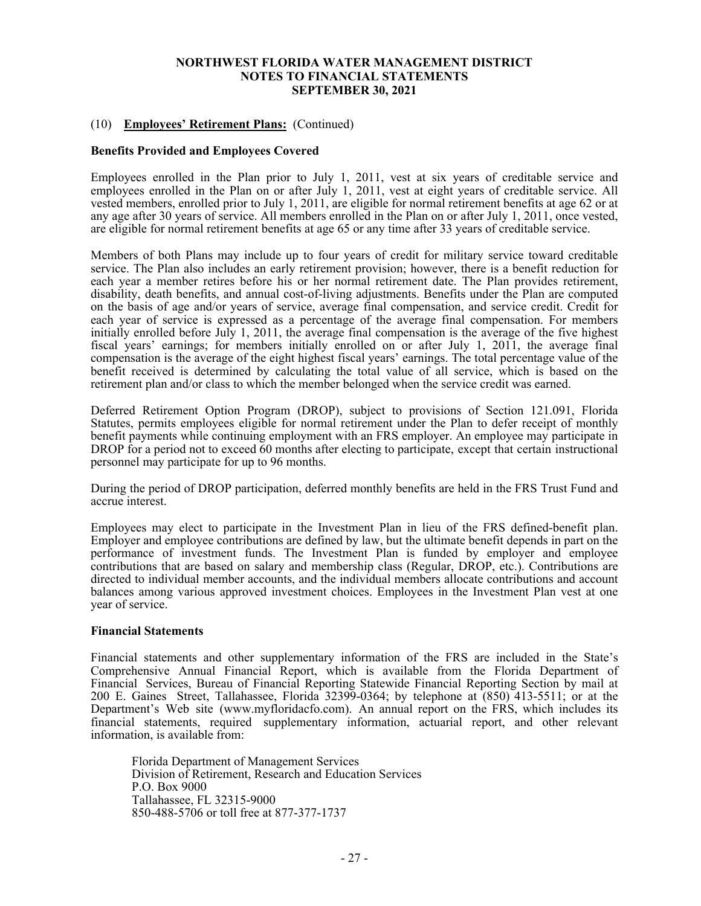# NORTHWEST FLORIDA WATER MANAGEMENT DISTRICT
# NOTES TO FINANCIAL STATEMENTS
# SEPTEMBER 30, 2021

(10) **Employees' Retirement Plans:** (Continued)

**Benefits Provided and Employees Covered**

Employees enrolled in the Plan prior to July 1, 2011, vest at six years of creditable service and employees enrolled in the Plan on or after July 1, 2011, vest at eight years of creditable service. All vested members, enrolled prior to July 1, 2011, are eligible for normal retirement benefits at age 62 or at any age after 30 years of service. All members enrolled in the Plan on or after July 1, 2011, once vested, are eligible for normal retirement benefits at age 65 or any time after 33 years of creditable service.

Members of both Plans may include up to four years of credit for military service toward creditable service. The Plan also includes an early retirement provision; however, there is a benefit reduction for each year a member retires before his or her normal retirement date. The Plan provides retirement, disability, death benefits, and annual cost-of-living adjustments. Benefits under the Plan are computed on the basis of age and/or years of service, average final compensation, and service credit. Credit for each year of service is expressed as a percentage of the average final compensation. For members initially enrolled before July 1, 2011, the average final compensation is the average of the five highest fiscal years' earnings; for members initially enrolled on or after July 1, 2011, the average final compensation is the average of the eight highest fiscal years' earnings. The total percentage value of the benefit received is determined by calculating the total value of all service, which is based on the retirement plan and/or class to which the member belonged when the service credit was earned.

Deferred Retirement Option Program (DROP), subject to provisions of Section 121.091, Florida Statutes, permits employees eligible for normal retirement under the Plan to defer receipt of monthly benefit payments while continuing employment with an FRS employer. An employee may participate in DROP for a period not to exceed 60 months after electing to participate, except that certain instructional personnel may participate for up to 96 months.

During the period of DROP participation, deferred monthly benefits are held in the FRS Trust Fund and accrue interest.

Employees may elect to participate in the Investment Plan in lieu of the FRS defined-benefit plan. Employer and employee contributions are defined by law, but the ultimate benefit depends in part on the performance of investment funds. The Investment Plan is funded by employer and employee contributions that are based on salary and membership class (Regular, DROP, etc.). Contributions are directed to individual member accounts, and the individual members allocate contributions and account balances among various approved investment choices. Employees in the Investment Plan vest at one year of service.

**Financial Statements**

Financial statements and other supplementary information of the FRS are included in the State's Comprehensive Annual Financial Report, which is available from the Florida Department of Financial Services, Bureau of Financial Reporting Statewide Financial Reporting Section by mail at 200 E. Gaines Street, Tallahassee, Florida 32399-0364; by telephone at (850) 413-5511; or at the Department's Web site (www.myfloridacfo.com). An annual report on the FRS, which includes its financial statements, required supplementary information, actuarial report, and other relevant information, is available from:

Florida Department of Management Services
Division of Retirement, Research and Education Services
P.O. Box 9000
Tallahassee, FL 32315-9000
850-488-5706 or toll free at 877-377-1737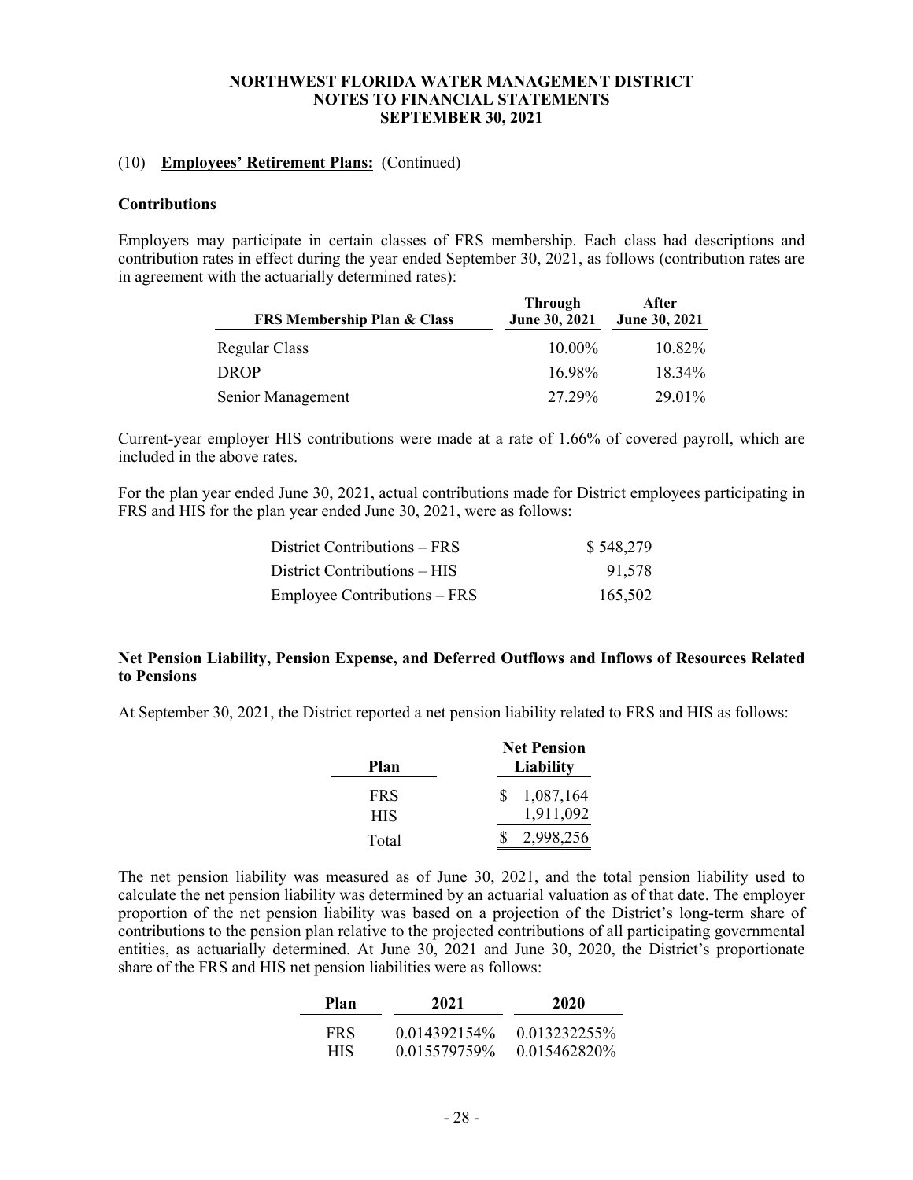(10) **Employees' Retirement Plans:** (Continued)

**Contributions**

Employers may participate in certain classes of FRS membership. Each class had descriptions and contribution rates in effect during the year ended September 30, 2021, as follows (contribution rates are in agreement with the actuarially determined rates):

| FRS Membership Plan & Class | Through June 30, 2021 | After June 30, 2021 |
|---|---|---|
| Regular Class | 10.00% | 10.82% |
| DROP | 16.98% | 18.34% |
| Senior Management | 27.29% | 29.01% |

Current-year employer HIS contributions were made at a rate of 1.66% of covered payroll, which are included in the above rates.

For the plan year ended June 30, 2021, actual contributions made for District employees participating in FRS and HIS for the plan year ended June 30, 2021, were as follows:

| | |
|---|---|
| District Contributions – FRS | $ 548,279 |
| District Contributions – HIS | 91,578 |
| Employee Contributions – FRS | 165,502 |

**Net Pension Liability, Pension Expense, and Deferred Outflows and Inflows of Resources Related to Pensions**

At September 30, 2021, the District reported a net pension liability related to FRS and HIS as follows:

| Plan | Net Pension Liability |
|---|---|
| FRS | $ 1,087,164 |
| HIS | 1,911,092 |
| Total | $ 2,998,256 |

The net pension liability was measured as of June 30, 2021, and the total pension liability used to calculate the net pension liability was determined by an actuarial valuation as of that date. The employer proportion of the net pension liability was based on a projection of the District's long-term share of contributions to the pension plan relative to the projected contributions of all participating governmental entities, as actuarially determined. At June 30, 2021 and June 30, 2020, the District's proportionate share of the FRS and HIS net pension liabilities were as follows:

| Plan | 2021 | 2020 |
|---|---|---|
| FRS | 0.014392154% | 0.013232255% |
| HIS | 0.015579759% | 0.015462820% |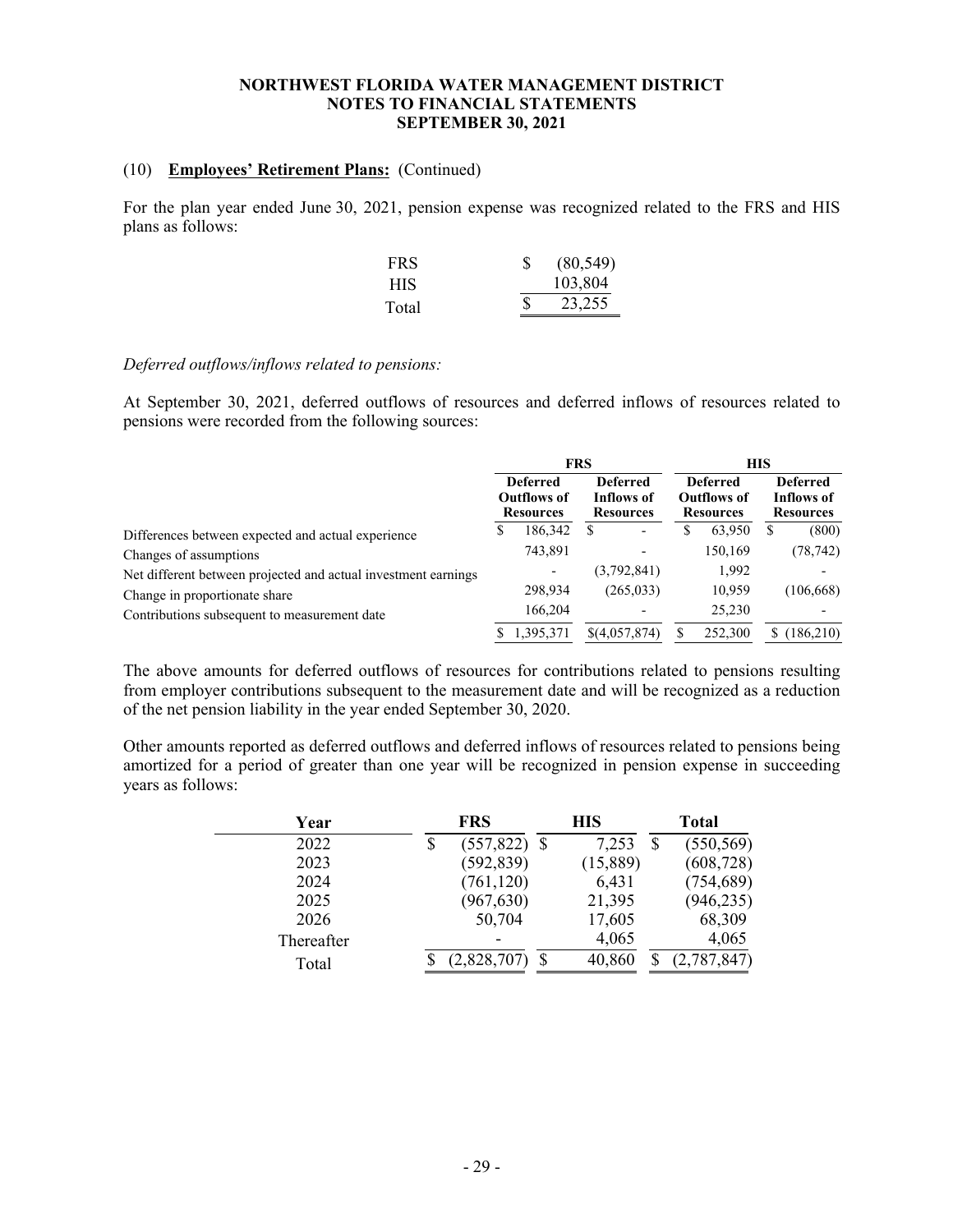### NORTHWEST FLORIDA WATER MANAGEMENT DISTRICT
### NOTES TO FINANCIAL STATEMENTS
### SEPTEMBER 30, 2021

(10) **Employees' Retirement Plans:** (Continued)

For the plan year ended June 30, 2021, pension expense was recognized related to the FRS and HIS plans as follows:

| | |
|---|---|
| FRS | $ (80,549) |
| HIS | 103,804 |
| Total | $ 23,255 |

*Deferred outflows/inflows related to pensions:*

At September 30, 2021, deferred outflows of resources and deferred inflows of resources related to pensions were recorded from the following sources:

| | FRS | | HIS | |
|---|---|---|---|---|
| | **Deferred Outflows of Resources** | **Deferred Inflows of Resources** | **Deferred Outflows of Resources** | **Deferred Inflows of Resources** |
| Differences between expected and actual experience | $ 186,342 | $ - | $ 63,950 | $ (800) |
| Changes of assumptions | 743,891 | - | 150,169 | (78,742) |
| Net different between projected and actual investment earnings | - | (3,792,841) | 1,992 | - |
| Change in proportionate share | 298,934 | (265,033) | 10,959 | (106,668) |
| Contributions subsequent to measurement date | 166,204 | - | 25,230 | - |
| | $ 1,395,371 | $(4,057,874) | $ 252,300 | $ (186,210) |

The above amounts for deferred outflows of resources for contributions related to pensions resulting from employer contributions subsequent to the measurement date and will be recognized as a reduction of the net pension liability in the year ended September 30, 2020.

Other amounts reported as deferred outflows and deferred inflows of resources related to pensions being amortized for a period of greater than one year will be recognized in pension expense in succeeding years as follows:

| Year | FRS | HIS | Total |
|---|---|---|---|
| 2022 | $ (557,822) | $ 7,253 | $ (550,569) |
| 2023 | (592,839) | (15,889) | (608,728) |
| 2024 | (761,120) | 6,431 | (754,689) |
| 2025 | (967,630) | 21,395 | (946,235) |
| 2026 | 50,704 | 17,605 | 68,309 |
| Thereafter | - | 4,065 | 4,065 |
| Total | $ (2,828,707) | $ 40,860 | $ (2,787,847) |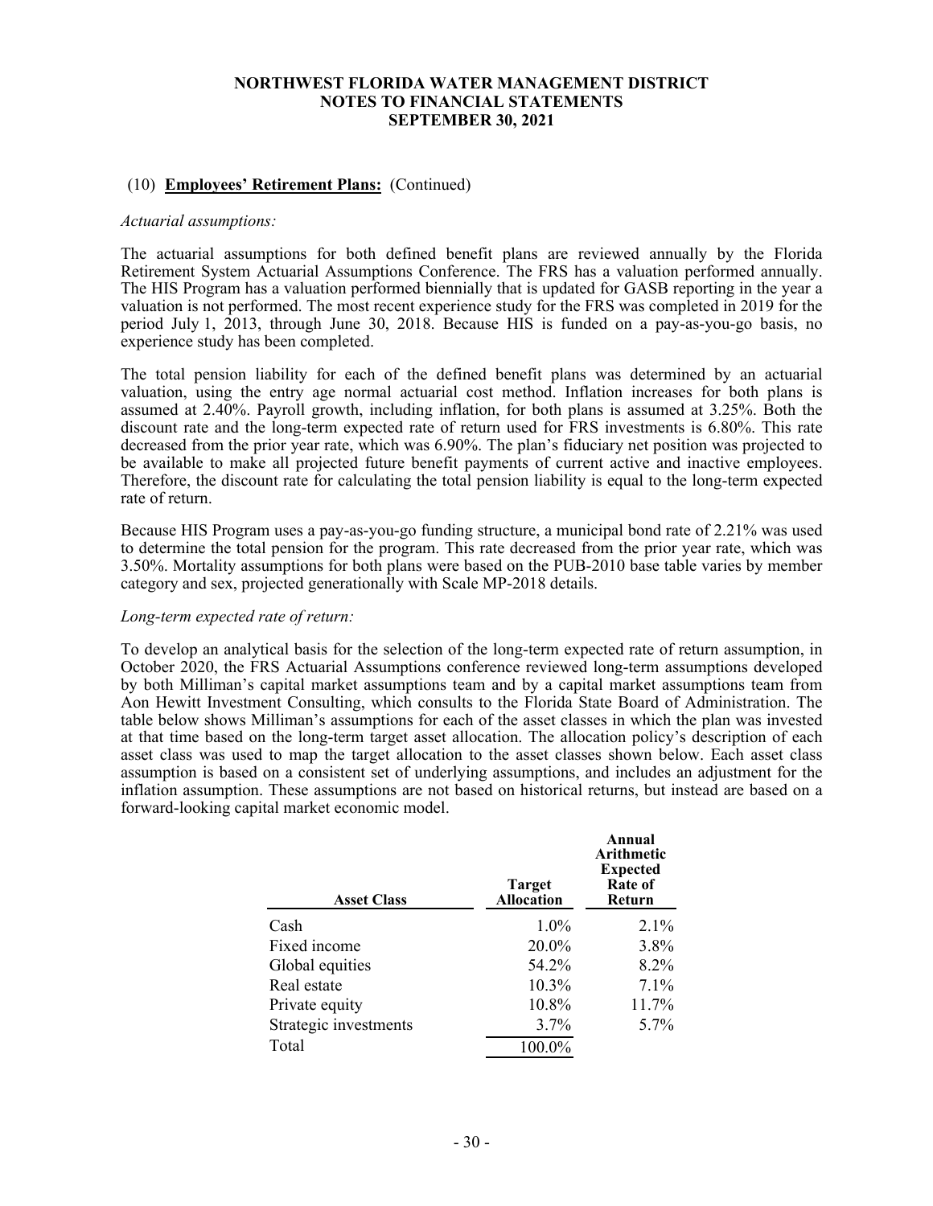NORTHWEST FLORIDA WATER MANAGEMENT DISTRICT
NOTES TO FINANCIAL STATEMENTS
SEPTEMBER 30, 2021

(10) **Employees' Retirement Plans:** (Continued)

*Actuarial assumptions:*

The actuarial assumptions for both defined benefit plans are reviewed annually by the Florida Retirement System Actuarial Assumptions Conference. The FRS has a valuation performed annually. The HIS Program has a valuation performed biennially that is updated for GASB reporting in the year a valuation is not performed. The most recent experience study for the FRS was completed in 2019 for the period July 1, 2013, through June 30, 2018. Because HIS is funded on a pay-as-you-go basis, no experience study has been completed.

The total pension liability for each of the defined benefit plans was determined by an actuarial valuation, using the entry age normal actuarial cost method. Inflation increases for both plans is assumed at 2.40%. Payroll growth, including inflation, for both plans is assumed at 3.25%. Both the discount rate and the long-term expected rate of return used for FRS investments is 6.80%. This rate decreased from the prior year rate, which was 6.90%. The plan's fiduciary net position was projected to be available to make all projected future benefit payments of current active and inactive employees. Therefore, the discount rate for calculating the total pension liability is equal to the long-term expected rate of return.

Because HIS Program uses a pay-as-you-go funding structure, a municipal bond rate of 2.21% was used to determine the total pension for the program. This rate decreased from the prior year rate, which was 3.50%. Mortality assumptions for both plans were based on the PUB-2010 base table varies by member category and sex, projected generationally with Scale MP-2018 details.

*Long-term expected rate of return:*

To develop an analytical basis for the selection of the long-term expected rate of return assumption, in October 2020, the FRS Actuarial Assumptions conference reviewed long-term assumptions developed by both Milliman's capital market assumptions team and by a capital market assumptions team from Aon Hewitt Investment Consulting, which consults to the Florida State Board of Administration. The table below shows Milliman's assumptions for each of the asset classes in which the plan was invested at that time based on the long-term target asset allocation. The allocation policy's description of each asset class was used to map the target allocation to the asset classes shown below. Each asset class assumption is based on a consistent set of underlying assumptions, and includes an adjustment for the inflation assumption. These assumptions are not based on historical returns, but instead are based on a forward-looking capital market economic model.

| Asset Class | Target Allocation | Annual Arithmetic Expected Rate of Return |
|---|---|---|
| Cash | 1.0% | 2.1% |
| Fixed income | 20.0% | 3.8% |
| Global equities | 54.2% | 8.2% |
| Real estate | 10.3% | 7.1% |
| Private equity | 10.8% | 11.7% |
| Strategic investments | 3.7% | 5.7% |
| Total | 100.0% | |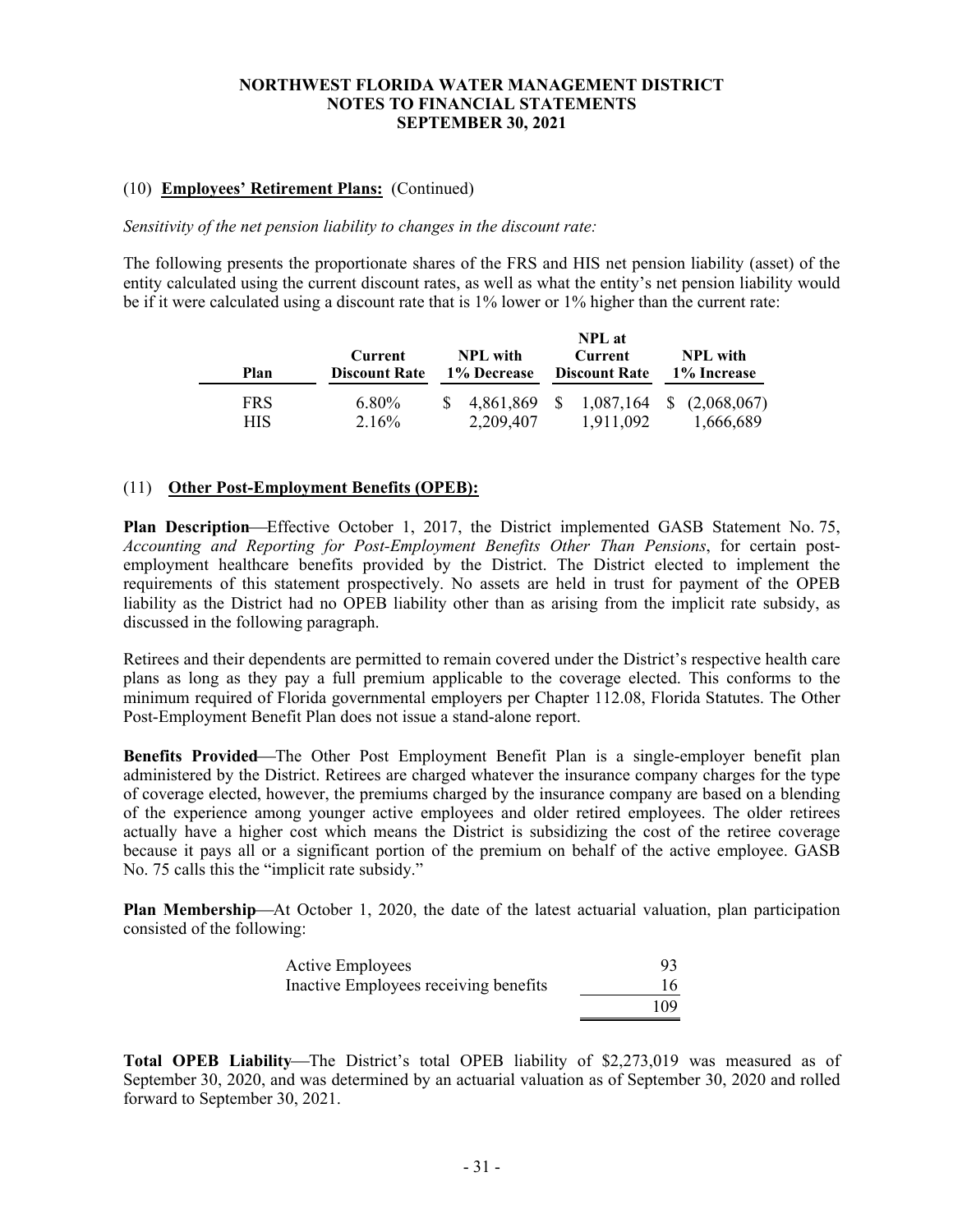(10) **Employees' Retirement Plans:** (Continued)

*Sensitivity of the net pension liability to changes in the discount rate:*

The following presents the proportionate shares of the FRS and HIS net pension liability (asset) of the entity calculated using the current discount rates, as well as what the entity's net pension liability would be if it were calculated using a discount rate that is 1% lower or 1% higher than the current rate:

| Plan | Current Discount Rate | NPL with 1% Decrease | NPL at Current Discount Rate | NPL with 1% Increase |
|---|---|---|---|---|
| FRS | 6.80% | $ 4,861,869 | $ 1,087,164 | $ (2,068,067) |
| HIS | 2.16% | 2,209,407 | 1,911,092 | 1,666,689 |

(11) **Other Post-Employment Benefits (OPEB):**

**Plan Description**—Effective October 1, 2017, the District implemented GASB Statement No. 75, *Accounting and Reporting for Post-Employment Benefits Other Than Pensions*, for certain post-employment healthcare benefits provided by the District. The District elected to implement the requirements of this statement prospectively. No assets are held in trust for payment of the OPEB liability as the District had no OPEB liability other than as arising from the implicit rate subsidy, as discussed in the following paragraph.

Retirees and their dependents are permitted to remain covered under the District's respective health care plans as long as they pay a full premium applicable to the coverage elected. This conforms to the minimum required of Florida governmental employers per Chapter 112.08, Florida Statutes. The Other Post-Employment Benefit Plan does not issue a stand-alone report.

**Benefits Provided**—The Other Post Employment Benefit Plan is a single-employer benefit plan administered by the District. Retirees are charged whatever the insurance company charges for the type of coverage elected, however, the premiums charged by the insurance company are based on a blending of the experience among younger active employees and older retired employees. The older retirees actually have a higher cost which means the District is subsidizing the cost of the retiree coverage because it pays all or a significant portion of the premium on behalf of the active employee. GASB No. 75 calls this the "implicit rate subsidy."

**Plan Membership**—At October 1, 2020, the date of the latest actuarial valuation, plan participation consisted of the following:

| | |
|---|---|
| Active Employees | 93 |
| Inactive Employees receiving benefits | 16 |
| | 109 |

**Total OPEB Liability**—The District's total OPEB liability of $2,273,019 was measured as of September 30, 2020, and was determined by an actuarial valuation as of September 30, 2020 and rolled forward to September 30, 2021.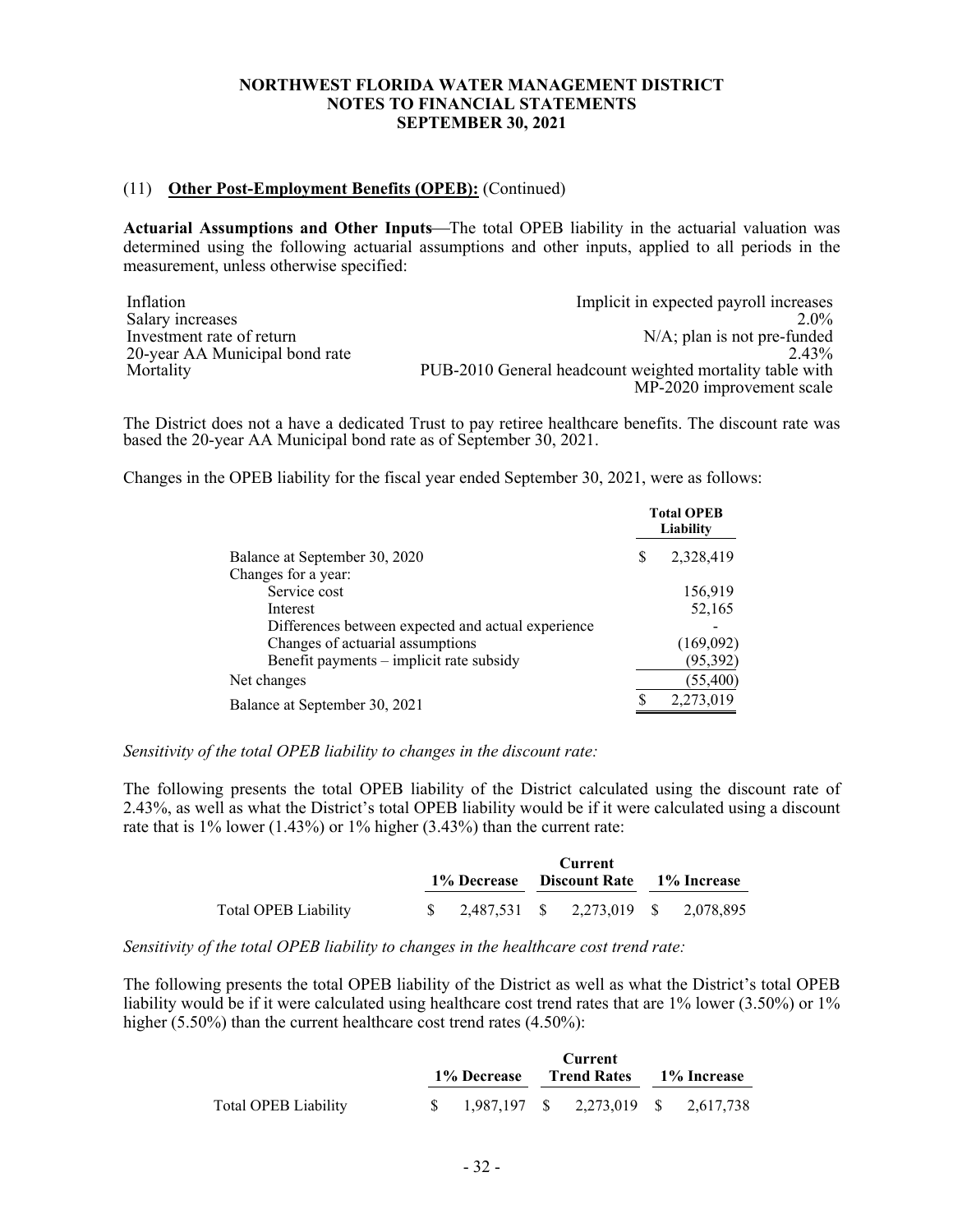(11) **Other Post-Employment Benefits (OPEB):** (Continued)

**Actuarial Assumptions and Other Inputs**—The total OPEB liability in the actuarial valuation was determined using the following actuarial assumptions and other inputs, applied to all periods in the measurement, unless otherwise specified:

| | |
|---|---|
| Inflation | Implicit in expected payroll increases |
| Salary increases | 2.0% |
| Investment rate of return | N/A; plan is not pre-funded |
| 20-year AA Municipal bond rate | 2.43% |
| Mortality | PUB-2010 General headcount weighted mortality table with MP-2020 improvement scale |

The District does not a have a dedicated Trust to pay retiree healthcare benefits. The discount rate was based the 20-year AA Municipal bond rate as of September 30, 2021.

Changes in the OPEB liability for the fiscal year ended September 30, 2021, were as follows:

| | Total OPEB Liability |
|---|---|
| Balance at September 30, 2020 | $ 2,328,419 |
| Changes for a year: | |
| Service cost | 156,919 |
| Interest | 52,165 |
| Differences between expected and actual experience | - |
| Changes of actuarial assumptions | (169,092) |
| Benefit payments – implicit rate subsidy | (95,392) |
| Net changes | (55,400) |
| Balance at September 30, 2021 | $ 2,273,019 |

*Sensitivity of the total OPEB liability to changes in the discount rate:*

The following presents the total OPEB liability of the District calculated using the discount rate of 2.43%, as well as what the District's total OPEB liability would be if it were calculated using a discount rate that is 1% lower (1.43%) or 1% higher (3.43%) than the current rate:

| | 1% Decrease | Current Discount Rate | 1% Increase |
|---|---|---|---|
| Total OPEB Liability | $ 2,487,531 | $ 2,273,019 | $ 2,078,895 |

*Sensitivity of the total OPEB liability to changes in the healthcare cost trend rate:*

The following presents the total OPEB liability of the District as well as what the District's total OPEB liability would be if it were calculated using healthcare cost trend rates that are 1% lower (3.50%) or 1% higher (5.50%) than the current healthcare cost trend rates (4.50%):

| | 1% Decrease | Current Trend Rates | 1% Increase |
|---|---|---|---|
| Total OPEB Liability | $ 1,987,197 | $ 2,273,019 | $ 2,617,738 |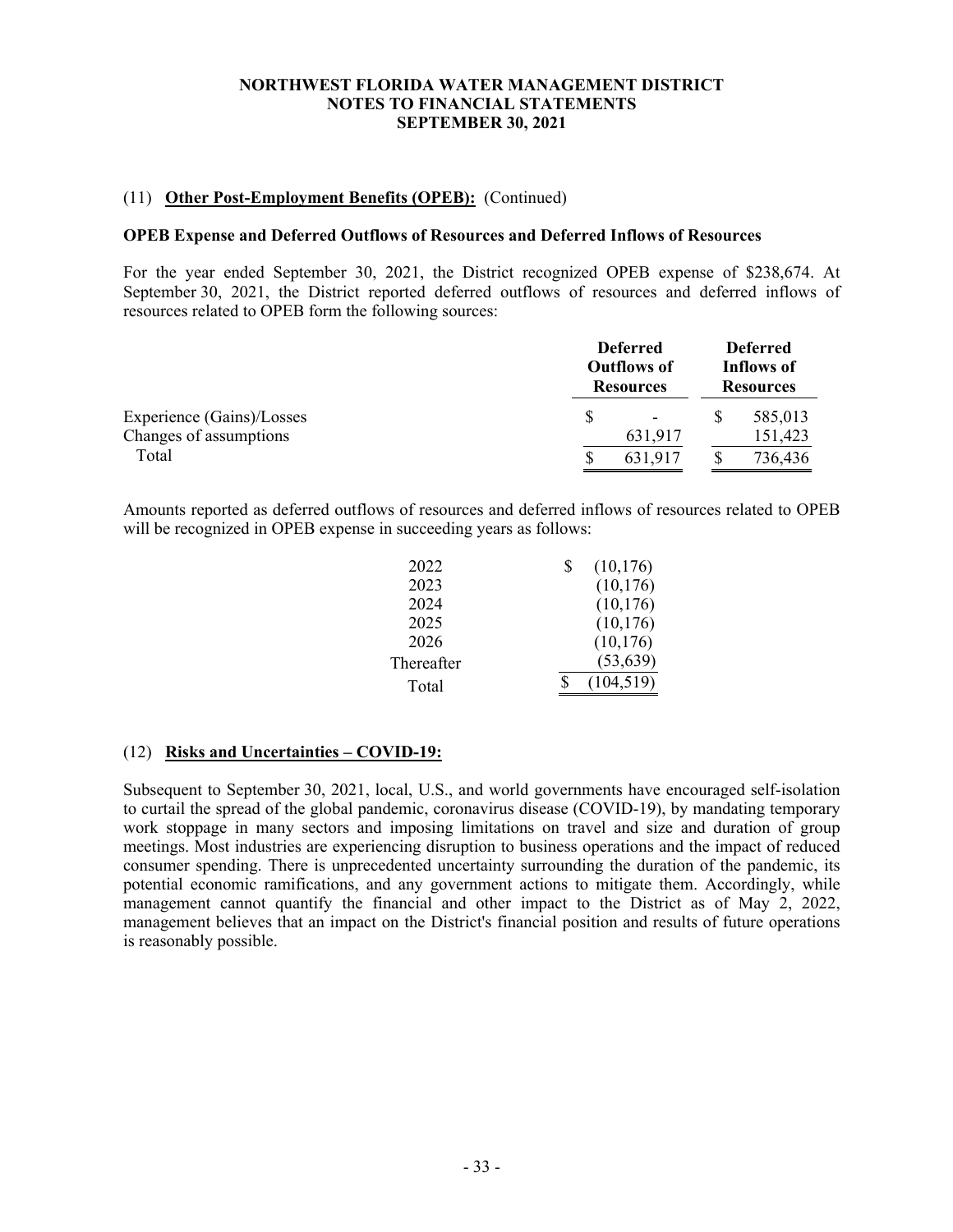**NORTHWEST FLORIDA WATER MANAGEMENT DISTRICT**
**NOTES TO FINANCIAL STATEMENTS**
**SEPTEMBER 30, 2021**

(11) **Other Post-Employment Benefits (OPEB):** (Continued)

**OPEB Expense and Deferred Outflows of Resources and Deferred Inflows of Resources**

For the year ended September 30, 2021, the District recognized OPEB expense of $238,674. At September 30, 2021, the District reported deferred outflows of resources and deferred inflows of resources related to OPEB form the following sources:

| | Deferred Outflows of Resources | Deferred Inflows of Resources |
|---|---|---|
| Experience (Gains)/Losses | $ - | $ 585,013 |
| Changes of assumptions | 631,917 | 151,423 |
| Total | $ 631,917 | $ 736,436 |

Amounts reported as deferred outflows of resources and deferred inflows of resources related to OPEB will be recognized in OPEB expense in succeeding years as follows:

| | |
|---|---|
| 2022 | $ (10,176) |
| 2023 | (10,176) |
| 2024 | (10,176) |
| 2025 | (10,176) |
| 2026 | (10,176) |
| Thereafter | (53,639) |
| Total | $ (104,519) |

(12) **Risks and Uncertainties – COVID-19:**

Subsequent to September 30, 2021, local, U.S., and world governments have encouraged self-isolation to curtail the spread of the global pandemic, coronavirus disease (COVID-19), by mandating temporary work stoppage in many sectors and imposing limitations on travel and size and duration of group meetings. Most industries are experiencing disruption to business operations and the impact of reduced consumer spending. There is unprecedented uncertainty surrounding the duration of the pandemic, its potential economic ramifications, and any government actions to mitigate them. Accordingly, while management cannot quantify the financial and other impact to the District as of May 2, 2022, management believes that an impact on the District's financial position and results of future operations is reasonably possible.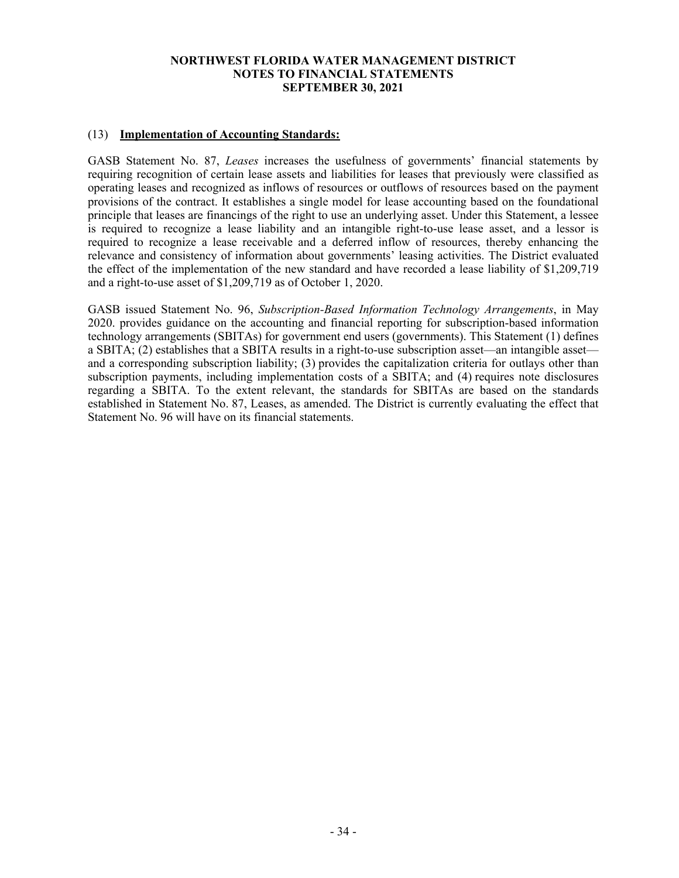## (13) **Implementation of Accounting Standards:**

GASB Statement No. 87, *Leases* increases the usefulness of governments' financial statements by requiring recognition of certain lease assets and liabilities for leases that previously were classified as operating leases and recognized as inflows of resources or outflows of resources based on the payment provisions of the contract. It establishes a single model for lease accounting based on the foundational principle that leases are financings of the right to use an underlying asset. Under this Statement, a lessee is required to recognize a lease liability and an intangible right-to-use lease asset, and a lessor is required to recognize a lease receivable and a deferred inflow of resources, thereby enhancing the relevance and consistency of information about governments' leasing activities. The District evaluated the effect of the implementation of the new standard and have recorded a lease liability of $1,209,719 and a right-to-use asset of $1,209,719 as of October 1, 2020.

GASB issued Statement No. 96, *Subscription-Based Information Technology Arrangements*, in May 2020. provides guidance on the accounting and financial reporting for subscription-based information technology arrangements (SBITAs) for government end users (governments). This Statement (1) defines a SBITA; (2) establishes that a SBITA results in a right-to-use subscription asset—an intangible asset—and a corresponding subscription liability; (3) provides the capitalization criteria for outlays other than subscription payments, including implementation costs of a SBITA; and (4) requires note disclosures regarding a SBITA. To the extent relevant, the standards for SBITAs are based on the standards established in Statement No. 87, Leases, as amended. The District is currently evaluating the effect that Statement No. 96 will have on its financial statements.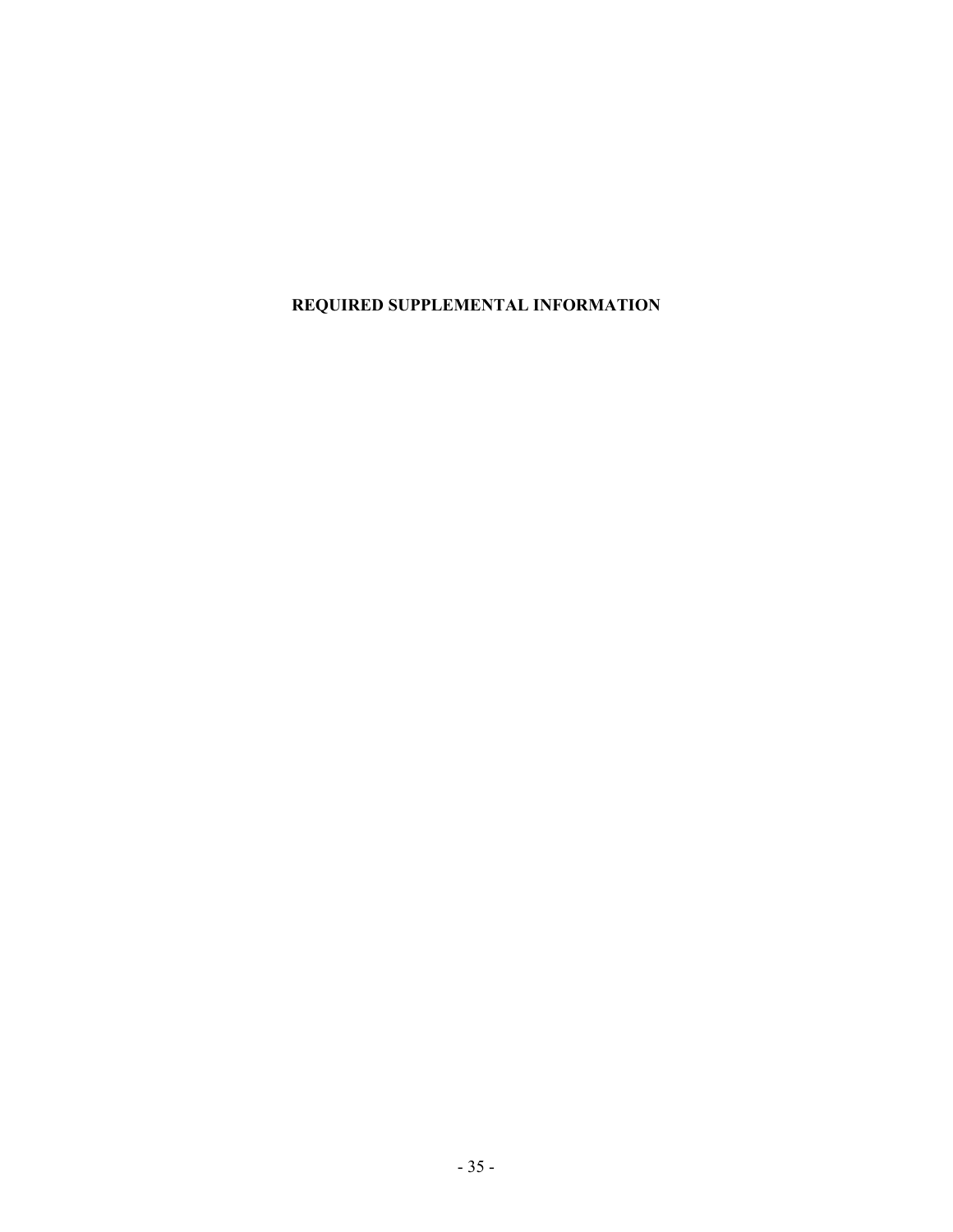# REQUIRED SUPPLEMENTAL INFORMATION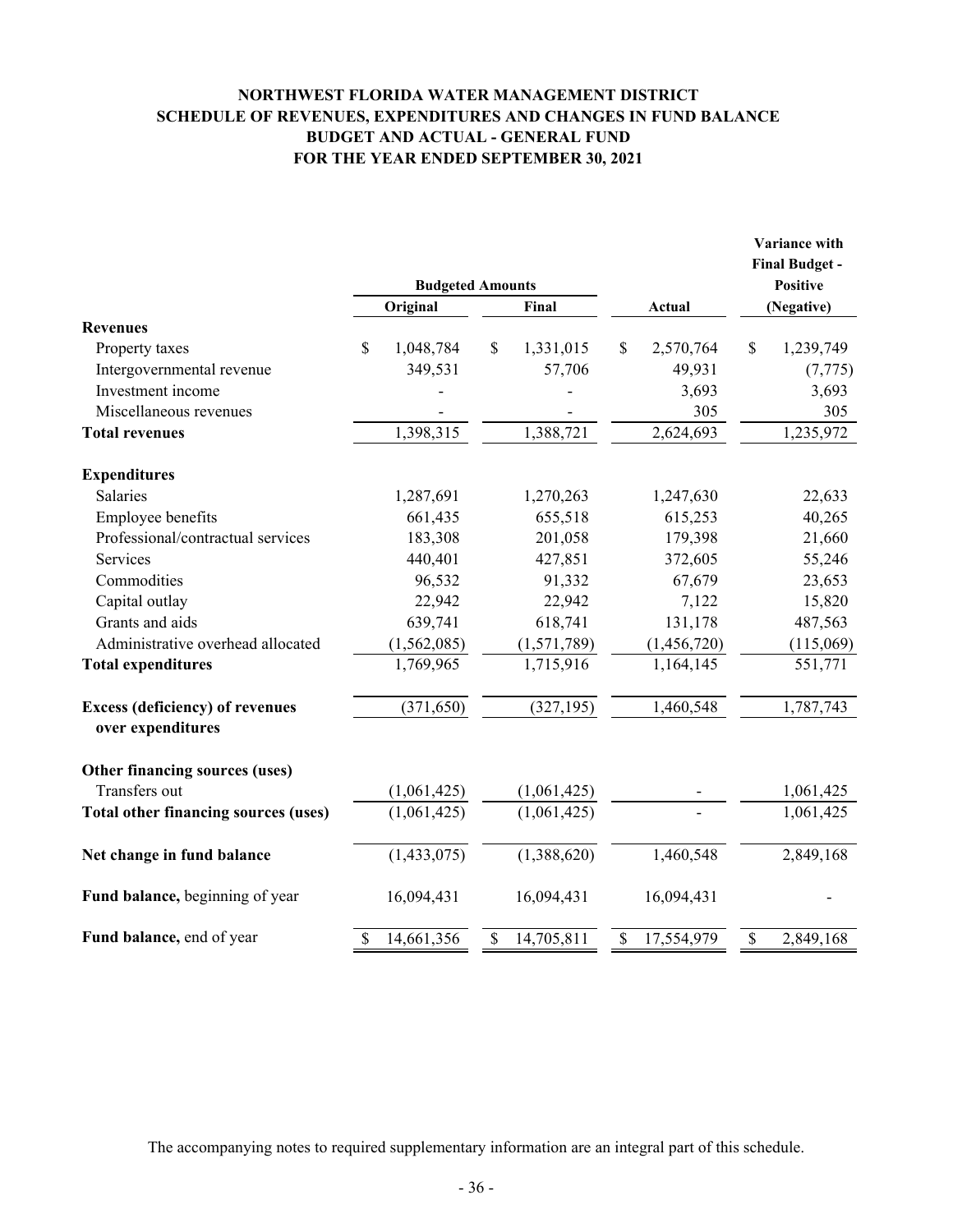# NORTHWEST FLORIDA WATER MANAGEMENT DISTRICT
## SCHEDULE OF REVENUES, EXPENDITURES AND CHANGES IN FUND BALANCE
## BUDGET AND ACTUAL - GENERAL FUND
## FOR THE YEAR ENDED SEPTEMBER 30, 2021

| | Budgeted Amounts | | | Variance with Final Budget - Positive |
|---|---|---|---|---|
| | Original | Final | Actual | (Negative) |
| **Revenues** | | | | |
| Property taxes | $ 1,048,784 | $ 1,331,015 | $ 2,570,764 | $ 1,239,749 |
| Intergovernmental revenue | 349,531 | 57,706 | 49,931 | (7,775) |
| Investment income | - | - | 3,693 | 3,693 |
| Miscellaneous revenues | - | - | 305 | 305 |
| **Total revenues** | 1,398,315 | 1,388,721 | 2,624,693 | 1,235,972 |
| **Expenditures** | | | | |
| Salaries | 1,287,691 | 1,270,263 | 1,247,630 | 22,633 |
| Employee benefits | 661,435 | 655,518 | 615,253 | 40,265 |
| Professional/contractual services | 183,308 | 201,058 | 179,398 | 21,660 |
| Services | 440,401 | 427,851 | 372,605 | 55,246 |
| Commodities | 96,532 | 91,332 | 67,679 | 23,653 |
| Capital outlay | 22,942 | 22,942 | 7,122 | 15,820 |
| Grants and aids | 639,741 | 618,741 | 131,178 | 487,563 |
| Administrative overhead allocated | (1,562,085) | (1,571,789) | (1,456,720) | (115,069) |
| **Total expenditures** | 1,769,965 | 1,715,916 | 1,164,145 | 551,771 |
| **Excess (deficiency) of revenues over expenditures** | (371,650) | (327,195) | 1,460,548 | 1,787,743 |
| **Other financing sources (uses)** | | | | |
| Transfers out | (1,061,425) | (1,061,425) | - | 1,061,425 |
| **Total other financing sources (uses)** | (1,061,425) | (1,061,425) | - | 1,061,425 |
| **Net change in fund balance** | (1,433,075) | (1,388,620) | 1,460,548 | 2,849,168 |
| **Fund balance,** beginning of year | 16,094,431 | 16,094,431 | 16,094,431 | - |
| **Fund balance,** end of year | $ 14,661,356 | $ 14,705,811 | $ 17,554,979 | $ 2,849,168 |

The accompanying notes to required supplementary information are an integral part of this schedule.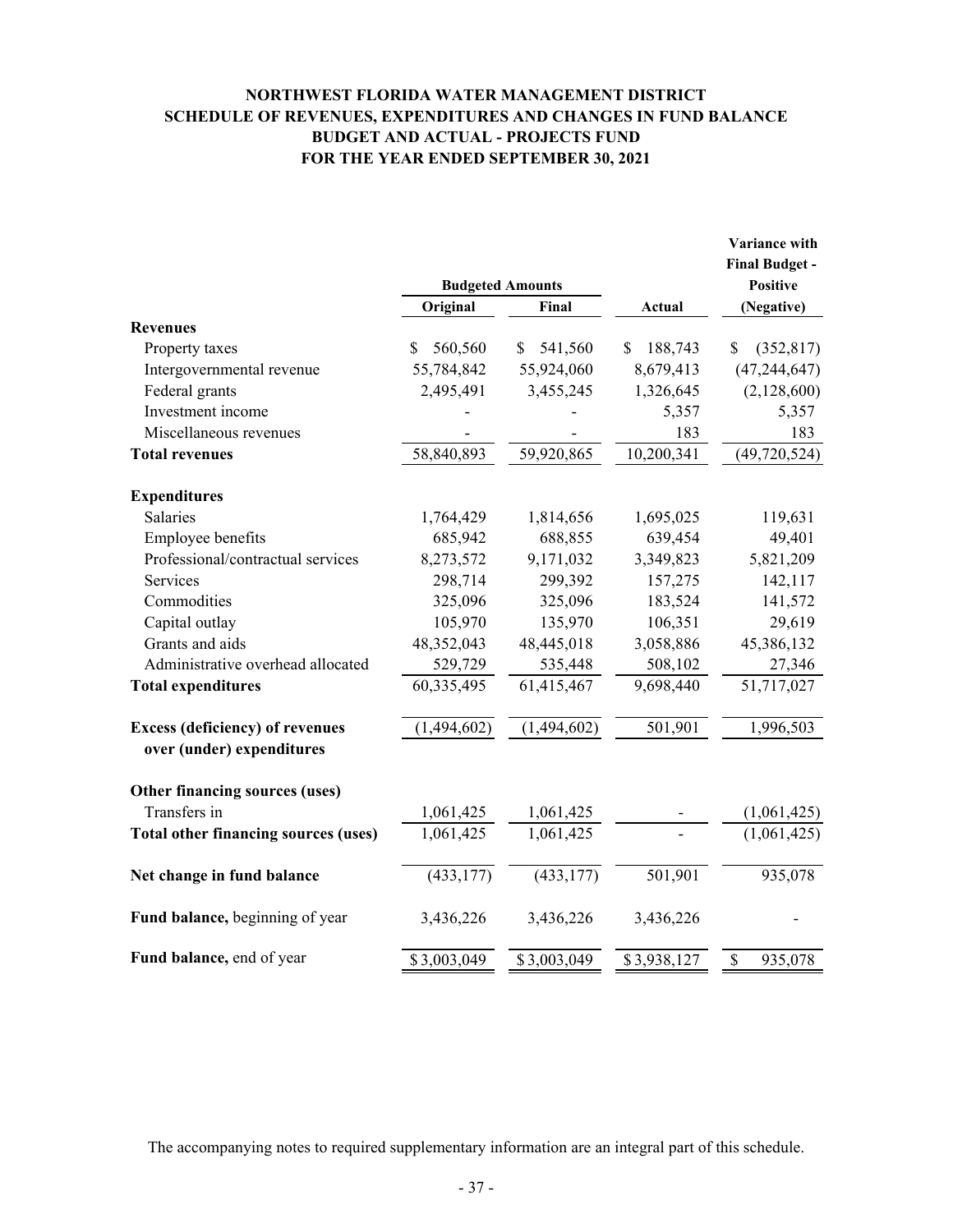# NORTHWEST FLORIDA WATER MANAGEMENT DISTRICT
## SCHEDULE OF REVENUES, EXPENDITURES AND CHANGES IN FUND BALANCE
## BUDGET AND ACTUAL - PROJECTS FUND
## FOR THE YEAR ENDED SEPTEMBER 30, 2021

| | Budgeted Amounts | | | Variance with Final Budget - Positive |
|---|---|---|---|---|
| | Original | Final | Actual | (Negative) |
| **Revenues** | | | | |
| Property taxes | $ 560,560 | $ 541,560 | $ 188,743 | $ (352,817) |
| Intergovernmental revenue | 55,784,842 | 55,924,060 | 8,679,413 | (47,244,647) |
| Federal grants | 2,495,491 | 3,455,245 | 1,326,645 | (2,128,600) |
| Investment income | - | - | 5,357 | 5,357 |
| Miscellaneous revenues | - | - | 183 | 183 |
| **Total revenues** | 58,840,893 | 59,920,865 | 10,200,341 | (49,720,524) |
| **Expenditures** | | | | |
| Salaries | 1,764,429 | 1,814,656 | 1,695,025 | 119,631 |
| Employee benefits | 685,942 | 688,855 | 639,454 | 49,401 |
| Professional/contractual services | 8,273,572 | 9,171,032 | 3,349,823 | 5,821,209 |
| Services | 298,714 | 299,392 | 157,275 | 142,117 |
| Commodities | 325,096 | 325,096 | 183,524 | 141,572 |
| Capital outlay | 105,970 | 135,970 | 106,351 | 29,619 |
| Grants and aids | 48,352,043 | 48,445,018 | 3,058,886 | 45,386,132 |
| Administrative overhead allocated | 529,729 | 535,448 | 508,102 | 27,346 |
| **Total expenditures** | 60,335,495 | 61,415,467 | 9,698,440 | 51,717,027 |
| **Excess (deficiency) of revenues over (under) expenditures** | (1,494,602) | (1,494,602) | 501,901 | 1,996,503 |
| **Other financing sources (uses)** | | | | |
| Transfers in | 1,061,425 | 1,061,425 | - | (1,061,425) |
| **Total other financing sources (uses)** | 1,061,425 | 1,061,425 | - | (1,061,425) |
| **Net change in fund balance** | (433,177) | (433,177) | 501,901 | 935,078 |
| **Fund balance,** beginning of year | 3,436,226 | 3,436,226 | 3,436,226 | - |
| **Fund balance,** end of year | $ 3,003,049 | $ 3,003,049 | $ 3,938,127 | $ 935,078 |

The accompanying notes to required supplementary information are an integral part of this schedule.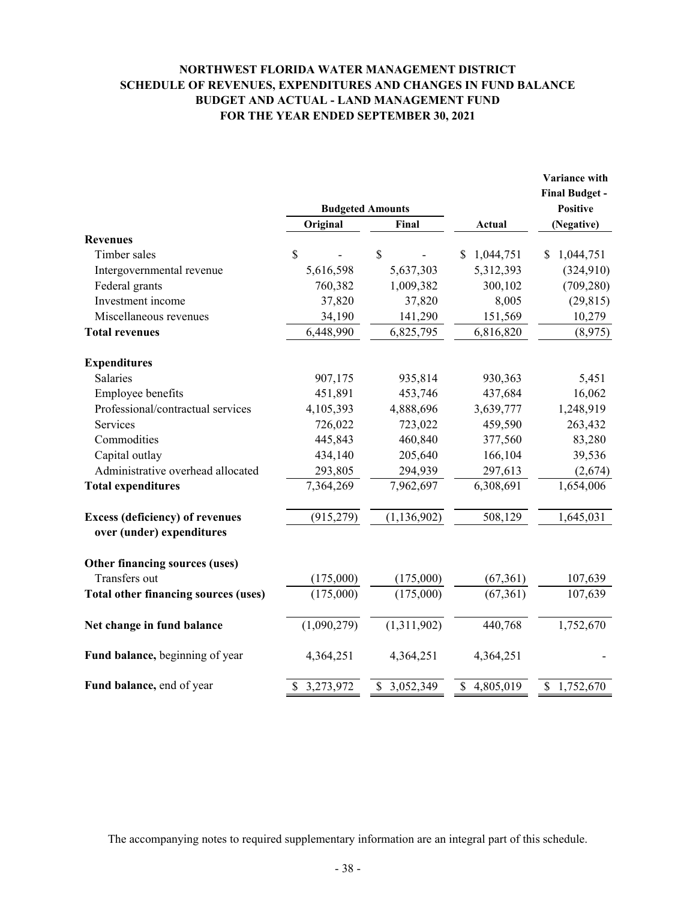# NORTHWEST FLORIDA WATER MANAGEMENT DISTRICT
## SCHEDULE OF REVENUES, EXPENDITURES AND CHANGES IN FUND BALANCE
## BUDGET AND ACTUAL - LAND MANAGEMENT FUND
## FOR THE YEAR ENDED SEPTEMBER 30, 2021

| | Budgeted Amounts | | | Variance with Final Budget - Positive |
|---|---|---|---|---|
| | **Original** | **Final** | **Actual** | **(Negative)** |
| **Revenues** | | | | |
| Timber sales | $ - | $ - | $ 1,044,751 | $ 1,044,751 |
| Intergovernmental revenue | 5,616,598 | 5,637,303 | 5,312,393 | (324,910) |
| Federal grants | 760,382 | 1,009,382 | 300,102 | (709,280) |
| Investment income | 37,820 | 37,820 | 8,005 | (29,815) |
| Miscellaneous revenues | 34,190 | 141,290 | 151,569 | 10,279 |
| **Total revenues** | 6,448,990 | 6,825,795 | 6,816,820 | (8,975) |
| **Expenditures** | | | | |
| Salaries | 907,175 | 935,814 | 930,363 | 5,451 |
| Employee benefits | 451,891 | 453,746 | 437,684 | 16,062 |
| Professional/contractual services | 4,105,393 | 4,888,696 | 3,639,777 | 1,248,919 |
| Services | 726,022 | 723,022 | 459,590 | 263,432 |
| Commodities | 445,843 | 460,840 | 377,560 | 83,280 |
| Capital outlay | 434,140 | 205,640 | 166,104 | 39,536 |
| Administrative overhead allocated | 293,805 | 294,939 | 297,613 | (2,674) |
| **Total expenditures** | 7,364,269 | 7,962,697 | 6,308,691 | 1,654,006 |
| **Excess (deficiency) of revenues over (under) expenditures** | (915,279) | (1,136,902) | 508,129 | 1,645,031 |
| **Other financing sources (uses)** | | | | |
| Transfers out | (175,000) | (175,000) | (67,361) | 107,639 |
| **Total other financing sources (uses)** | (175,000) | (175,000) | (67,361) | 107,639 |
| **Net change in fund balance** | (1,090,279) | (1,311,902) | 440,768 | 1,752,670 |
| **Fund balance,** beginning of year | 4,364,251 | 4,364,251 | 4,364,251 | - |
| **Fund balance,** end of year | $ 3,273,972 | $ 3,052,349 | $ 4,805,019 | $ 1,752,670 |

The accompanying notes to required supplementary information are an integral part of this schedule.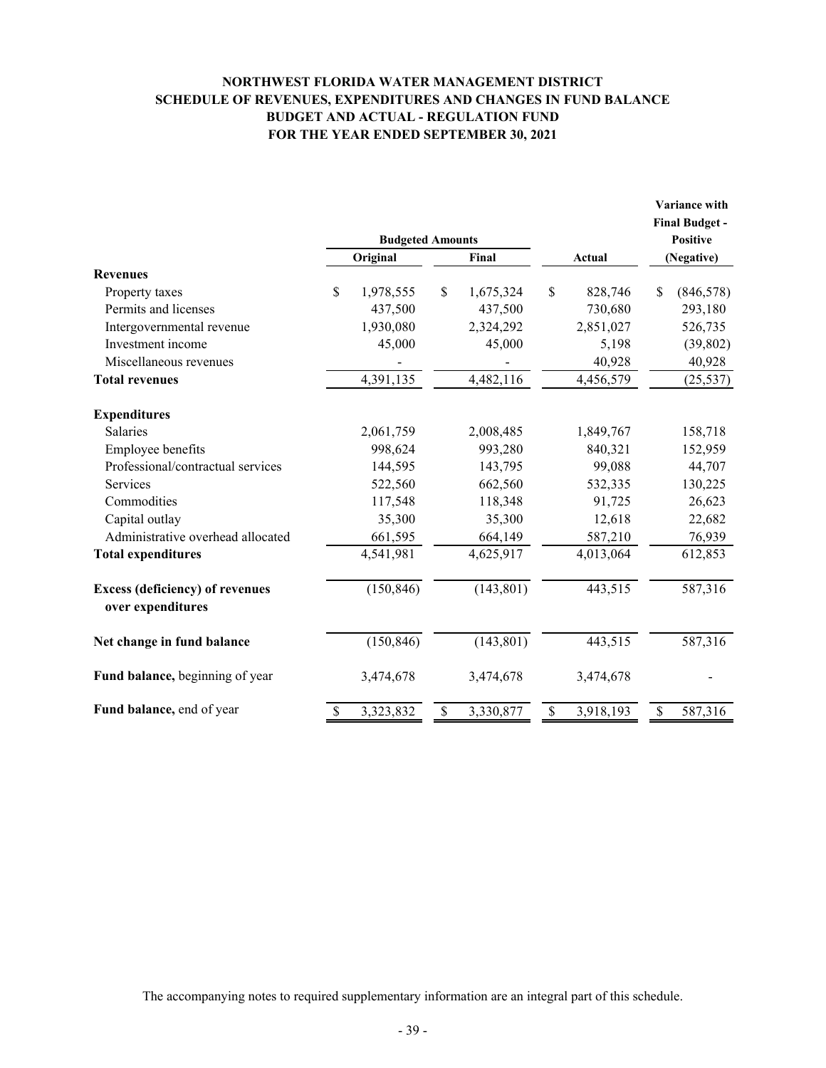# NORTHWEST FLORIDA WATER MANAGEMENT DISTRICT
## SCHEDULE OF REVENUES, EXPENDITURES AND CHANGES IN FUND BALANCE
## BUDGET AND ACTUAL - REGULATION FUND
## FOR THE YEAR ENDED SEPTEMBER 30, 2021

| | Budgeted Amounts | | | Variance with Final Budget - Positive |
|---|---|---|---|---|
| | Original | Final | Actual | (Negative) |
| **Revenues** | | | | |
| Property taxes | $ 1,978,555 | $ 1,675,324 | $ 828,746 | $ (846,578) |
| Permits and licenses | 437,500 | 437,500 | 730,680 | 293,180 |
| Intergovernmental revenue | 1,930,080 | 2,324,292 | 2,851,027 | 526,735 |
| Investment income | 45,000 | 45,000 | 5,198 | (39,802) |
| Miscellaneous revenues | - | - | 40,928 | 40,928 |
| **Total revenues** | 4,391,135 | 4,482,116 | 4,456,579 | (25,537) |
| **Expenditures** | | | | |
| Salaries | 2,061,759 | 2,008,485 | 1,849,767 | 158,718 |
| Employee benefits | 998,624 | 993,280 | 840,321 | 152,959 |
| Professional/contractual services | 144,595 | 143,795 | 99,088 | 44,707 |
| Services | 522,560 | 662,560 | 532,335 | 130,225 |
| Commodities | 117,548 | 118,348 | 91,725 | 26,623 |
| Capital outlay | 35,300 | 35,300 | 12,618 | 22,682 |
| Administrative overhead allocated | 661,595 | 664,149 | 587,210 | 76,939 |
| **Total expenditures** | 4,541,981 | 4,625,917 | 4,013,064 | 612,853 |
| **Excess (deficiency) of revenues over expenditures** | (150,846) | (143,801) | 443,515 | 587,316 |
| **Net change in fund balance** | (150,846) | (143,801) | 443,515 | 587,316 |
| **Fund balance,** beginning of year | 3,474,678 | 3,474,678 | 3,474,678 | - |
| **Fund balance,** end of year | $ 3,323,832 | $ 3,330,877 | $ 3,918,193 | $ 587,316 |

The accompanying notes to required supplementary information are an integral part of this schedule.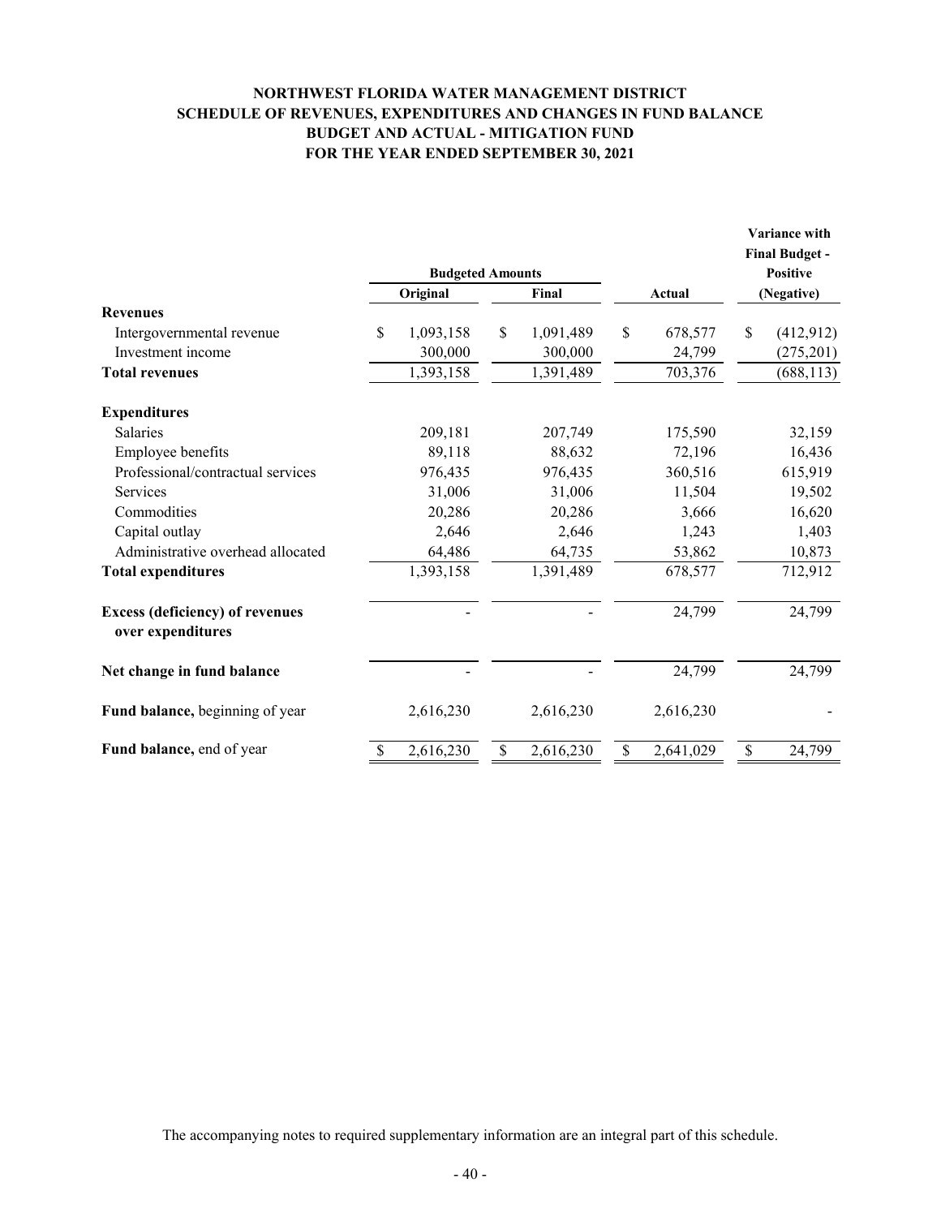# NORTHWEST FLORIDA WATER MANAGEMENT DISTRICT
## SCHEDULE OF REVENUES, EXPENDITURES AND CHANGES IN FUND BALANCE
## BUDGET AND ACTUAL - MITIGATION FUND
## FOR THE YEAR ENDED SEPTEMBER 30, 2021

| | Budgeted Amounts | | | Variance with Final Budget - Positive |
|---|---|---|---|---|
| | Original | Final | Actual | (Negative) |
| **Revenues** | | | | |
| Intergovernmental revenue | $ 1,093,158 | $ 1,091,489 | $ 678,577 | $ (412,912) |
| Investment income | 300,000 | 300,000 | 24,799 | (275,201) |
| **Total revenues** | 1,393,158 | 1,391,489 | 703,376 | (688,113) |
| **Expenditures** | | | | |
| Salaries | 209,181 | 207,749 | 175,590 | 32,159 |
| Employee benefits | 89,118 | 88,632 | 72,196 | 16,436 |
| Professional/contractual services | 976,435 | 976,435 | 360,516 | 615,919 |
| Services | 31,006 | 31,006 | 11,504 | 19,502 |
| Commodities | 20,286 | 20,286 | 3,666 | 16,620 |
| Capital outlay | 2,646 | 2,646 | 1,243 | 1,403 |
| Administrative overhead allocated | 64,486 | 64,735 | 53,862 | 10,873 |
| **Total expenditures** | 1,393,158 | 1,391,489 | 678,577 | 712,912 |
| **Excess (deficiency) of revenues over expenditures** | - | - | 24,799 | 24,799 |
| **Net change in fund balance** | - | - | 24,799 | 24,799 |
| **Fund balance,** beginning of year | 2,616,230 | 2,616,230 | 2,616,230 | - |
| **Fund balance,** end of year | $ 2,616,230 | $ 2,616,230 | $ 2,641,029 | $ 24,799 |

The accompanying notes to required supplementary information are an integral part of this schedule.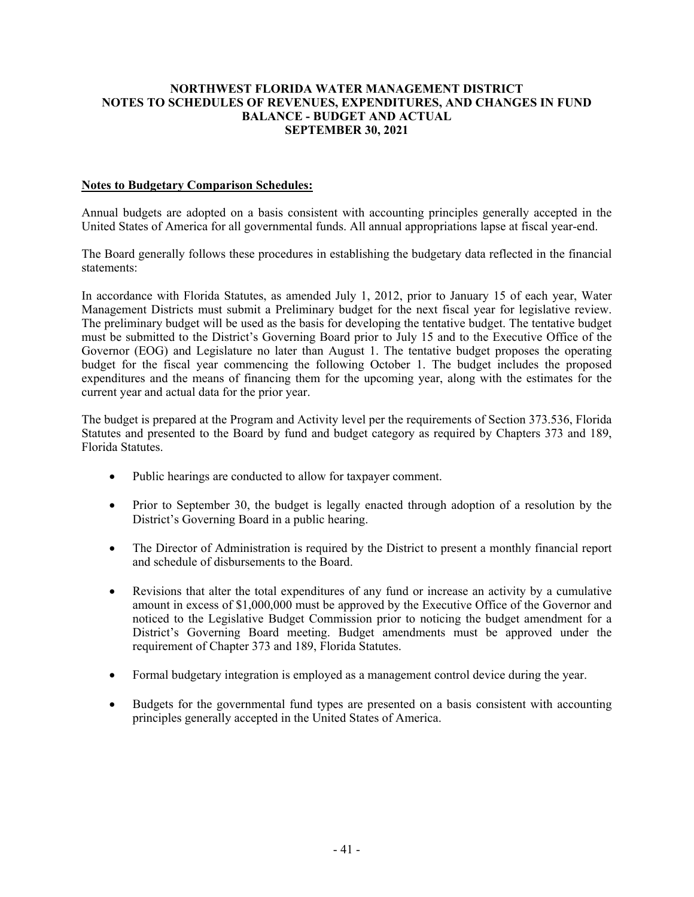# NORTHWEST FLORIDA WATER MANAGEMENT DISTRICT
# NOTES TO SCHEDULES OF REVENUES, EXPENDITURES, AND CHANGES IN FUND BALANCE - BUDGET AND ACTUAL
# SEPTEMBER 30, 2021

**Notes to Budgetary Comparison Schedules:**

Annual budgets are adopted on a basis consistent with accounting principles generally accepted in the United States of America for all governmental funds. All annual appropriations lapse at fiscal year-end.

The Board generally follows these procedures in establishing the budgetary data reflected in the financial statements:

In accordance with Florida Statutes, as amended July 1, 2012, prior to January 15 of each year, Water Management Districts must submit a Preliminary budget for the next fiscal year for legislative review. The preliminary budget will be used as the basis for developing the tentative budget. The tentative budget must be submitted to the District's Governing Board prior to July 15 and to the Executive Office of the Governor (EOG) and Legislature no later than August 1. The tentative budget proposes the operating budget for the fiscal year commencing the following October 1. The budget includes the proposed expenditures and the means of financing them for the upcoming year, along with the estimates for the current year and actual data for the prior year.

The budget is prepared at the Program and Activity level per the requirements of Section 373.536, Florida Statutes and presented to the Board by fund and budget category as required by Chapters 373 and 189, Florida Statutes.

- Public hearings are conducted to allow for taxpayer comment.
- Prior to September 30, the budget is legally enacted through adoption of a resolution by the District's Governing Board in a public hearing.
- The Director of Administration is required by the District to present a monthly financial report and schedule of disbursements to the Board.
- Revisions that alter the total expenditures of any fund or increase an activity by a cumulative amount in excess of $1,000,000 must be approved by the Executive Office of the Governor and noticed to the Legislative Budget Commission prior to noticing the budget amendment for a District's Governing Board meeting. Budget amendments must be approved under the requirement of Chapter 373 and 189, Florida Statutes.
- Formal budgetary integration is employed as a management control device during the year.
- Budgets for the governmental fund types are presented on a basis consistent with accounting principles generally accepted in the United States of America.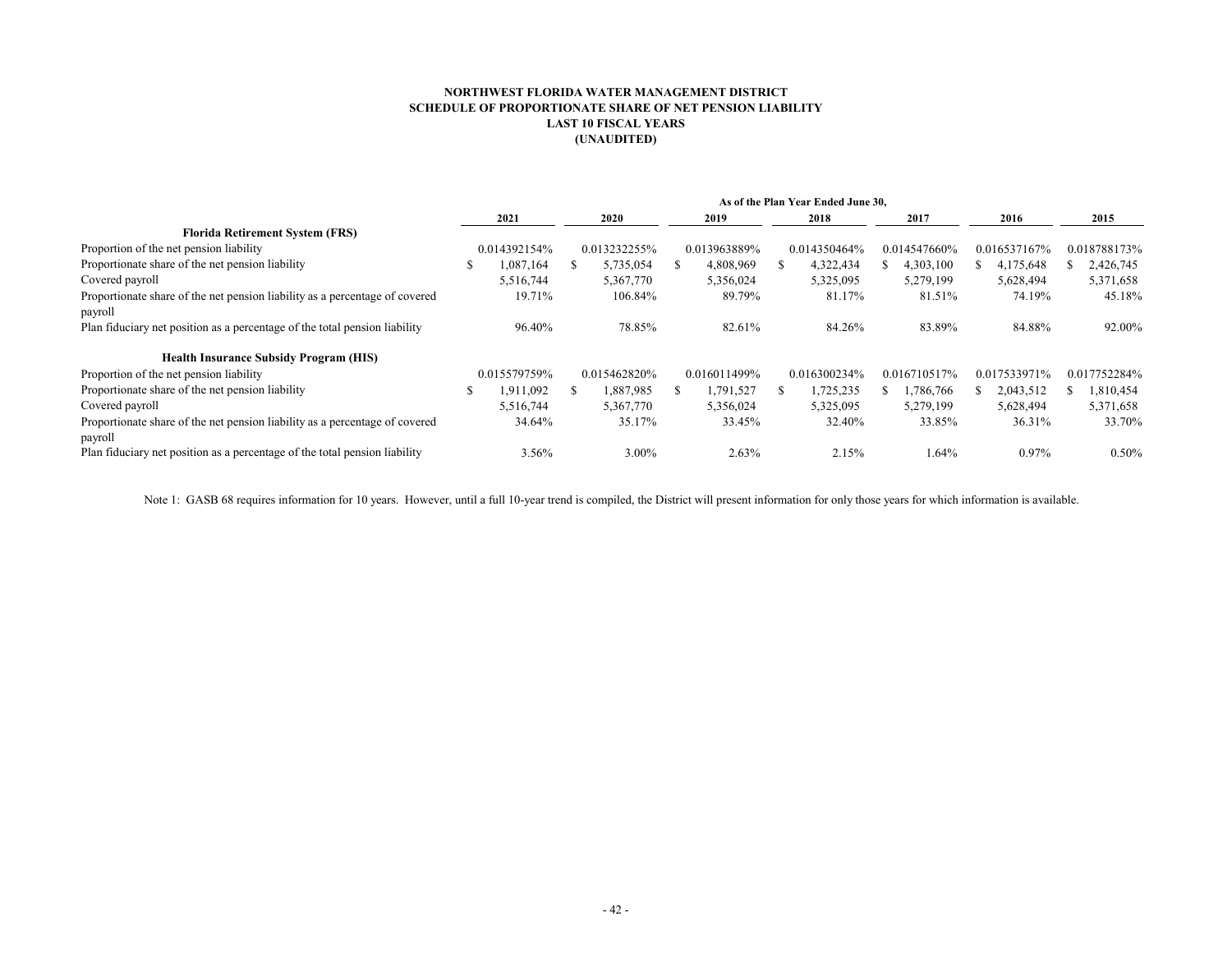**NORTHWEST FLORIDA WATER MANAGEMENT DISTRICT**
**SCHEDULE OF PROPORTIONATE SHARE OF NET PENSION LIABILITY**
**LAST 10 FISCAL YEARS**
**(UNAUDITED)**

| | As of the Plan Year Ended June 30, | | | | | | |
|---|---|---|---|---|---|---|---|
| | **2021** | **2020** | **2019** | **2018** | **2017** | **2016** | **2015** |
| **Florida Retirement System (FRS)** | | | | | | | |
| Proportion of the net pension liability | 0.014392154% | 0.013232255% | 0.013963889% | 0.014350464% | 0.014547660% | 0.016537167% | 0.018788173% |
| Proportionate share of the net pension liability | $ 1,087,164 | $ 5,735,054 | $ 4,808,969 | $ 4,322,434 | $ 4,303,100 | $ 4,175,648 | $ 2,426,745 |
| Covered payroll | 5,516,744 | 5,367,770 | 5,356,024 | 5,325,095 | 5,279,199 | 5,628,494 | 5,371,658 |
| Proportionate share of the net pension liability as a percentage of covered payroll | 19.71% | 106.84% | 89.79% | 81.17% | 81.51% | 74.19% | 45.18% |
| Plan fiduciary net position as a percentage of the total pension liability | 96.40% | 78.85% | 82.61% | 84.26% | 83.89% | 84.88% | 92.00% |
| **Health Insurance Subsidy Program (HIS)** | | | | | | | |
| Proportion of the net pension liability | 0.015579759% | 0.015462820% | 0.016011499% | 0.016300234% | 0.016710517% | 0.017533971% | 0.017752284% |
| Proportionate share of the net pension liability | $ 1,911,092 | $ 1,887,985 | $ 1,791,527 | $ 1,725,235 | $ 1,786,766 | $ 2,043,512 | $ 1,810,454 |
| Covered payroll | 5,516,744 | 5,367,770 | 5,356,024 | 5,325,095 | 5,279,199 | 5,628,494 | 5,371,658 |
| Proportionate share of the net pension liability as a percentage of covered payroll | 34.64% | 35.17% | 33.45% | 32.40% | 33.85% | 36.31% | 33.70% |
| Plan fiduciary net position as a percentage of the total pension liability | 3.56% | 3.00% | 2.63% | 2.15% | 1.64% | 0.97% | 0.50% |

Note 1: GASB 68 requires information for 10 years. However, until a full 10-year trend is compiled, the District will present information for only those years for which information is available.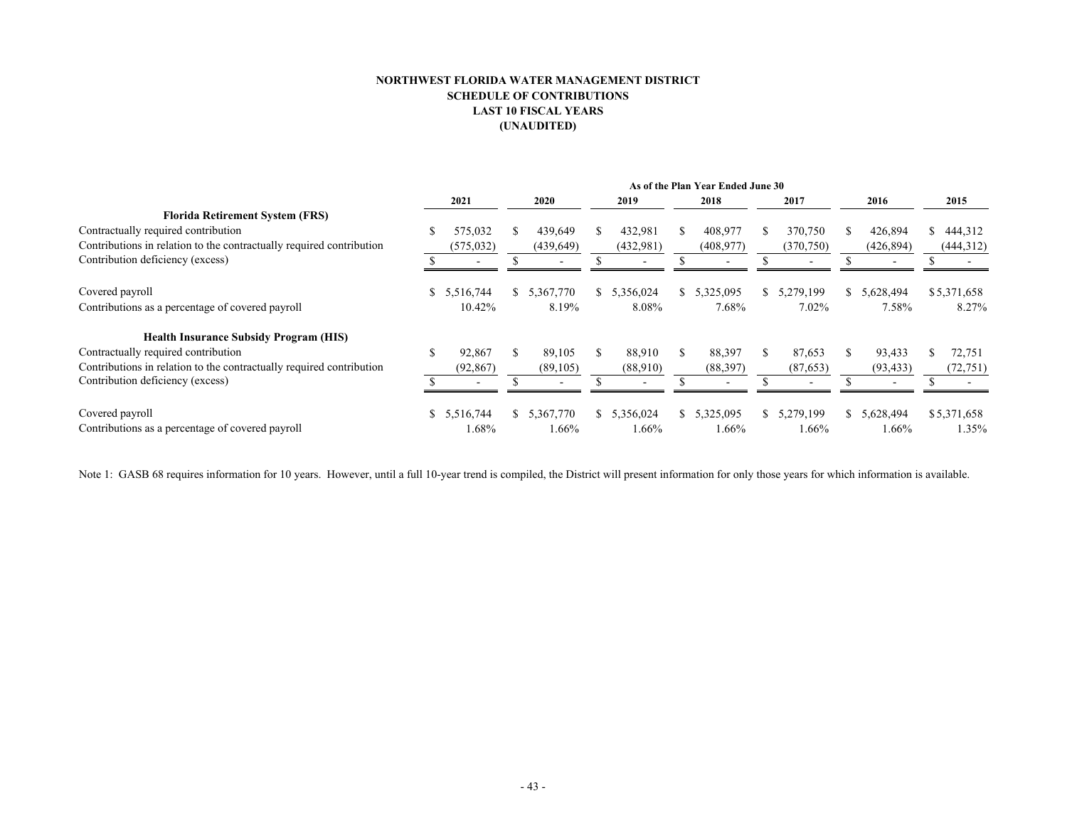# NORTHWEST FLORIDA WATER MANAGEMENT DISTRICT
## SCHEDULE OF CONTRIBUTIONS
## LAST 10 FISCAL YEARS
## (UNAUDITED)

| | As of the Plan Year Ended June 30 | | | | | | |
|---|---|---|---|---|---|---|---|
| | 2021 | 2020 | 2019 | 2018 | 2017 | 2016 | 2015 |
| **Florida Retirement System (FRS)** | | | | | | | |
| Contractually required contribution | $ 575,032 | $ 439,649 | $ 432,981 | $ 408,977 | $ 370,750 | $ 426,894 | $ 444,312 |
| Contributions in relation to the contractually required contribution | (575,032) | (439,649) | (432,981) | (408,977) | (370,750) | (426,894) | (444,312) |
| Contribution deficiency (excess) | $ - | $ - | $ - | $ - | $ - | $ - | $ - |
| Covered payroll | $ 5,516,744 | $ 5,367,770 | $ 5,356,024 | $ 5,325,095 | $ 5,279,199 | $ 5,628,494 | $ 5,371,658 |
| Contributions as a percentage of covered payroll | 10.42% | 8.19% | 8.08% | 7.68% | 7.02% | 7.58% | 8.27% |
| **Health Insurance Subsidy Program (HIS)** | | | | | | | |
| Contractually required contribution | $ 92,867 | $ 89,105 | $ 88,910 | $ 88,397 | $ 87,653 | $ 93,433 | $ 72,751 |
| Contributions in relation to the contractually required contribution | (92,867) | (89,105) | (88,910) | (88,397) | (87,653) | (93,433) | (72,751) |
| Contribution deficiency (excess) | $ - | $ - | $ - | $ - | $ - | $ - | $ - |
| Covered payroll | $ 5,516,744 | $ 5,367,770 | $ 5,356,024 | $ 5,325,095 | $ 5,279,199 | $ 5,628,494 | $ 5,371,658 |
| Contributions as a percentage of covered payroll | 1.68% | 1.66% | 1.66% | 1.66% | 1.66% | 1.66% | 1.35% |

Note 1: GASB 68 requires information for 10 years. However, until a full 10-year trend is compiled, the District will present information for only those years for which information is available.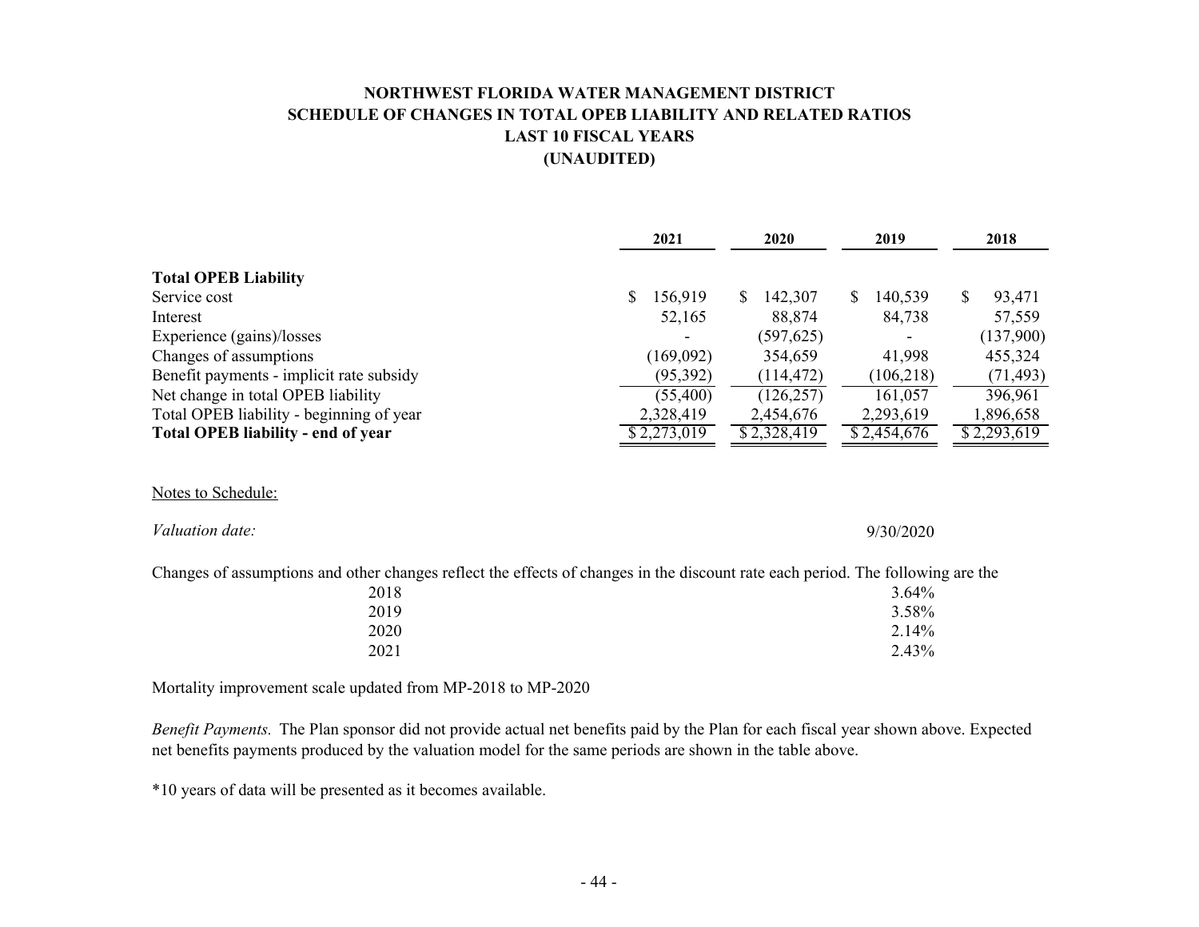# NORTHWEST FLORIDA WATER MANAGEMENT DISTRICT
## SCHEDULE OF CHANGES IN TOTAL OPEB LIABILITY AND RELATED RATIOS
### LAST 10 FISCAL YEARS
### (UNAUDITED)

| | 2021 | 2020 | 2019 | 2018 |
|---|---|---|---|---|
| **Total OPEB Liability** | | | | |
| Service cost | $ 156,919 | $ 142,307 | $ 140,539 | $ 93,471 |
| Interest | 52,165 | 88,874 | 84,738 | 57,559 |
| Experience (gains)/losses | - | (597,625) | - | (137,900) |
| Changes of assumptions | (169,092) | 354,659 | 41,998 | 455,324 |
| Benefit payments - implicit rate subsidy | (95,392) | (114,472) | (106,218) | (71,493) |
| Net change in total OPEB liability | (55,400) | (126,257) | 161,057 | 396,961 |
| Total OPEB liability - beginning of year | 2,328,419 | 2,454,676 | 2,293,619 | 1,896,658 |
| **Total OPEB liability - end of year** | $ 2,273,019 | $ 2,328,419 | $ 2,454,676 | $ 2,293,619 |

Notes to Schedule:

*Valuation date:* 9/30/2020

Changes of assumptions and other changes reflect the effects of changes in the discount rate each period. The following are the

| | |
|---|---|
| 2018 | 3.64% |
| 2019 | 3.58% |
| 2020 | 2.14% |
| 2021 | 2.43% |

Mortality improvement scale updated from MP-2018 to MP-2020

*Benefit Payments.* The Plan sponsor did not provide actual net benefits paid by the Plan for each fiscal year shown above. Expected net benefits payments produced by the valuation model for the same periods are shown in the table above.

*10 years of data will be presented as it becomes available.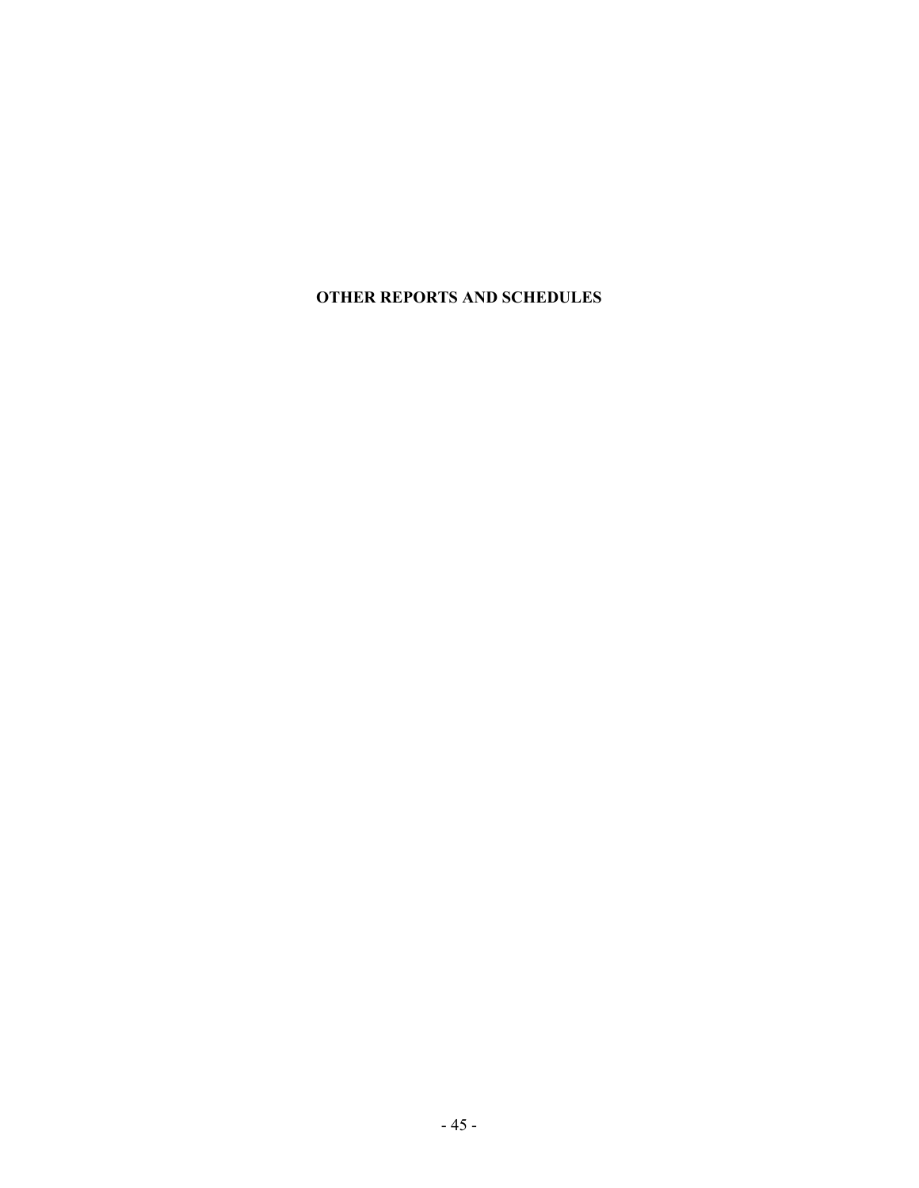# OTHER REPORTS AND SCHEDULES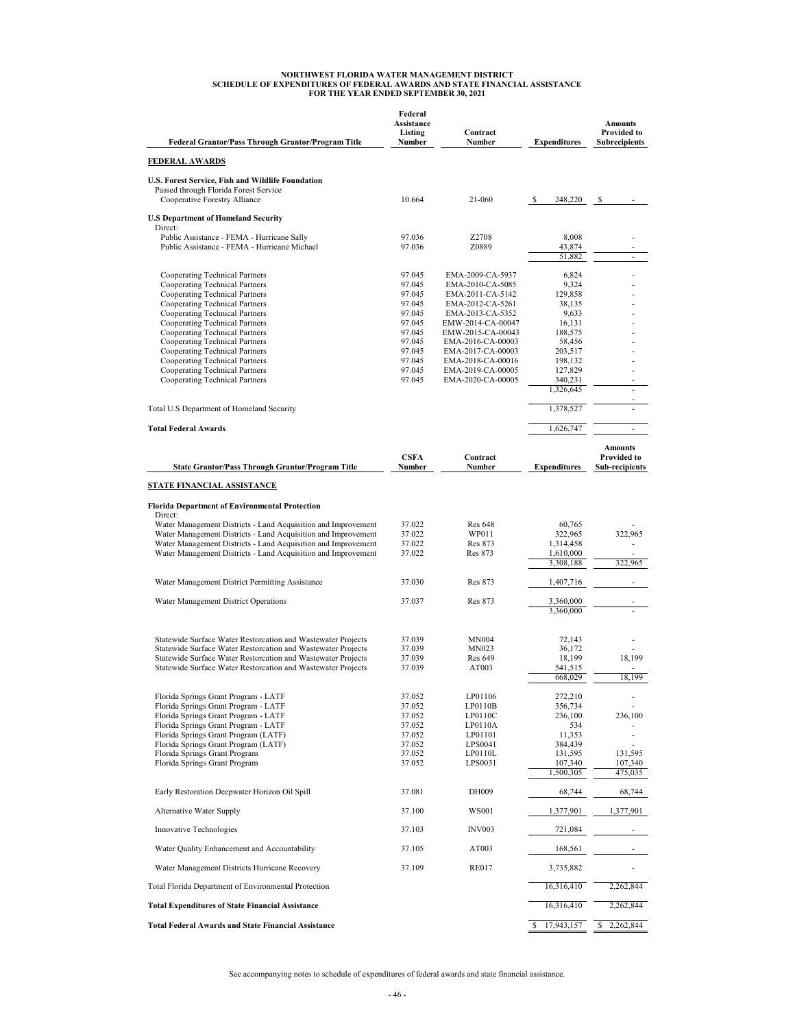# NORTHWEST FLORIDA WATER MANAGEMENT DISTRICT
## SCHEDULE OF EXPENDITURES OF FEDERAL AWARDS AND STATE FINANCIAL ASSISTANCE
### FOR THE YEAR ENDED SEPTEMBER 30, 2021

| Federal Grantor/Pass Through Grantor/Program Title | Federal Assistance Listing Number | Contract Number | Expenditures | Amounts Provided to Subrecipients |
|---|---|---|---|---|
| **FEDERAL AWARDS** | | | | |
| **U.S. Forest Service, Fish and Wildlife Foundation** | | | | |
| Passed through Florida Forest Service | | | | |
| Cooperative Forestry Alliance | 10.664 | 21-060 | $ 248,220 | $ - |
| **U.S Department of Homeland Security** | | | | |
| Direct: | | | | |
| Public Assistance - FEMA - Hurricane Sally | 97.036 | Z2708 | 8,008 | - |
| Public Assistance - FEMA - Hurricane Michael | 97.036 | Z0889 | 43,874 | - |
| | | | 51,882 | - |
| Cooperating Technical Partners | 97.045 | EMA-2009-CA-5937 | 6,824 | - |
| Cooperating Technical Partners | 97.045 | EMA-2010-CA-5085 | 9,324 | - |
| Cooperating Technical Partners | 97.045 | EMA-2011-CA-5142 | 129,858 | - |
| Cooperating Technical Partners | 97.045 | EMA-2012-CA-5261 | 38,135 | - |
| Cooperating Technical Partners | 97.045 | EMA-2013-CA-5352 | 9,633 | - |
| Cooperating Technical Partners | 97.045 | EMW-2014-CA-00047 | 16,131 | - |
| Cooperating Technical Partners | 97.045 | EMW-2015-CA-00043 | 188,575 | - |
| Cooperating Technical Partners | 97.045 | EMA-2016-CA-00003 | 58,456 | - |
| Cooperating Technical Partners | 97.045 | EMA-2017-CA-00003 | 203,517 | - |
| Cooperating Technical Partners | 97.045 | EMA-2018-CA-00016 | 198,132 | - |
| Cooperating Technical Partners | 97.045 | EMA-2019-CA-00005 | 127,829 | - |
| Cooperating Technical Partners | 97.045 | EMA-2020-CA-00005 | 340,231 | - |
| | | | 1,326,645 | - |
| Total U.S Department of Homeland Security | | | 1,378,527 | - |
| **Total Federal Awards** | | | 1,626,747 | - |

| State Grantor/Pass Through Grantor/Program Title | CSFA Number | Contract Number | Expenditures | Amounts Provided to Sub-recipients |
|---|---|---|---|---|
| **STATE FINANCIAL ASSISTANCE** | | | | |
| **Florida Department of Environmental Protection** | | | | |
| Direct: | | | | |
| Water Management Districts - Land Acquisition and Improvement | 37.022 | Res 648 | 60,765 | - |
| Water Management Districts - Land Acquisition and Improvement | 37.022 | WP011 | 322,965 | 322,965 |
| Water Management Districts - Land Acquisition and Improvement | 37.022 | Res 873 | 1,314,458 | - |
| Water Management Districts - Land Acquisition and Improvement | 37.022 | Res 873 | 1,610,000 | - |
| | | | 3,308,188 | 322,965 |
| Water Management District Permitting Assistance | 37.030 | Res 873 | 1,407,716 | - |
| Water Management District Operations | 37.037 | Res 873 | 3,360,000 | - |
| | | | 3,360,000 | - |
| Statewide Surface Water Restorcation and Wastewater Projects | 37.039 | MN004 | 72,143 | - |
| Statewide Surface Water Restorcation and Wastewater Projects | 37.039 | MN023 | 36,172 | - |
| Statewide Surface Water Restorcation and Wastewater Projects | 37.039 | Res 649 | 18,199 | 18,199 |
| Statewide Surface Water Restorcation and Wastewater Projects | 37.039 | AT003 | 541,515 | - |
| | | | 668,029 | 18,199 |
| Florida Springs Grant Program - LATF | 37.052 | LP01106 | 272,210 | - |
| Florida Springs Grant Program - LATF | 37.052 | LP0110B | 356,734 | - |
| Florida Springs Grant Program - LATF | 37.052 | LP0110C | 236,100 | 236,100 |
| Florida Springs Grant Program - LATF | 37.052 | LP0110A | 534 | - |
| Florida Springs Grant Program (LATF) | 37.052 | LP01101 | 11,353 | - |
| Florida Springs Grant Program (LATF) | 37.052 | LPS0041 | 384,439 | - |
| Florida Springs Grant Program | 37.052 | LP0110L | 131,595 | 131,595 |
| Florida Springs Grant Program | 37.052 | LPS0031 | 107,340 | 107,340 |
| | | | 1,500,305 | 475,035 |
| Early Restoration Deepwater Horizon Oil Spill | 37.081 | DH009 | 68,744 | 68,744 |
| Alternative Water Supply | 37.100 | WS001 | 1,377,901 | 1,377,901 |
| Innovative Technologies | 37.103 | INV003 | 721,084 | - |
| Water Quality Enhancement and Accountability | 37.105 | AT003 | 168,561 | - |
| Water Management Districts Hurricane Recovery | 37.109 | RE017 | 3,735,882 | - |
| Total Florida Department of Environmental Protection | | | 16,316,410 | 2,262,844 |
| **Total Expenditures of State Financial Assistance** | | | 16,316,410 | 2,262,844 |
| **Total Federal Awards and State Financial Assistance** | | | $ 17,943,157 | $ 2,262,844 |

See accompanying notes to schedule of expenditures of federal awards and state financial assistance.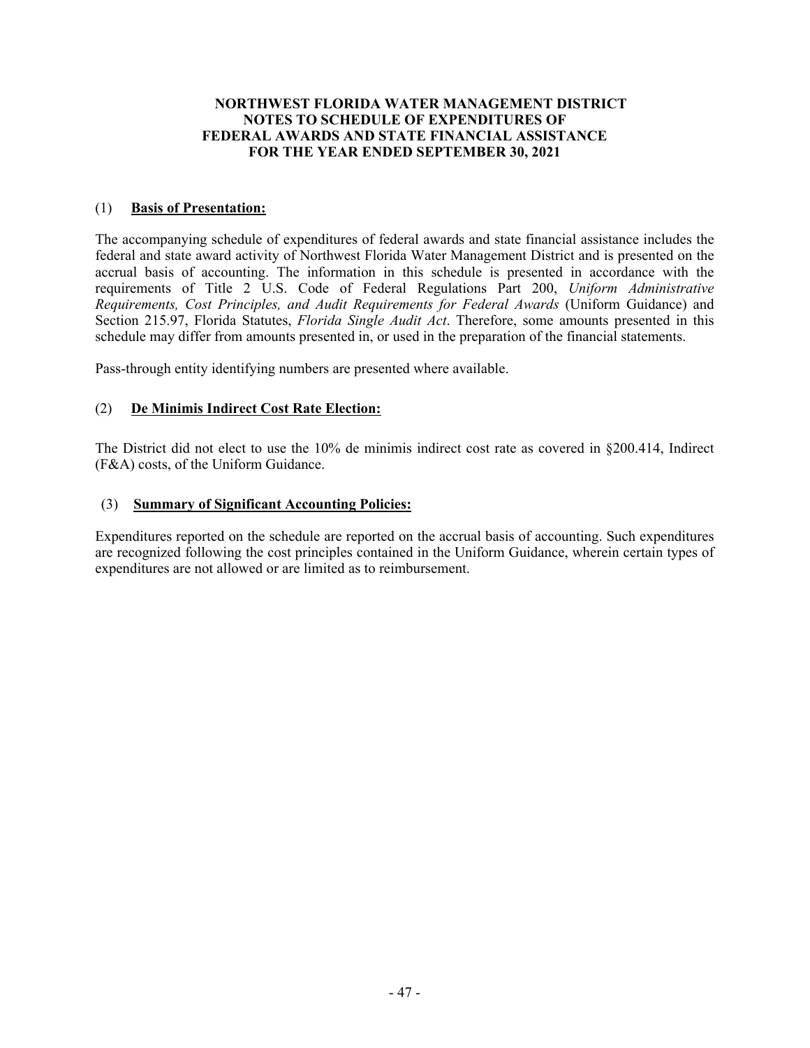# NORTHWEST FLORIDA WATER MANAGEMENT DISTRICT
## NOTES TO SCHEDULE OF EXPENDITURES OF FEDERAL AWARDS AND STATE FINANCIAL ASSISTANCE
## FOR THE YEAR ENDED SEPTEMBER 30, 2021

### (1) **Basis of Presentation:**

The accompanying schedule of expenditures of federal awards and state financial assistance includes the federal and state award activity of Northwest Florida Water Management District and is presented on the accrual basis of accounting. The information in this schedule is presented in accordance with the requirements of Title 2 U.S. Code of Federal Regulations Part 200, *Uniform Administrative Requirements, Cost Principles, and Audit Requirements for Federal Awards* (Uniform Guidance) and Section 215.97, Florida Statutes, *Florida Single Audit Act*. Therefore, some amounts presented in this schedule may differ from amounts presented in, or used in the preparation of the financial statements.

Pass-through entity identifying numbers are presented where available.

### (2) **De Minimis Indirect Cost Rate Election:**

The District did not elect to use the 10% de minimis indirect cost rate as covered in §200.414, Indirect (F&A) costs, of the Uniform Guidance.

### (3) **Summary of Significant Accounting Policies:**

Expenditures reported on the schedule are reported on the accrual basis of accounting. Such expenditures are recognized following the cost principles contained in the Uniform Guidance, wherein certain types of expenditures are not allowed or are limited as to reimbursement.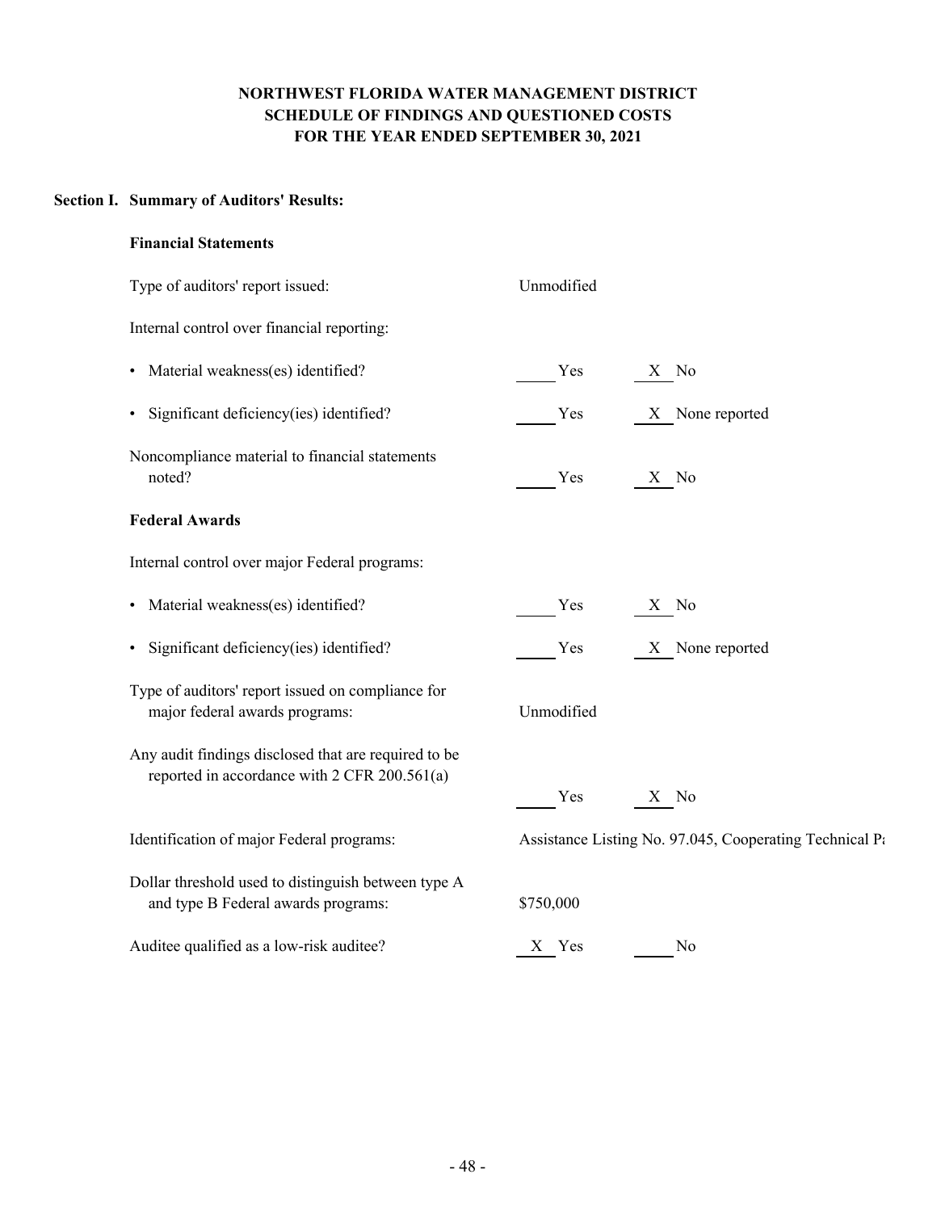# NORTHWEST FLORIDA WATER MANAGEMENT DISTRICT
## SCHEDULE OF FINDINGS AND QUESTIONED COSTS
## FOR THE YEAR ENDED SEPTEMBER 30, 2021

### Section I. Summary of Auditors' Results:

**Financial Statements**

| | | |
|---|---|---|
| Type of auditors' report issued: | Unmodified | |
| Internal control over financial reporting: | | |
| • Material weakness(es) identified? | ____ Yes | X No |
| • Significant deficiency(ies) identified? | ____ Yes | X None reported |
| Noncompliance material to financial statements noted? | ____ Yes | X No |

**Federal Awards**

| | | |
|---|---|---|
| Internal control over major Federal programs: | | |
| • Material weakness(es) identified? | ____ Yes | X No |
| • Significant deficiency(ies) identified? | ____ Yes | X None reported |
| Type of auditors' report issued on compliance for major federal awards programs: | Unmodified | |
| Any audit findings disclosed that are required to be reported in accordance with 2 CFR 200.561(a) | ____ Yes | X No |
| Identification of major Federal programs: | Assistance Listing No. 97.045, Cooperating Technical Pa | |
| Dollar threshold used to distinguish between type A and type B Federal awards programs: | $750,000 | |
| Auditee qualified as a low-risk auditee? | X Yes | ____ No |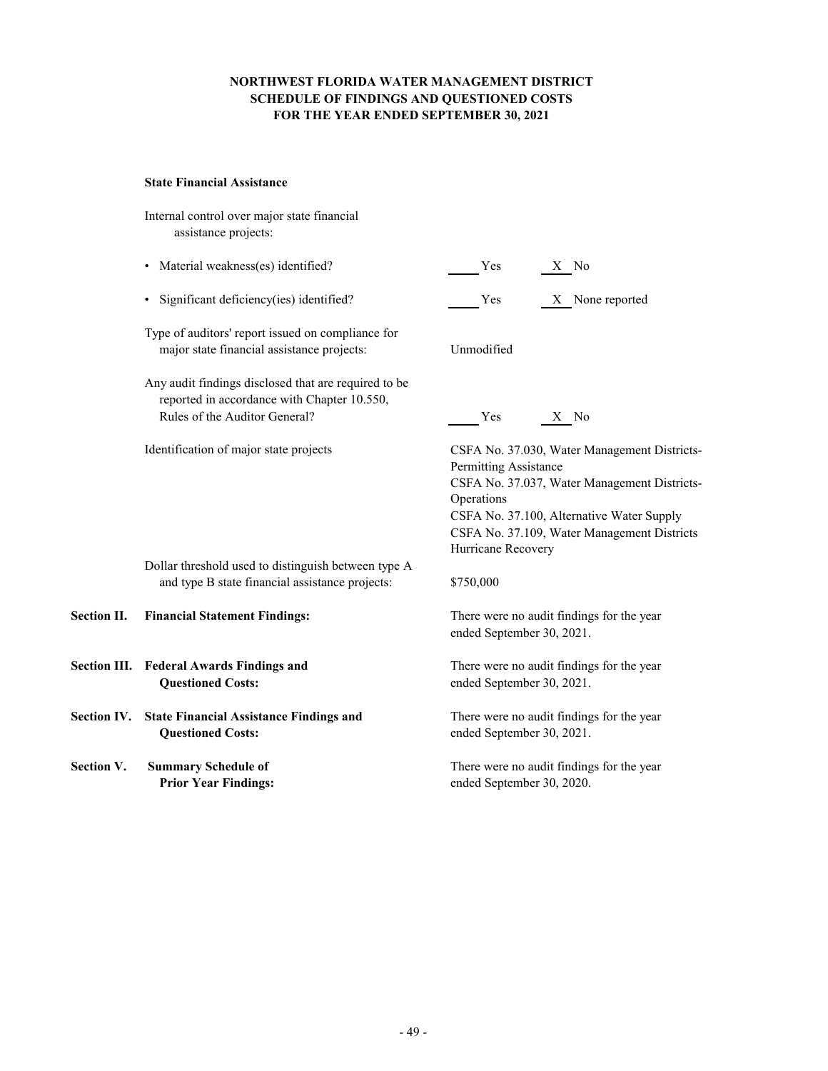# NORTHWEST FLORIDA WATER MANAGEMENT DISTRICT
## SCHEDULE OF FINDINGS AND QUESTIONED COSTS
## FOR THE YEAR ENDED SEPTEMBER 30, 2021

**State Financial Assistance**

Internal control over major state financial assistance projects:

| | | |
|---|---|---|
| • Material weakness(es) identified? | ____ Yes | X No |
| • Significant deficiency(ies) identified? | ____ Yes | X None reported |

Type of auditors' report issued on compliance for major state financial assistance projects: Unmodified

| | | |
|---|---|---|
| Any audit findings disclosed that are required to be reported in accordance with Chapter 10.550, Rules of the Auditor General? | ____ Yes | X No |

Identification of major state projects:

CSFA No. 37.030, Water Management Districts-Permitting Assistance
CSFA No. 37.037, Water Management Districts-Operations
CSFA No. 37.100, Alternative Water Supply
CSFA No. 37.109, Water Management Districts Hurricane Recovery

Dollar threshold used to distinguish between type A and type B state financial assistance projects: $750,000

| | | |
|---|---|---|
| **Section II.** | **Financial Statement Findings:** | There were no audit findings for the year ended September 30, 2021. |
| **Section III.** | **Federal Awards Findings and Questioned Costs:** | There were no audit findings for the year ended September 30, 2021. |
| **Section IV.** | **State Financial Assistance Findings and Questioned Costs:** | There were no audit findings for the year ended September 30, 2021. |
| **Section V.** | **Summary Schedule of Prior Year Findings:** | There were no audit findings for the year ended September 30, 2020. |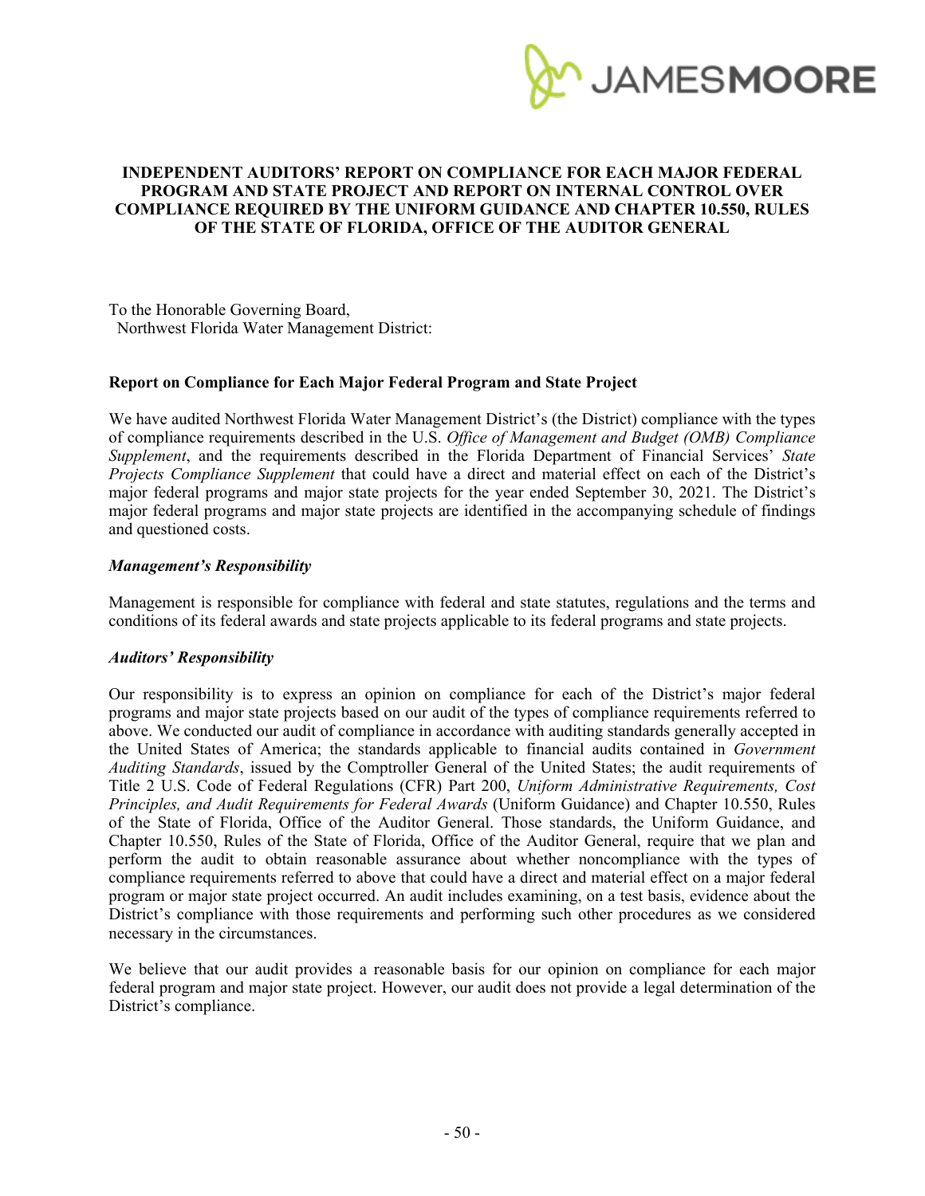# INDEPENDENT AUDITORS' REPORT ON COMPLIANCE FOR EACH MAJOR FEDERAL PROGRAM AND STATE PROJECT AND REPORT ON INTERNAL CONTROL OVER COMPLIANCE REQUIRED BY THE UNIFORM GUIDANCE AND CHAPTER 10.550, RULES OF THE STATE OF FLORIDA, OFFICE OF THE AUDITOR GENERAL

To the Honorable Governing Board,
Northwest Florida Water Management District:

## Report on Compliance for Each Major Federal Program and State Project

We have audited Northwest Florida Water Management District's (the District) compliance with the types of compliance requirements described in the U.S. *Office of Management and Budget (OMB) Compliance Supplement*, and the requirements described in the Florida Department of Financial Services' *State Projects Compliance Supplement* that could have a direct and material effect on each of the District's major federal programs and major state projects for the year ended September 30, 2021. The District's major federal programs and major state projects are identified in the accompanying schedule of findings and questioned costs.

### *Management's Responsibility*

Management is responsible for compliance with federal and state statutes, regulations and the terms and conditions of its federal awards and state projects applicable to its federal programs and state projects.

### *Auditors' Responsibility*

Our responsibility is to express an opinion on compliance for each of the District's major federal programs and major state projects based on our audit of the types of compliance requirements referred to above. We conducted our audit of compliance in accordance with auditing standards generally accepted in the United States of America; the standards applicable to financial audits contained in *Government Auditing Standards*, issued by the Comptroller General of the United States; the audit requirements of Title 2 U.S. Code of Federal Regulations (CFR) Part 200, *Uniform Administrative Requirements, Cost Principles, and Audit Requirements for Federal Awards* (Uniform Guidance) and Chapter 10.550, Rules of the State of Florida, Office of the Auditor General. Those standards, the Uniform Guidance, and Chapter 10.550, Rules of the State of Florida, Office of the Auditor General, require that we plan and perform the audit to obtain reasonable assurance about whether noncompliance with the types of compliance requirements referred to above that could have a direct and material effect on a major federal program or major state project occurred. An audit includes examining, on a test basis, evidence about the District's compliance with those requirements and performing such other procedures as we considered necessary in the circumstances.

We believe that our audit provides a reasonable basis for our opinion on compliance for each major federal program and major state project. However, our audit does not provide a legal determination of the District's compliance.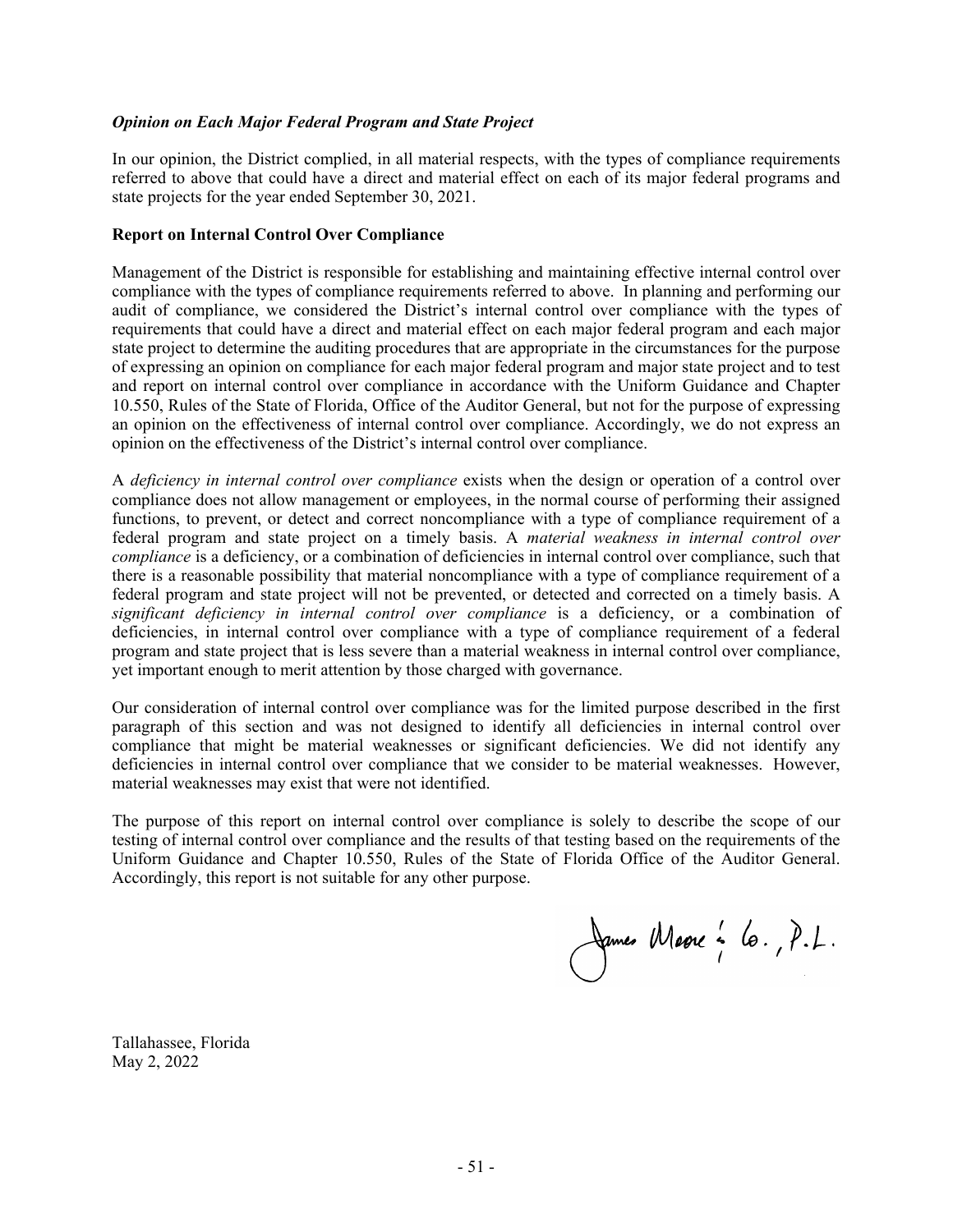***Opinion on Each Major Federal Program and State Project***

In our opinion, the District complied, in all material respects, with the types of compliance requirements referred to above that could have a direct and material effect on each of its major federal programs and state projects for the year ended September 30, 2021.

**Report on Internal Control Over Compliance**

Management of the District is responsible for establishing and maintaining effective internal control over compliance with the types of compliance requirements referred to above. In planning and performing our audit of compliance, we considered the District's internal control over compliance with the types of requirements that could have a direct and material effect on each major federal program and each major state project to determine the auditing procedures that are appropriate in the circumstances for the purpose of expressing an opinion on compliance for each major federal program and major state project and to test and report on internal control over compliance in accordance with the Uniform Guidance and Chapter 10.550, Rules of the State of Florida, Office of the Auditor General, but not for the purpose of expressing an opinion on the effectiveness of internal control over compliance. Accordingly, we do not express an opinion on the effectiveness of the District's internal control over compliance.

A *deficiency in internal control over compliance* exists when the design or operation of a control over compliance does not allow management or employees, in the normal course of performing their assigned functions, to prevent, or detect and correct noncompliance with a type of compliance requirement of a federal program and state project on a timely basis. A *material weakness in internal control over compliance* is a deficiency, or a combination of deficiencies in internal control over compliance, such that there is a reasonable possibility that material noncompliance with a type of compliance requirement of a federal program and state project will not be prevented, or detected and corrected on a timely basis. A *significant deficiency in internal control over compliance* is a deficiency, or a combination of deficiencies, in internal control over compliance with a type of compliance requirement of a federal program and state project that is less severe than a material weakness in internal control over compliance, yet important enough to merit attention by those charged with governance.

Our consideration of internal control over compliance was for the limited purpose described in the first paragraph of this section and was not designed to identify all deficiencies in internal control over compliance that might be material weaknesses or significant deficiencies. We did not identify any deficiencies in internal control over compliance that we consider to be material weaknesses. However, material weaknesses may exist that were not identified.

The purpose of this report on internal control over compliance is solely to describe the scope of our testing of internal control over compliance and the results of that testing based on the requirements of the Uniform Guidance and Chapter 10.550, Rules of the State of Florida Office of the Auditor General. Accordingly, this report is not suitable for any other purpose.

James Moore & Co., P.L.

Tallahassee, Florida
May 2, 2022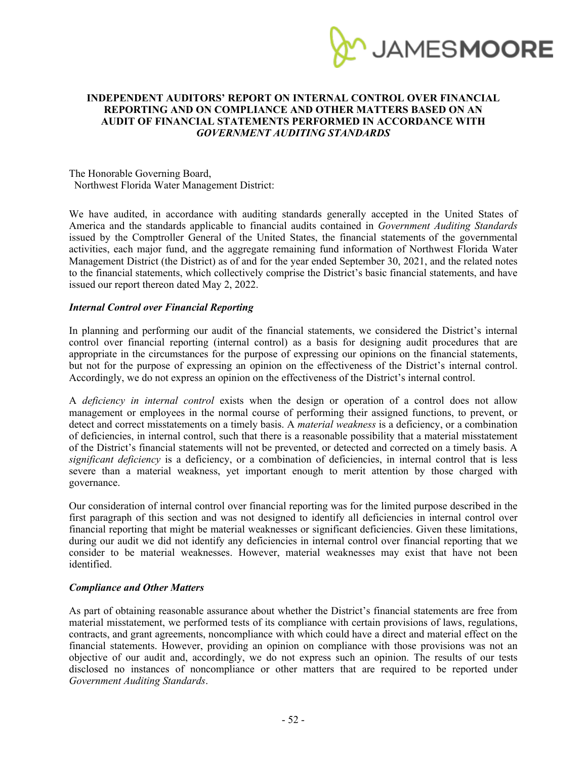JAMESMOORE

# INDEPENDENT AUDITORS' REPORT ON INTERNAL CONTROL OVER FINANCIAL REPORTING AND ON COMPLIANCE AND OTHER MATTERS BASED ON AN AUDIT OF FINANCIAL STATEMENTS PERFORMED IN ACCORDANCE WITH *GOVERNMENT AUDITING STANDARDS*

The Honorable Governing Board,
Northwest Florida Water Management District:

We have audited, in accordance with auditing standards generally accepted in the United States of America and the standards applicable to financial audits contained in *Government Auditing Standards* issued by the Comptroller General of the United States, the financial statements of the governmental activities, each major fund, and the aggregate remaining fund information of Northwest Florida Water Management District (the District) as of and for the year ended September 30, 2021, and the related notes to the financial statements, which collectively comprise the District's basic financial statements, and have issued our report thereon dated May 2, 2022.

### *Internal Control over Financial Reporting*

In planning and performing our audit of the financial statements, we considered the District's internal control over financial reporting (internal control) as a basis for designing audit procedures that are appropriate in the circumstances for the purpose of expressing our opinions on the financial statements, but not for the purpose of expressing an opinion on the effectiveness of the District's internal control. Accordingly, we do not express an opinion on the effectiveness of the District's internal control.

A *deficiency in internal control* exists when the design or operation of a control does not allow management or employees in the normal course of performing their assigned functions, to prevent, or detect and correct misstatements on a timely basis. A *material weakness* is a deficiency, or a combination of deficiencies, in internal control, such that there is a reasonable possibility that a material misstatement of the District's financial statements will not be prevented, or detected and corrected on a timely basis. A *significant deficiency* is a deficiency, or a combination of deficiencies, in internal control that is less severe than a material weakness, yet important enough to merit attention by those charged with governance.

Our consideration of internal control over financial reporting was for the limited purpose described in the first paragraph of this section and was not designed to identify all deficiencies in internal control over financial reporting that might be material weaknesses or significant deficiencies. Given these limitations, during our audit we did not identify any deficiencies in internal control over financial reporting that we consider to be material weaknesses. However, material weaknesses may exist that have not been identified.

### *Compliance and Other Matters*

As part of obtaining reasonable assurance about whether the District's financial statements are free from material misstatement, we performed tests of its compliance with certain provisions of laws, regulations, contracts, and grant agreements, noncompliance with which could have a direct and material effect on the financial statements. However, providing an opinion on compliance with those provisions was not an objective of our audit and, accordingly, we do not express such an opinion. The results of our tests disclosed no instances of noncompliance or other matters that are required to be reported under *Government Auditing Standards*.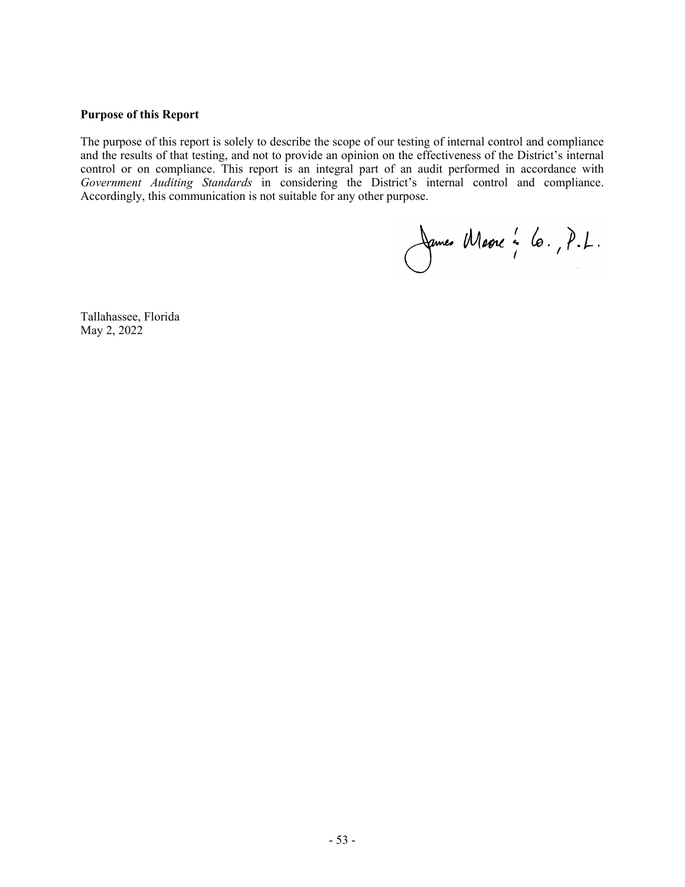**Purpose of this Report**

The purpose of this report is solely to describe the scope of our testing of internal control and compliance and the results of that testing, and not to provide an opinion on the effectiveness of the District's internal control or on compliance. This report is an integral part of an audit performed in accordance with *Government Auditing Standards* in considering the District's internal control and compliance. Accordingly, this communication is not suitable for any other purpose.

James Moore & Co., P.L.

Tallahassee, Florida
May 2, 2022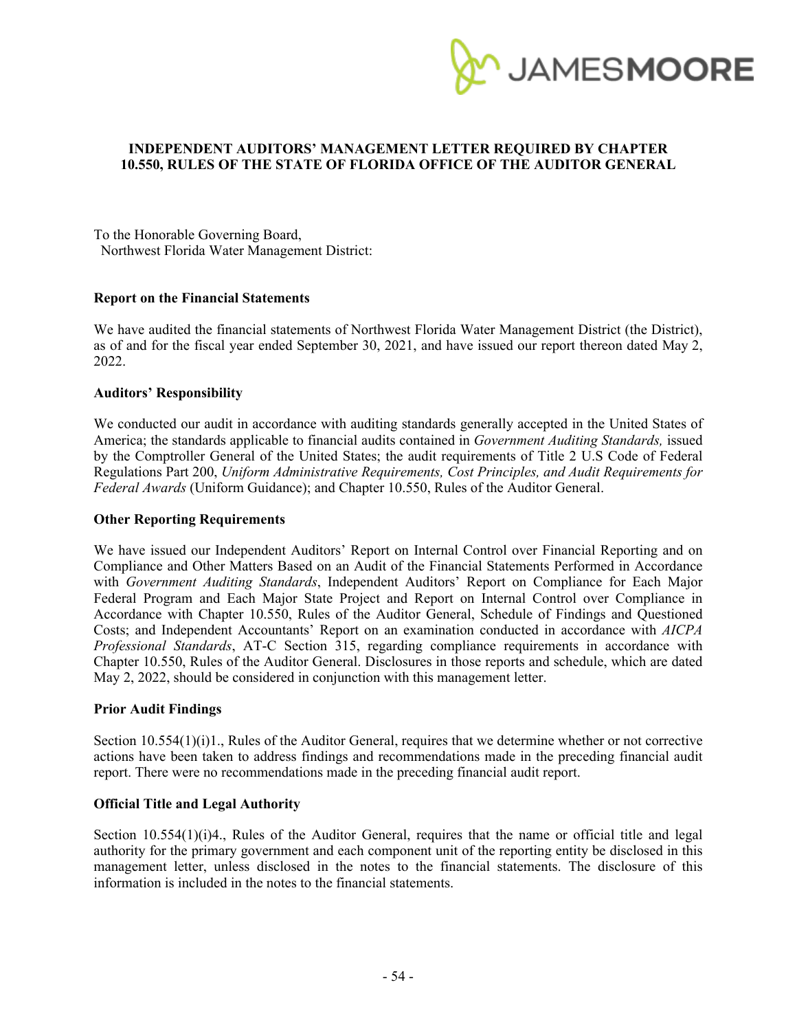# INDEPENDENT AUDITORS' MANAGEMENT LETTER REQUIRED BY CHAPTER 10.550, RULES OF THE STATE OF FLORIDA OFFICE OF THE AUDITOR GENERAL

To the Honorable Governing Board,
Northwest Florida Water Management District:

**Report on the Financial Statements**

We have audited the financial statements of Northwest Florida Water Management District (the District), as of and for the fiscal year ended September 30, 2021, and have issued our report thereon dated May 2, 2022.

**Auditors' Responsibility**

We conducted our audit in accordance with auditing standards generally accepted in the United States of America; the standards applicable to financial audits contained in *Government Auditing Standards,* issued by the Comptroller General of the United States; the audit requirements of Title 2 U.S Code of Federal Regulations Part 200, *Uniform Administrative Requirements, Cost Principles, and Audit Requirements for Federal Awards* (Uniform Guidance); and Chapter 10.550, Rules of the Auditor General.

**Other Reporting Requirements**

We have issued our Independent Auditors' Report on Internal Control over Financial Reporting and on Compliance and Other Matters Based on an Audit of the Financial Statements Performed in Accordance with *Government Auditing Standards*, Independent Auditors' Report on Compliance for Each Major Federal Program and Each Major State Project and Report on Internal Control over Compliance in Accordance with Chapter 10.550, Rules of the Auditor General, Schedule of Findings and Questioned Costs; and Independent Accountants' Report on an examination conducted in accordance with *AICPA Professional Standards*, AT-C Section 315, regarding compliance requirements in accordance with Chapter 10.550, Rules of the Auditor General. Disclosures in those reports and schedule, which are dated May 2, 2022, should be considered in conjunction with this management letter.

**Prior Audit Findings**

Section 10.554(1)(i)1., Rules of the Auditor General, requires that we determine whether or not corrective actions have been taken to address findings and recommendations made in the preceding financial audit report. There were no recommendations made in the preceding financial audit report.

**Official Title and Legal Authority**

Section 10.554(1)(i)4., Rules of the Auditor General, requires that the name or official title and legal authority for the primary government and each component unit of the reporting entity be disclosed in this management letter, unless disclosed in the notes to the financial statements. The disclosure of this information is included in the notes to the financial statements.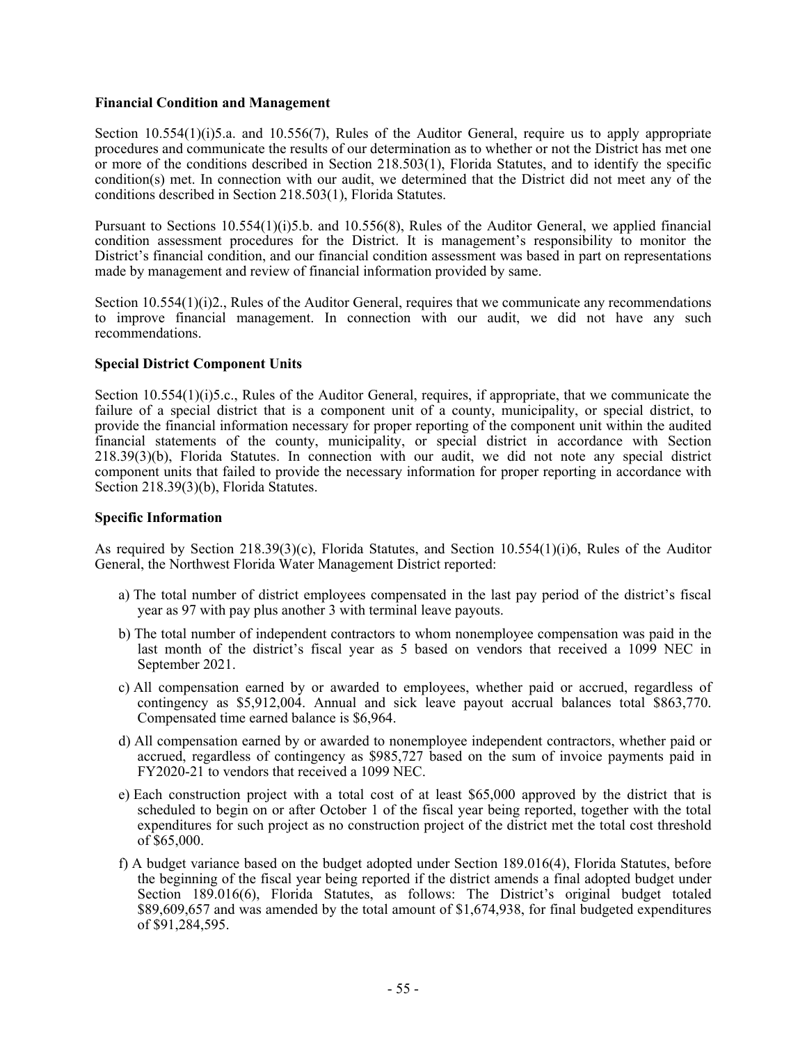**Financial Condition and Management**

Section 10.554(1)(i)5.a. and 10.556(7), Rules of the Auditor General, require us to apply appropriate procedures and communicate the results of our determination as to whether or not the District has met one or more of the conditions described in Section 218.503(1), Florida Statutes, and to identify the specific condition(s) met. In connection with our audit, we determined that the District did not meet any of the conditions described in Section 218.503(1), Florida Statutes.

Pursuant to Sections 10.554(1)(i)5.b. and 10.556(8), Rules of the Auditor General, we applied financial condition assessment procedures for the District. It is management's responsibility to monitor the District's financial condition, and our financial condition assessment was based in part on representations made by management and review of financial information provided by same.

Section 10.554(1)(i)2., Rules of the Auditor General, requires that we communicate any recommendations to improve financial management. In connection with our audit, we did not have any such recommendations.

**Special District Component Units**

Section 10.554(1)(i)5.c., Rules of the Auditor General, requires, if appropriate, that we communicate the failure of a special district that is a component unit of a county, municipality, or special district, to provide the financial information necessary for proper reporting of the component unit within the audited financial statements of the county, municipality, or special district in accordance with Section 218.39(3)(b), Florida Statutes. In connection with our audit, we did not note any special district component units that failed to provide the necessary information for proper reporting in accordance with Section 218.39(3)(b), Florida Statutes.

**Specific Information**

As required by Section 218.39(3)(c), Florida Statutes, and Section 10.554(1)(i)6, Rules of the Auditor General, the Northwest Florida Water Management District reported:

a) The total number of district employees compensated in the last pay period of the district's fiscal year as 97 with pay plus another 3 with terminal leave payouts.

b) The total number of independent contractors to whom nonemployee compensation was paid in the last month of the district's fiscal year as 5 based on vendors that received a 1099 NEC in September 2021.

c) All compensation earned by or awarded to employees, whether paid or accrued, regardless of contingency as $5,912,004. Annual and sick leave payout accrual balances total $863,770. Compensated time earned balance is $6,964.

d) All compensation earned by or awarded to nonemployee independent contractors, whether paid or accrued, regardless of contingency as $985,727 based on the sum of invoice payments paid in FY2020-21 to vendors that received a 1099 NEC.

e) Each construction project with a total cost of at least $65,000 approved by the district that is scheduled to begin on or after October 1 of the fiscal year being reported, together with the total expenditures for such project as no construction project of the district met the total cost threshold of $65,000.

f) A budget variance based on the budget adopted under Section 189.016(4), Florida Statutes, before the beginning of the fiscal year being reported if the district amends a final adopted budget under Section 189.016(6), Florida Statutes, as follows: The District's original budget totaled $89,609,657 and was amended by the total amount of $1,674,938, for final budgeted expenditures of $91,284,595.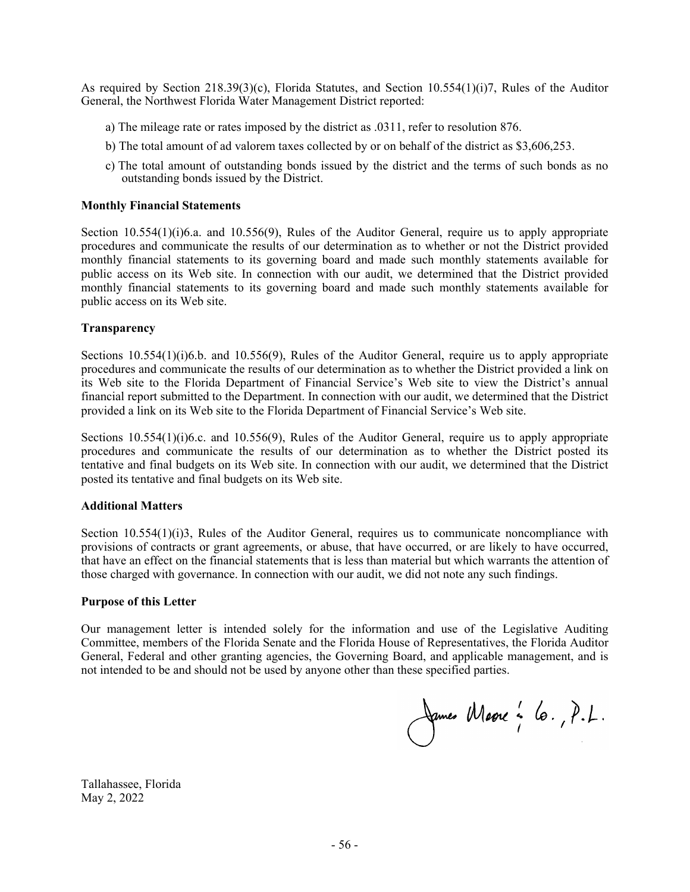As required by Section 218.39(3)(c), Florida Statutes, and Section 10.554(1)(i)7, Rules of the Auditor General, the Northwest Florida Water Management District reported:

a) The mileage rate or rates imposed by the district as .0311, refer to resolution 876.

b) The total amount of ad valorem taxes collected by or on behalf of the district as $3,606,253.

c) The total amount of outstanding bonds issued by the district and the terms of such bonds as no outstanding bonds issued by the District.

**Monthly Financial Statements**

Section 10.554(1)(i)6.a. and 10.556(9), Rules of the Auditor General, require us to apply appropriate procedures and communicate the results of our determination as to whether or not the District provided monthly financial statements to its governing board and made such monthly statements available for public access on its Web site. In connection with our audit, we determined that the District provided monthly financial statements to its governing board and made such monthly statements available for public access on its Web site.

**Transparency**

Sections 10.554(1)(i)6.b. and 10.556(9), Rules of the Auditor General, require us to apply appropriate procedures and communicate the results of our determination as to whether the District provided a link on its Web site to the Florida Department of Financial Service's Web site to view the District's annual financial report submitted to the Department. In connection with our audit, we determined that the District provided a link on its Web site to the Florida Department of Financial Service's Web site.

Sections 10.554(1)(i)6.c. and 10.556(9), Rules of the Auditor General, require us to apply appropriate procedures and communicate the results of our determination as to whether the District posted its tentative and final budgets on its Web site. In connection with our audit, we determined that the District posted its tentative and final budgets on its Web site.

**Additional Matters**

Section 10.554(1)(i)3, Rules of the Auditor General, requires us to communicate noncompliance with provisions of contracts or grant agreements, or abuse, that have occurred, or are likely to have occurred, that have an effect on the financial statements that is less than material but which warrants the attention of those charged with governance. In connection with our audit, we did not note any such findings.

**Purpose of this Letter**

Our management letter is intended solely for the information and use of the Legislative Auditing Committee, members of the Florida Senate and the Florida House of Representatives, the Florida Auditor General, Federal and other granting agencies, the Governing Board, and applicable management, and is not intended to be and should not be used by anyone other than these specified parties.

James Moore & Co., P.L.

Tallahassee, Florida
May 2, 2022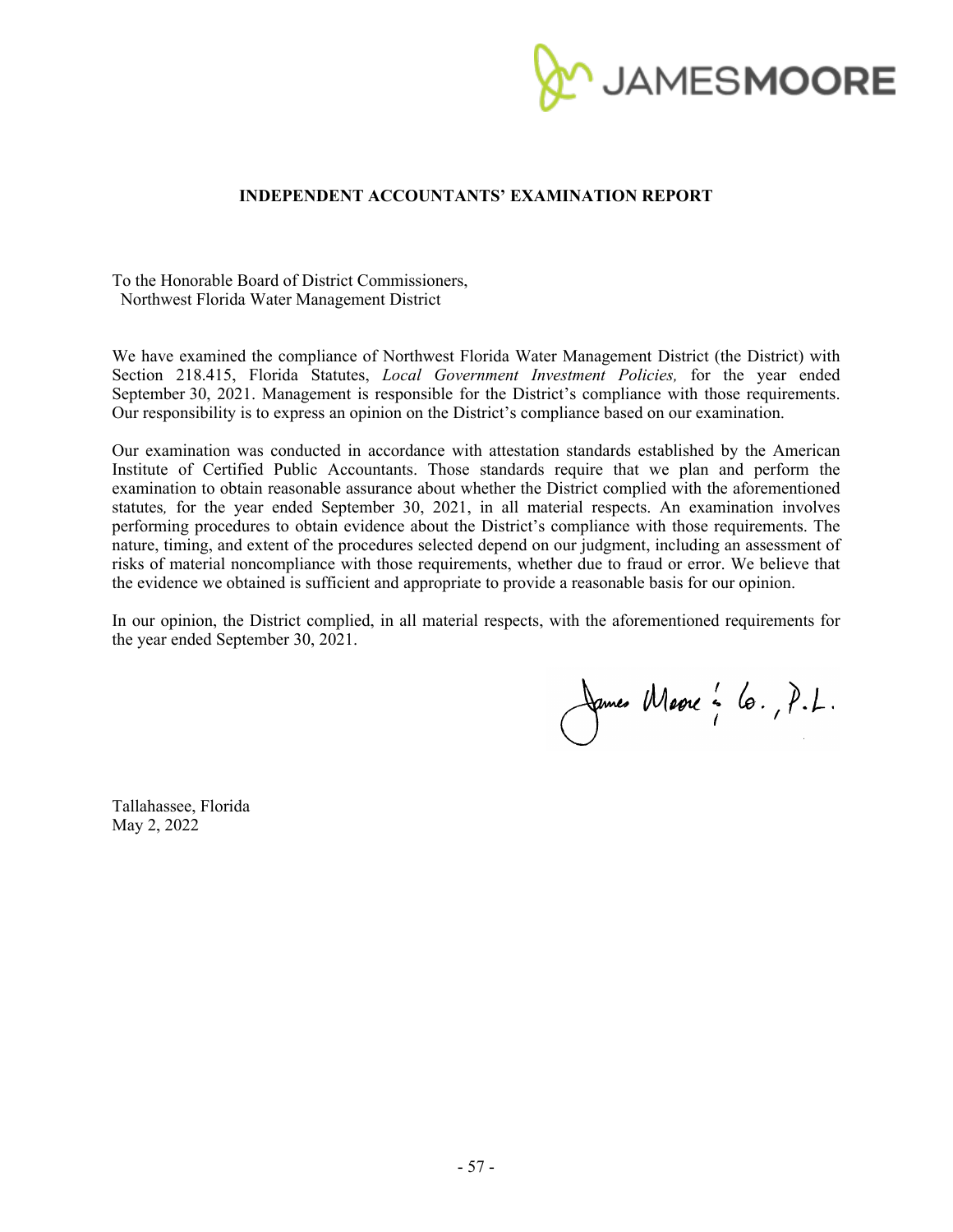JAMESMOORE

**INDEPENDENT ACCOUNTANTS' EXAMINATION REPORT**

To the Honorable Board of District Commissioners,
Northwest Florida Water Management District

We have examined the compliance of Northwest Florida Water Management District (the District) with Section 218.415, Florida Statutes, *Local Government Investment Policies,* for the year ended September 30, 2021. Management is responsible for the District's compliance with those requirements. Our responsibility is to express an opinion on the District's compliance based on our examination.

Our examination was conducted in accordance with attestation standards established by the American Institute of Certified Public Accountants. Those standards require that we plan and perform the examination to obtain reasonable assurance about whether the District complied with the aforementioned statutes*,* for the year ended September 30, 2021, in all material respects. An examination involves performing procedures to obtain evidence about the District's compliance with those requirements. The nature, timing, and extent of the procedures selected depend on our judgment, including an assessment of risks of material noncompliance with those requirements, whether due to fraud or error. We believe that the evidence we obtained is sufficient and appropriate to provide a reasonable basis for our opinion.

In our opinion, the District complied, in all material respects, with the aforementioned requirements for the year ended September 30, 2021.

James Moore & Co., P.L.

Tallahassee, Florida
May 2, 2022